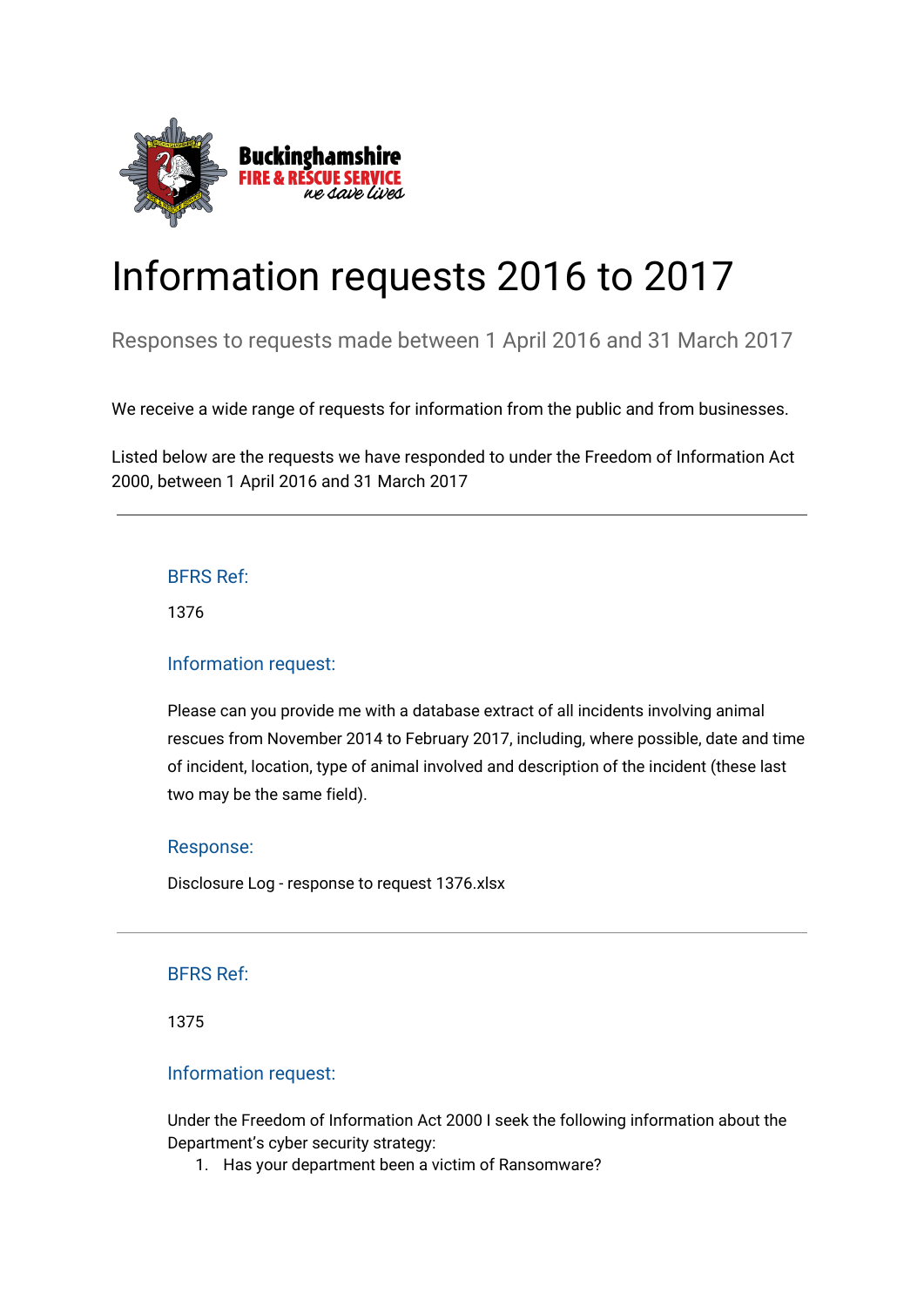Buckinghamshire FIRE & RESCUE SERVICE *we save lives*

# Information requests 2016 to 2017

Responses to requests made between 1 April 2016 and 31 March 2017

We receive a wide range of requests for information from the public and from businesses.

Listed below are the requests we have responded to under the Freedom of Information Act 2000, between 1 April 2016 and 31 March 2017

---

### BFRS Ref:

1376

### Information request:

Please can you provide me with a database extract of all incidents involving animal rescues from November 2014 to February 2017, including, where possible, date and time of incident, location, type of animal involved and description of the incident (these last two may be the same field).

### Response:

Disclosure Log - response to request 1376.xlsx

---

### BFRS Ref:

1375

### Information request:

Under the Freedom of Information Act 2000 I seek the following information about the Department's cyber security strategy:

1. Has your department been a victim of Ransomware?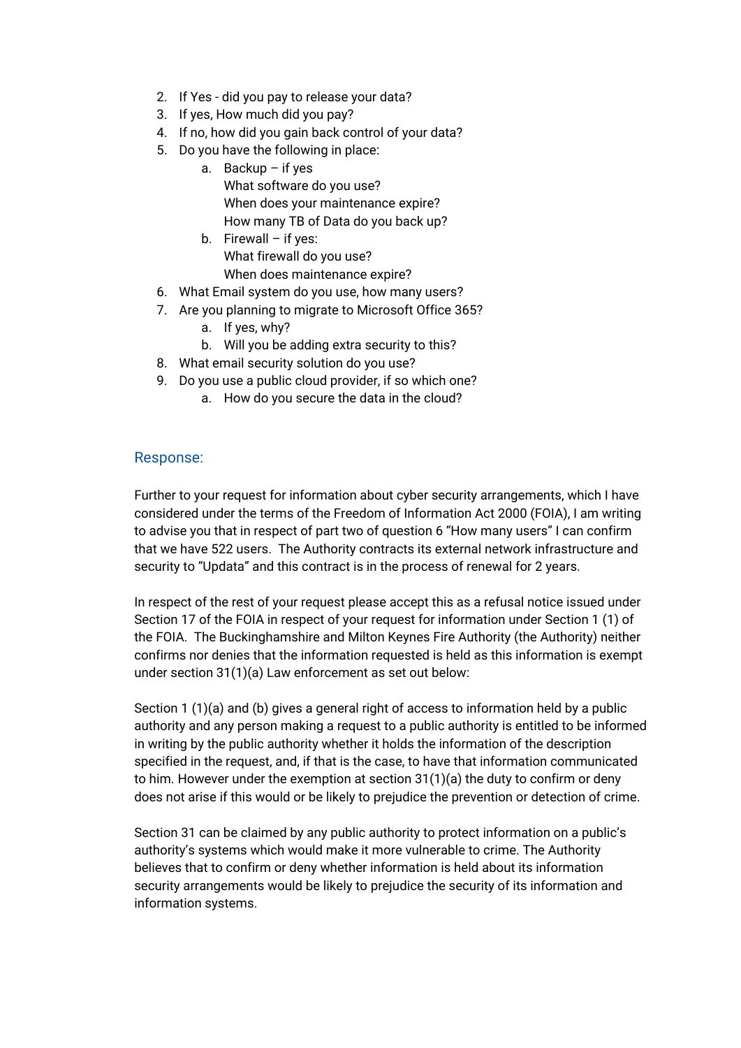2. If Yes - did you pay to release your data?
3. If yes, How much did you pay?
4. If no, how did you gain back control of your data?
5. Do you have the following in place:
    a. Backup – if yes
       What software do you use?
       When does your maintenance expire?
       How many TB of Data do you back up?
    b. Firewall – if yes:
       What firewall do you use?
       When does maintenance expire?
6. What Email system do you use, how many users?
7. Are you planning to migrate to Microsoft Office 365?
    a. If yes, why?
    b. Will you be adding extra security to this?
8. What email security solution do you use?
9. Do you use a public cloud provider, if so which one?
    a. How do you secure the data in the cloud?

## Response:

Further to your request for information about cyber security arrangements, which I have considered under the terms of the Freedom of Information Act 2000 (FOIA), I am writing to advise you that in respect of part two of question 6 "How many users" I can confirm that we have 522 users. The Authority contracts its external network infrastructure and security to "Updata" and this contract is in the process of renewal for 2 years.

In respect of the rest of your request please accept this as a refusal notice issued under Section 17 of the FOIA in respect of your request for information under Section 1 (1) of the FOIA. The Buckinghamshire and Milton Keynes Fire Authority (the Authority) neither confirms nor denies that the information requested is held as this information is exempt under section 31(1)(a) Law enforcement as set out below:

Section 1 (1)(a) and (b) gives a general right of access to information held by a public authority and any person making a request to a public authority is entitled to be informed in writing by the public authority whether it holds the information of the description specified in the request, and, if that is the case, to have that information communicated to him. However under the exemption at section 31(1)(a) the duty to confirm or deny does not arise if this would or be likely to prejudice the prevention or detection of crime.

Section 31 can be claimed by any public authority to protect information on a public's authority's systems which would make it more vulnerable to crime. The Authority believes that to confirm or deny whether information is held about its information security arrangements would be likely to prejudice the security of its information and information systems.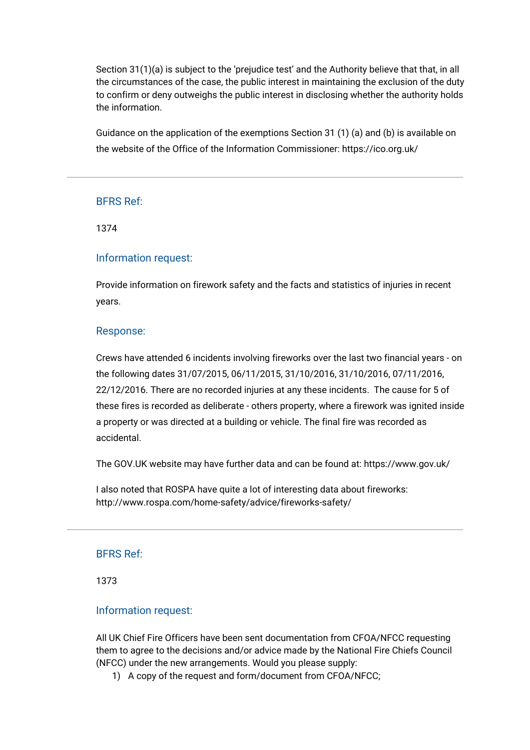Section 31(1)(a) is subject to the 'prejudice test' and the Authority believe that that, in all the circumstances of the case, the public interest in maintaining the exclusion of the duty to confirm or deny outweighs the public interest in disclosing whether the authority holds the information.

Guidance on the application of the exemptions Section 31 (1) (a) and (b) is available on the website of the Office of the Information Commissioner: https://ico.org.uk/

---

### BFRS Ref:

1374

### Information request:

Provide information on firework safety and the facts and statistics of injuries in recent years.

### Response:

Crews have attended 6 incidents involving fireworks over the last two financial years - on the following dates 31/07/2015, 06/11/2015, 31/10/2016, 31/10/2016, 07/11/2016, 22/12/2016. There are no recorded injuries at any these incidents.  The cause for 5 of these fires is recorded as deliberate - others property, where a firework was ignited inside a property or was directed at a building or vehicle. The final fire was recorded as accidental.

The GOV.UK website may have further data and can be found at: https://www.gov.uk/

I also noted that ROSPA have quite a lot of interesting data about fireworks: http://www.rospa.com/home-safety/advice/fireworks-safety/

---

### BFRS Ref:

1373

### Information request:

All UK Chief Fire Officers have been sent documentation from CFOA/NFCC requesting them to agree to the decisions and/or advice made by the National Fire Chiefs Council (NFCC) under the new arrangements. Would you please supply:

1) A copy of the request and form/document from CFOA/NFCC;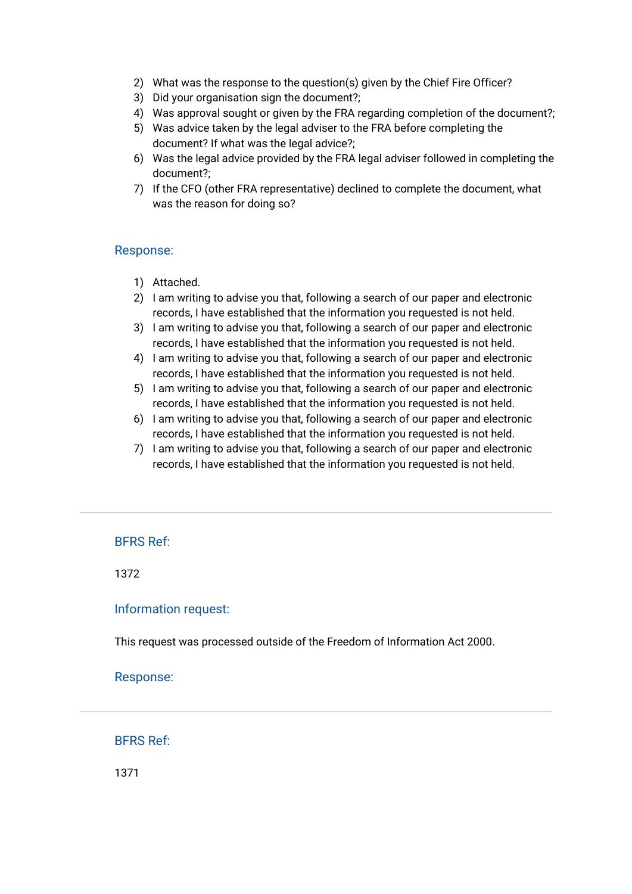2) What was the response to the question(s) given by the Chief Fire Officer?
3) Did your organisation sign the document?;
4) Was approval sought or given by the FRA regarding completion of the document?;
5) Was advice taken by the legal adviser to the FRA before completing the document? If what was the legal advice?;
6) Was the legal advice provided by the FRA legal adviser followed in completing the document?;
7) If the CFO (other FRA representative) declined to complete the document, what was the reason for doing so?

### Response:

1) Attached.
2) I am writing to advise you that, following a search of our paper and electronic records, I have established that the information you requested is not held.
3) I am writing to advise you that, following a search of our paper and electronic records, I have established that the information you requested is not held.
4) I am writing to advise you that, following a search of our paper and electronic records, I have established that the information you requested is not held.
5) I am writing to advise you that, following a search of our paper and electronic records, I have established that the information you requested is not held.
6) I am writing to advise you that, following a search of our paper and electronic records, I have established that the information you requested is not held.
7) I am writing to advise you that, following a search of our paper and electronic records, I have established that the information you requested is not held.

---

### BFRS Ref:

1372

### Information request:

This request was processed outside of the Freedom of Information Act 2000.

### Response:

---

### BFRS Ref:

1371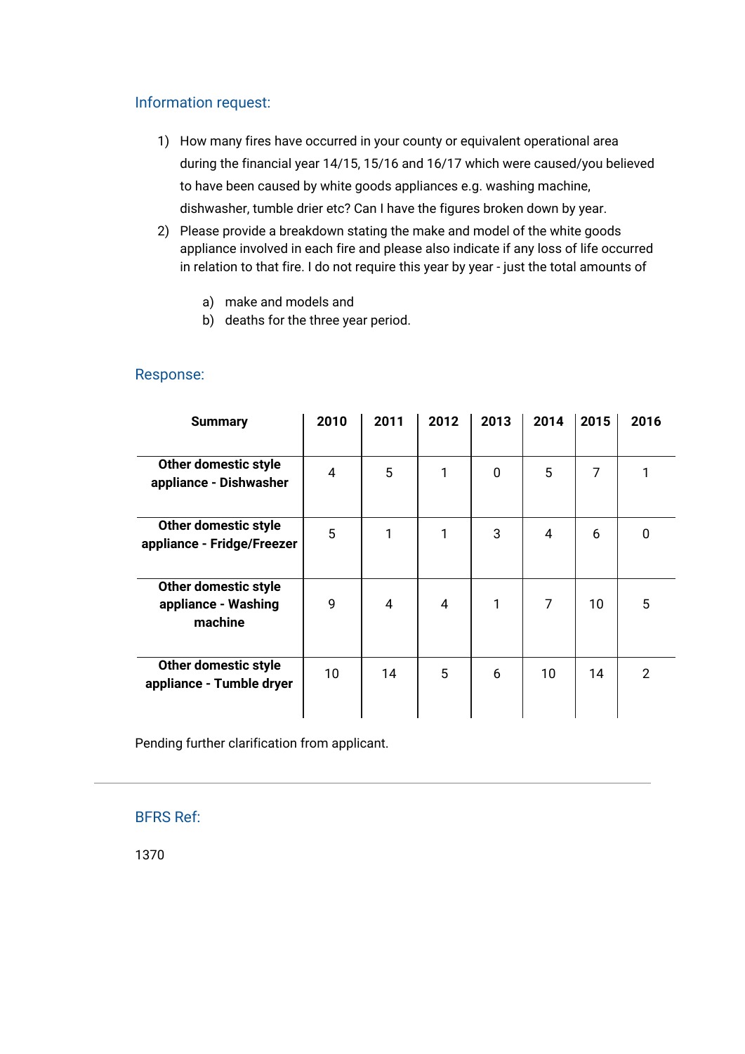## Information request:

1) How many fires have occurred in your county or equivalent operational area during the financial year 14/15, 15/16 and 16/17 which were caused/you believed to have been caused by white goods appliances e.g. washing machine, dishwasher, tumble drier etc? Can I have the figures broken down by year.
2) Please provide a breakdown stating the make and model of the white goods appliance involved in each fire and please also indicate if any loss of life occurred in relation to that fire. I do not require this year by year - just the total amounts of

   a) make and models and
   b) deaths for the three year period.

## Response:

| Summary | 2010 | 2011 | 2012 | 2013 | 2014 | 2015 | 2016 |
|---|---|---|---|---|---|---|---|
| Other domestic style appliance - Dishwasher | 4 | 5 | 1 | 0 | 5 | 7 | 1 |
| Other domestic style appliance - Fridge/Freezer | 5 | 1 | 1 | 3 | 4 | 6 | 0 |
| Other domestic style appliance - Washing machine | 9 | 4 | 4 | 1 | 7 | 10 | 5 |
| Other domestic style appliance - Tumble dryer | 10 | 14 | 5 | 6 | 10 | 14 | 2 |

Pending further clarification from applicant.

---

## BFRS Ref:

1370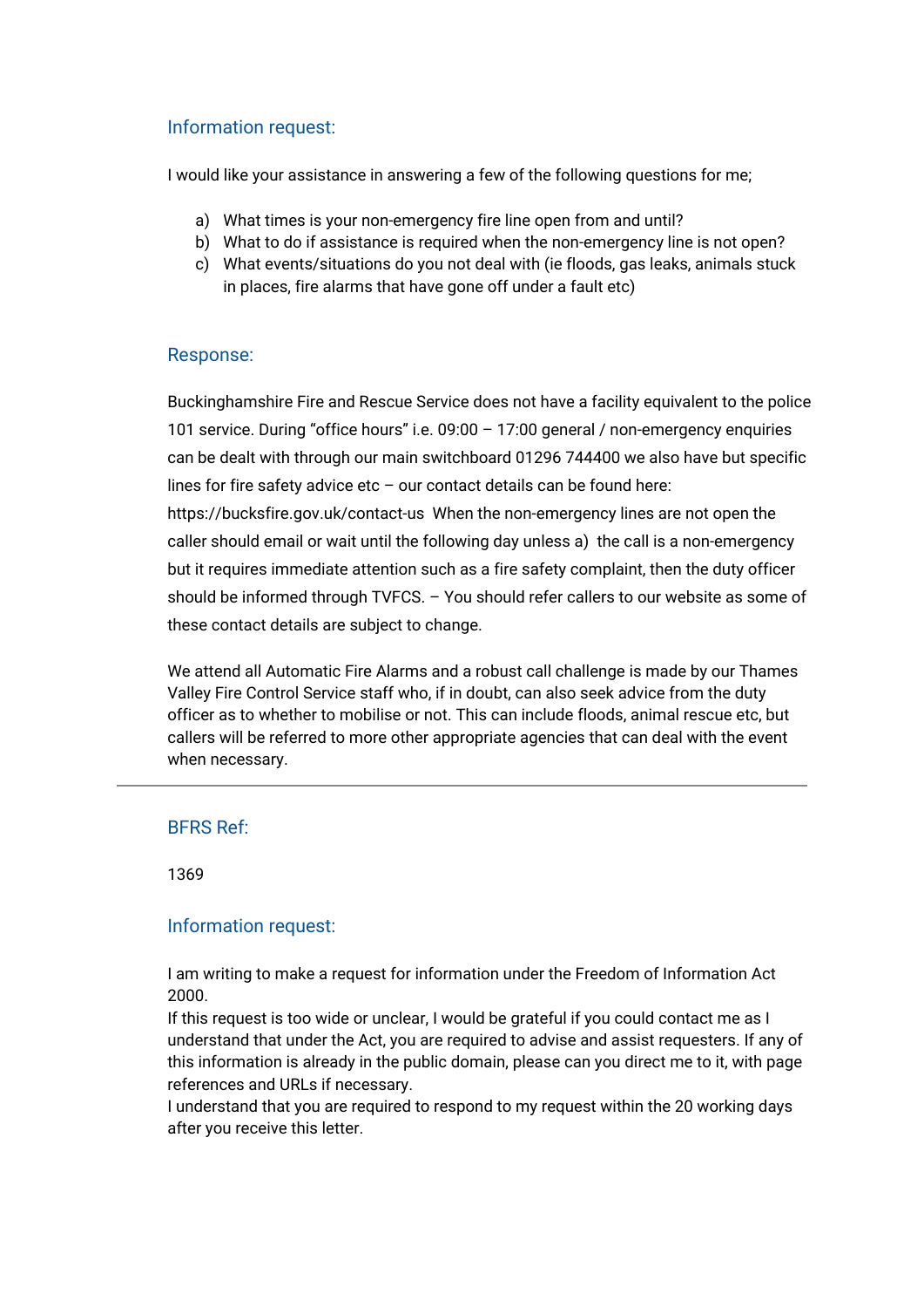## Information request:

I would like your assistance in answering a few of the following questions for me;

a) What times is your non-emergency fire line open from and until?
b) What to do if assistance is required when the non-emergency line is not open?
c) What events/situations do you not deal with (ie floods, gas leaks, animals stuck in places, fire alarms that have gone off under a fault etc)

## Response:

Buckinghamshire Fire and Rescue Service does not have a facility equivalent to the police 101 service. During "office hours" i.e. 09:00 – 17:00 general / non-emergency enquiries can be dealt with through our main switchboard 01296 744400 we also have but specific lines for fire safety advice etc – our contact details can be found here: https://bucksfire.gov.uk/contact-us When the non-emergency lines are not open the caller should email or wait until the following day unless a) the call is a non-emergency but it requires immediate attention such as a fire safety complaint, then the duty officer should be informed through TVFCS. – You should refer callers to our website as some of these contact details are subject to change.

We attend all Automatic Fire Alarms and a robust call challenge is made by our Thames Valley Fire Control Service staff who, if in doubt, can also seek advice from the duty officer as to whether to mobilise or not. This can include floods, animal rescue etc, but callers will be referred to more other appropriate agencies that can deal with the event when necessary.

---

## BFRS Ref:

1369

## Information request:

I am writing to make a request for information under the Freedom of Information Act 2000.
If this request is too wide or unclear, I would be grateful if you could contact me as I understand that under the Act, you are required to advise and assist requesters. If any of this information is already in the public domain, please can you direct me to it, with page references and URLs if necessary.
I understand that you are required to respond to my request within the 20 working days after you receive this letter.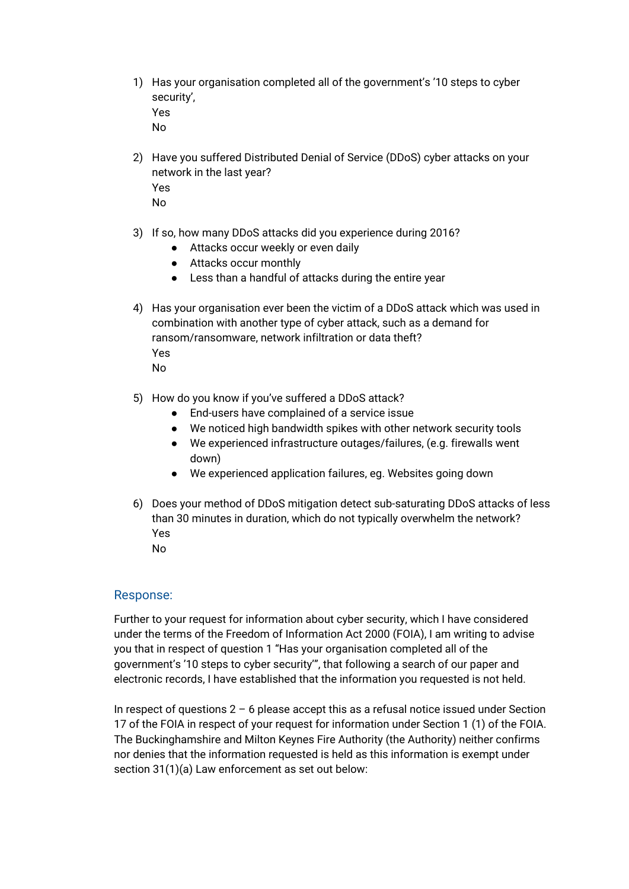1) Has your organisation completed all of the government's '10 steps to cyber security',
   Yes
   No

2) Have you suffered Distributed Denial of Service (DDoS) cyber attacks on your network in the last year?
   Yes
   No

3) If so, how many DDoS attacks did you experience during 2016?
   - Attacks occur weekly or even daily
   - Attacks occur monthly
   - Less than a handful of attacks during the entire year

4) Has your organisation ever been the victim of a DDoS attack which was used in combination with another type of cyber attack, such as a demand for ransom/ransomware, network infiltration or data theft?
   Yes
   No

5) How do you know if you've suffered a DDoS attack?
   - End-users have complained of a service issue
   - We noticed high bandwidth spikes with other network security tools
   - We experienced infrastructure outages/failures, (e.g. firewalls went down)
   - We experienced application failures, eg. Websites going down

6) Does your method of DDoS mitigation detect sub-saturating DDoS attacks of less than 30 minutes in duration, which do not typically overwhelm the network?
   Yes
   No

## Response:

Further to your request for information about cyber security, which I have considered under the terms of the Freedom of Information Act 2000 (FOIA), I am writing to advise you that in respect of question 1 "Has your organisation completed all of the government's '10 steps to cyber security'", that following a search of our paper and electronic records, I have established that the information you requested is not held.

In respect of questions 2 – 6 please accept this as a refusal notice issued under Section 17 of the FOIA in respect of your request for information under Section 1 (1) of the FOIA. The Buckinghamshire and Milton Keynes Fire Authority (the Authority) neither confirms nor denies that the information requested is held as this information is exempt under section 31(1)(a) Law enforcement as set out below: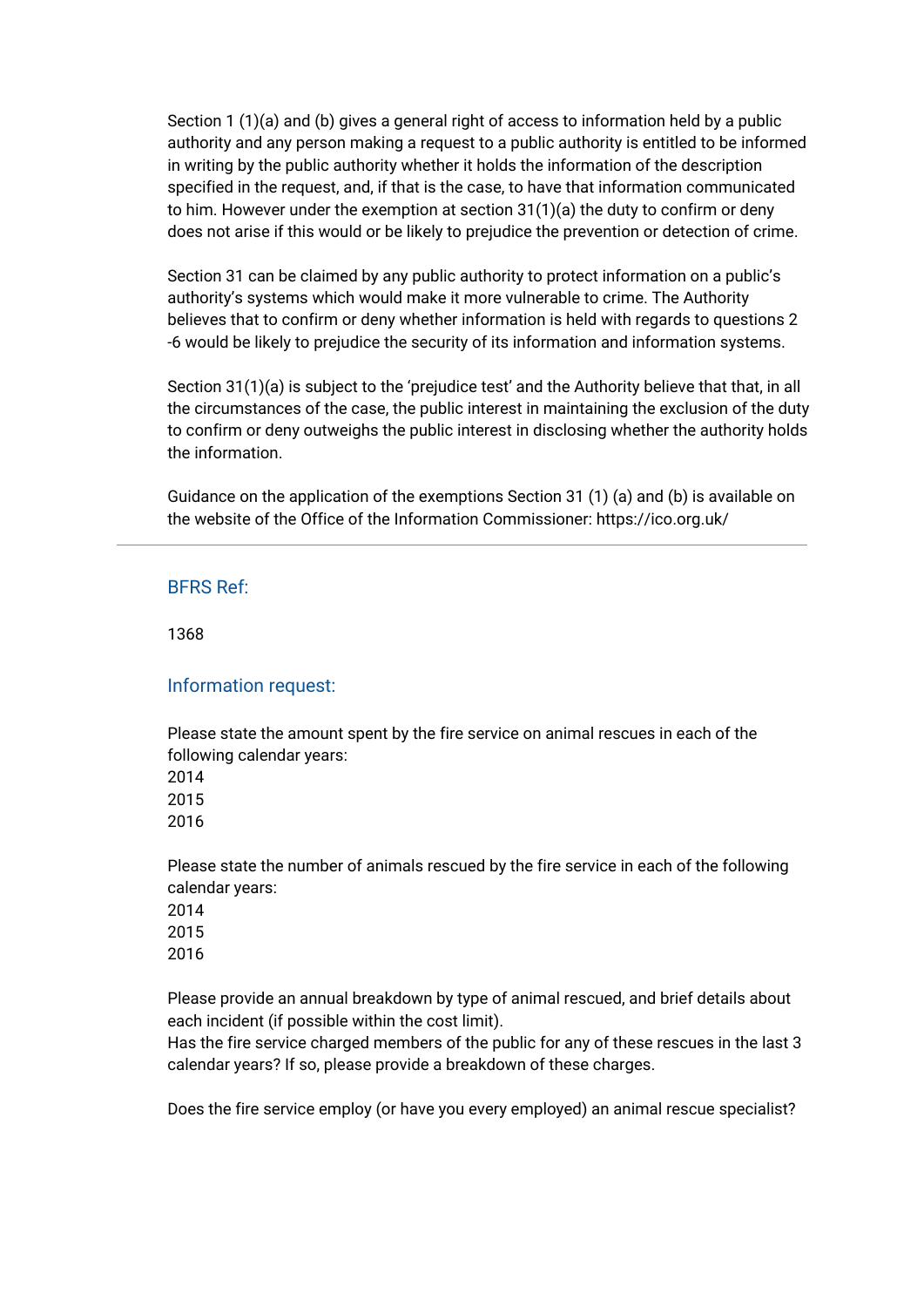Section 1 (1)(a) and (b) gives a general right of access to information held by a public authority and any person making a request to a public authority is entitled to be informed in writing by the public authority whether it holds the information of the description specified in the request, and, if that is the case, to have that information communicated to him. However under the exemption at section 31(1)(a) the duty to confirm or deny does not arise if this would or be likely to prejudice the prevention or detection of crime.

Section 31 can be claimed by any public authority to protect information on a public's authority's systems which would make it more vulnerable to crime. The Authority believes that to confirm or deny whether information is held with regards to questions 2 -6 would be likely to prejudice the security of its information and information systems.

Section 31(1)(a) is subject to the 'prejudice test' and the Authority believe that that, in all the circumstances of the case, the public interest in maintaining the exclusion of the duty to confirm or deny outweighs the public interest in disclosing whether the authority holds the information.

Guidance on the application of the exemptions Section 31 (1) (a) and (b) is available on the website of the Office of the Information Commissioner: https://ico.org.uk/

---

### BFRS Ref:

1368

### Information request:

Please state the amount spent by the fire service on animal rescues in each of the following calendar years:
2014
2015
2016

Please state the number of animals rescued by the fire service in each of the following calendar years:
2014
2015
2016

Please provide an annual breakdown by type of animal rescued, and brief details about each incident (if possible within the cost limit).
Has the fire service charged members of the public for any of these rescues in the last 3 calendar years? If so, please provide a breakdown of these charges.

Does the fire service employ (or have you every employed) an animal rescue specialist?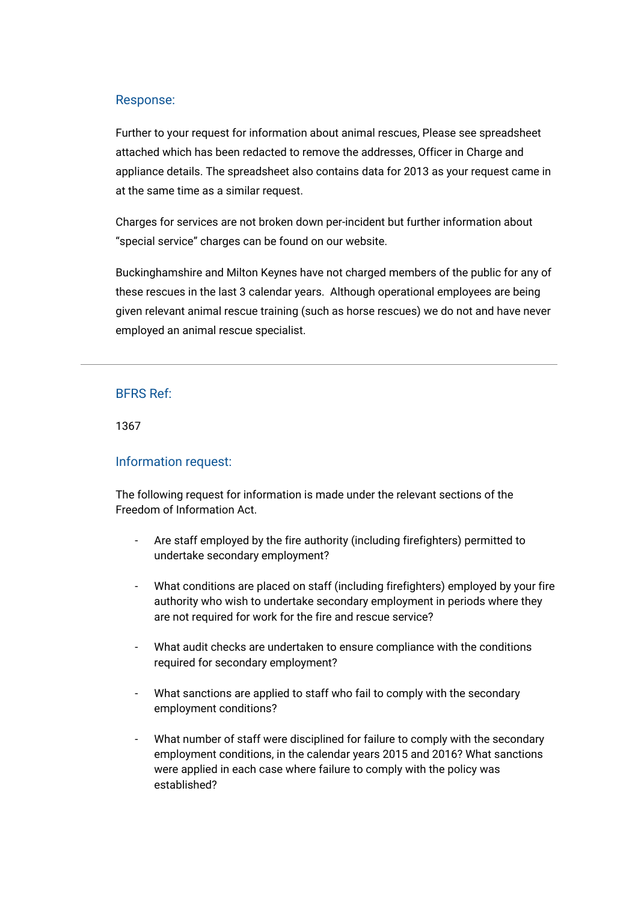## Response:

Further to your request for information about animal rescues, Please see spreadsheet attached which has been redacted to remove the addresses, Officer in Charge and appliance details. The spreadsheet also contains data for 2013 as your request came in at the same time as a similar request.

Charges for services are not broken down per-incident but further information about "special service" charges can be found on our website.

Buckinghamshire and Milton Keynes have not charged members of the public for any of these rescues in the last 3 calendar years.  Although operational employees are being given relevant animal rescue training (such as horse rescues) we do not and have never employed an animal rescue specialist.

---

## BFRS Ref:

1367

## Information request:

The following request for information is made under the relevant sections of the Freedom of Information Act.

- Are staff employed by the fire authority (including firefighters) permitted to undertake secondary employment?
- What conditions are placed on staff (including firefighters) employed by your fire authority who wish to undertake secondary employment in periods where they are not required for work for the fire and rescue service?
- What audit checks are undertaken to ensure compliance with the conditions required for secondary employment?
- What sanctions are applied to staff who fail to comply with the secondary employment conditions?
- What number of staff were disciplined for failure to comply with the secondary employment conditions, in the calendar years 2015 and 2016? What sanctions were applied in each case where failure to comply with the policy was established?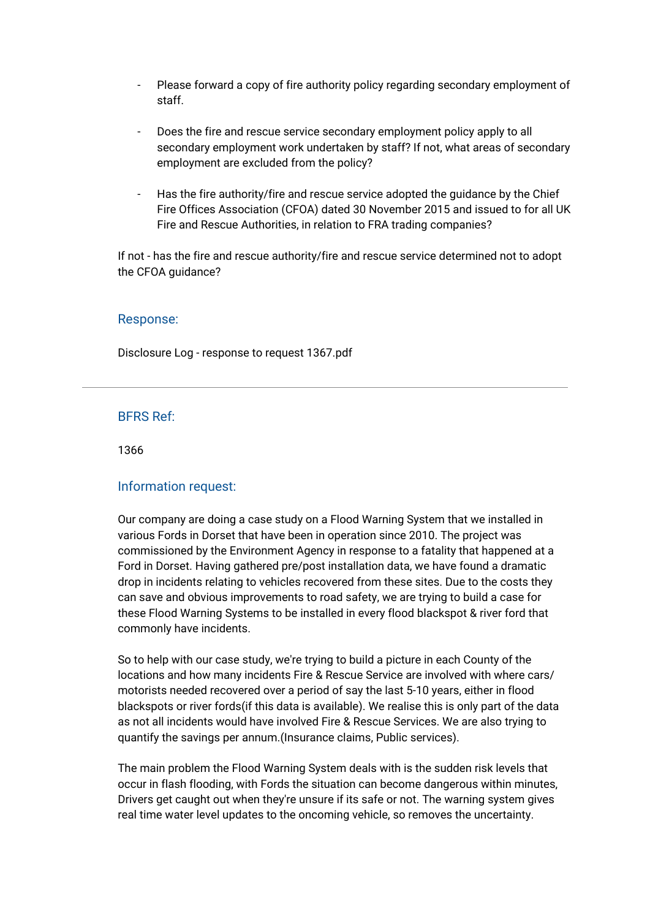- Please forward a copy of fire authority policy regarding secondary employment of staff.

- Does the fire and rescue service secondary employment policy apply to all secondary employment work undertaken by staff? If not, what areas of secondary employment are excluded from the policy?

- Has the fire authority/fire and rescue service adopted the guidance by the Chief Fire Offices Association (CFOA) dated 30 November 2015 and issued to for all UK Fire and Rescue Authorities, in relation to FRA trading companies?

If not - has the fire and rescue authority/fire and rescue service determined not to adopt the CFOA guidance?

### Response:

Disclosure Log - response to request 1367.pdf

---

### BFRS Ref:

1366

### Information request:

Our company are doing a case study on a Flood Warning System that we installed in various Fords in Dorset that have been in operation since 2010. The project was commissioned by the Environment Agency in response to a fatality that happened at a Ford in Dorset. Having gathered pre/post installation data, we have found a dramatic drop in incidents relating to vehicles recovered from these sites. Due to the costs they can save and obvious improvements to road safety, we are trying to build a case for these Flood Warning Systems to be installed in every flood blackspot & river ford that commonly have incidents.

So to help with our case study, we're trying to build a picture in each County of the locations and how many incidents Fire & Rescue Service are involved with where cars/ motorists needed recovered over a period of say the last 5-10 years, either in flood blackspots or river fords(if this data is available). We realise this is only part of the data as not all incidents would have involved Fire & Rescue Services. We are also trying to quantify the savings per annum.(Insurance claims, Public services).

The main problem the Flood Warning System deals with is the sudden risk levels that occur in flash flooding, with Fords the situation can become dangerous within minutes, Drivers get caught out when they're unsure if its safe or not. The warning system gives real time water level updates to the oncoming vehicle, so removes the uncertainty.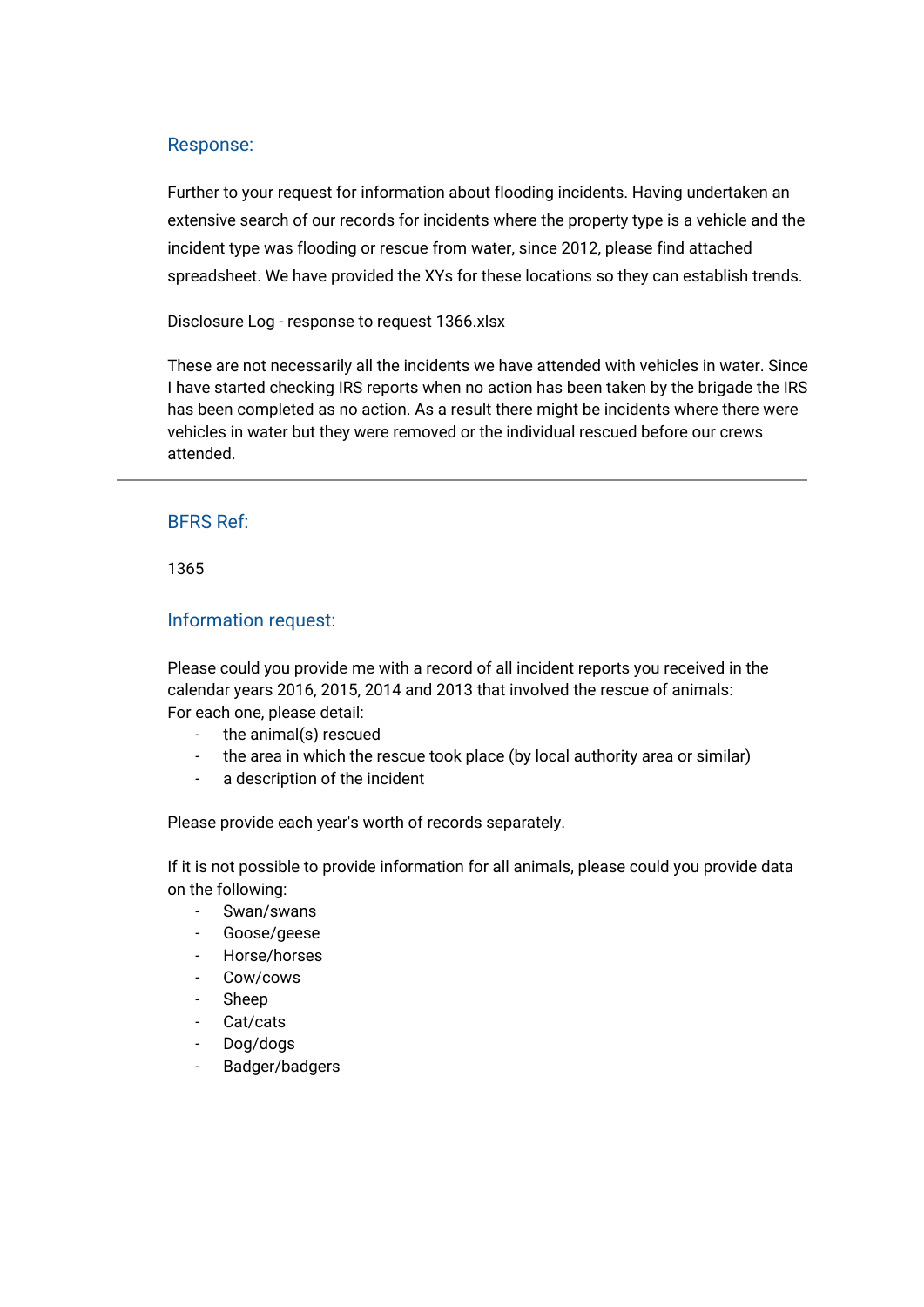## Response:

Further to your request for information about flooding incidents. Having undertaken an extensive search of our records for incidents where the property type is a vehicle and the incident type was flooding or rescue from water, since 2012, please find attached spreadsheet. We have provided the XYs for these locations so they can establish trends.

Disclosure Log - response to request 1366.xlsx

These are not necessarily all the incidents we have attended with vehicles in water. Since I have started checking IRS reports when no action has been taken by the brigade the IRS has been completed as no action. As a result there might be incidents where there were vehicles in water but they were removed or the individual rescued before our crews attended.

---

## BFRS Ref:

1365

## Information request:

Please could you provide me with a record of all incident reports you received in the calendar years 2016, 2015, 2014 and 2013 that involved the rescue of animals:
For each one, please detail:

- the animal(s) rescued
- the area in which the rescue took place (by local authority area or similar)
- a description of the incident

Please provide each year's worth of records separately.

If it is not possible to provide information for all animals, please could you provide data on the following:

- Swan/swans
- Goose/geese
- Horse/horses
- Cow/cows
- Sheep
- Cat/cats
- Dog/dogs
- Badger/badgers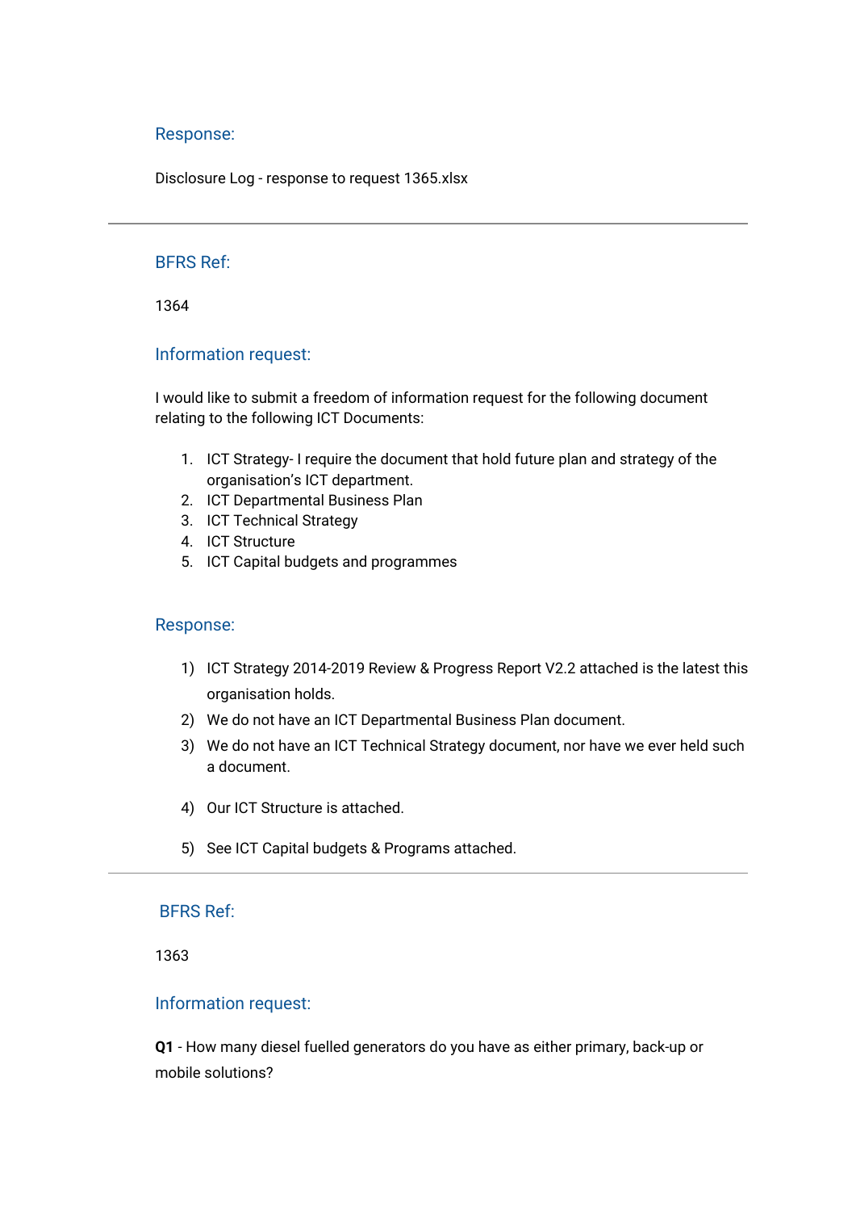## Response:

Disclosure Log - response to request 1365.xlsx

---

## BFRS Ref:

1364

## Information request:

I would like to submit a freedom of information request for the following document relating to the following ICT Documents:

1. ICT Strategy- I require the document that hold future plan and strategy of the organisation's ICT department.
2. ICT Departmental Business Plan
3. ICT Technical Strategy
4. ICT Structure
5. ICT Capital budgets and programmes

## Response:

1) ICT Strategy 2014-2019 Review & Progress Report V2.2 attached is the latest this organisation holds.
2) We do not have an ICT Departmental Business Plan document.
3) We do not have an ICT Technical Strategy document, nor have we ever held such a document.
4) Our ICT Structure is attached.
5) See ICT Capital budgets & Programs attached.

---

## BFRS Ref:

1363

## Information request:

**Q1** - How many diesel fuelled generators do you have as either primary, back-up or mobile solutions?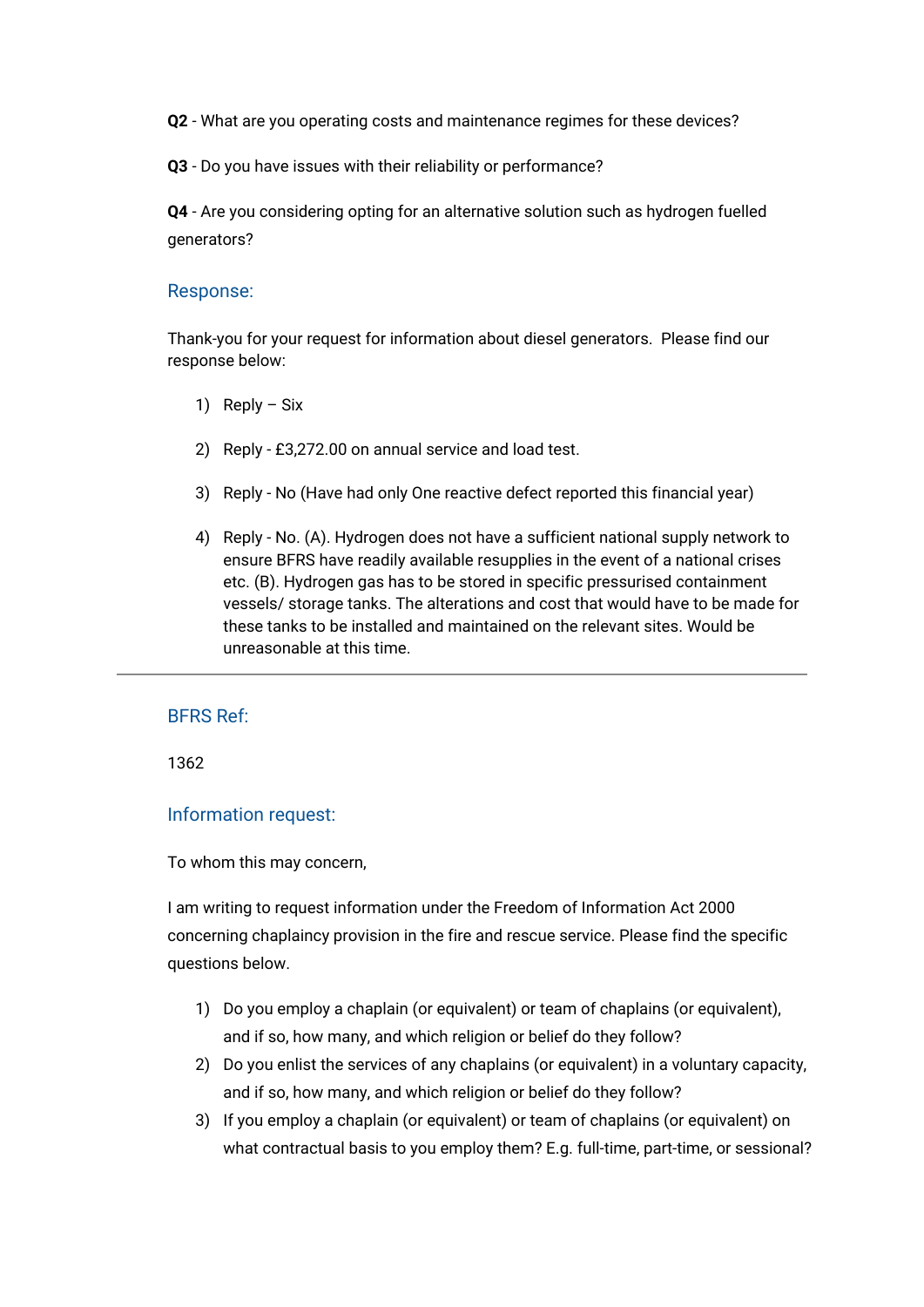**Q2** - What are you operating costs and maintenance regimes for these devices?

**Q3** - Do you have issues with their reliability or performance?

**Q4** - Are you considering opting for an alternative solution such as hydrogen fuelled generators?

## Response:

Thank-you for your request for information about diesel generators. Please find our response below:

1) Reply – Six

2) Reply - £3,272.00 on annual service and load test.

3) Reply - No (Have had only One reactive defect reported this financial year)

4) Reply - No. (A). Hydrogen does not have a sufficient national supply network to ensure BFRS have readily available resupplies in the event of a national crises etc. (B). Hydrogen gas has to be stored in specific pressurised containment vessels/ storage tanks. The alterations and cost that would have to be made for these tanks to be installed and maintained on the relevant sites. Would be unreasonable at this time.

---

## BFRS Ref:

1362

## Information request:

To whom this may concern,

I am writing to request information under the Freedom of Information Act 2000 concerning chaplaincy provision in the fire and rescue service. Please find the specific questions below.

1) Do you employ a chaplain (or equivalent) or team of chaplains (or equivalent), and if so, how many, and which religion or belief do they follow?
2) Do you enlist the services of any chaplains (or equivalent) in a voluntary capacity, and if so, how many, and which religion or belief do they follow?
3) If you employ a chaplain (or equivalent) or team of chaplains (or equivalent) on what contractual basis to you employ them? E.g. full-time, part-time, or sessional?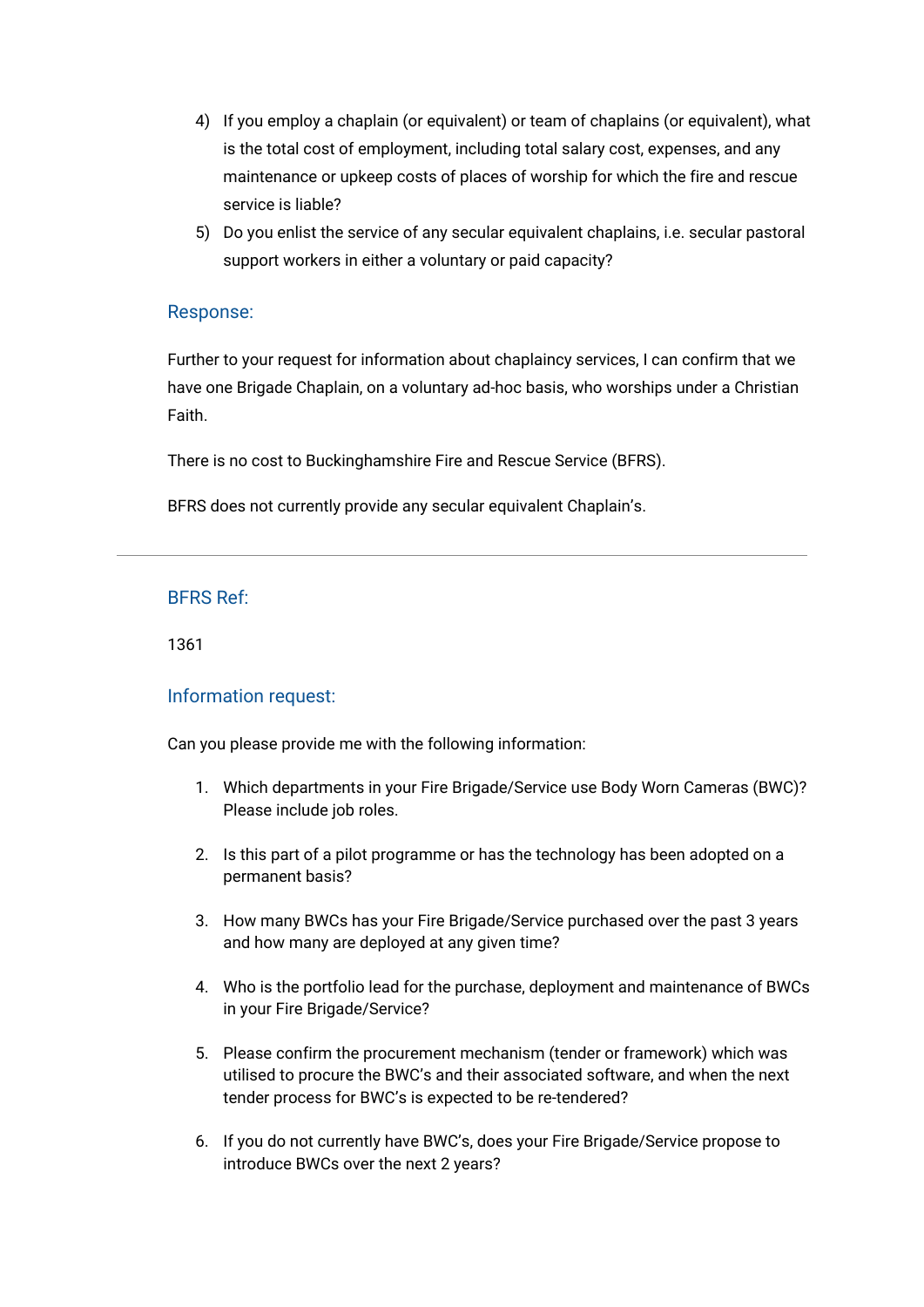4) If you employ a chaplain (or equivalent) or team of chaplains (or equivalent), what is the total cost of employment, including total salary cost, expenses, and any maintenance or upkeep costs of places of worship for which the fire and rescue service is liable?
5) Do you enlist the service of any secular equivalent chaplains, i.e. secular pastoral support workers in either a voluntary or paid capacity?

### Response:

Further to your request for information about chaplaincy services, I can confirm that we have one Brigade Chaplain, on a voluntary ad-hoc basis, who worships under a Christian Faith.

There is no cost to Buckinghamshire Fire and Rescue Service (BFRS).

BFRS does not currently provide any secular equivalent Chaplain's.

---

### BFRS Ref:

1361

### Information request:

Can you please provide me with the following information:

1. Which departments in your Fire Brigade/Service use Body Worn Cameras (BWC)? Please include job roles.

2. Is this part of a pilot programme or has the technology has been adopted on a permanent basis?

3. How many BWCs has your Fire Brigade/Service purchased over the past 3 years and how many are deployed at any given time?

4. Who is the portfolio lead for the purchase, deployment and maintenance of BWCs in your Fire Brigade/Service?

5. Please confirm the procurement mechanism (tender or framework) which was utilised to procure the BWC's and their associated software, and when the next tender process for BWC's is expected to be re-tendered?

6. If you do not currently have BWC's, does your Fire Brigade/Service propose to introduce BWCs over the next 2 years?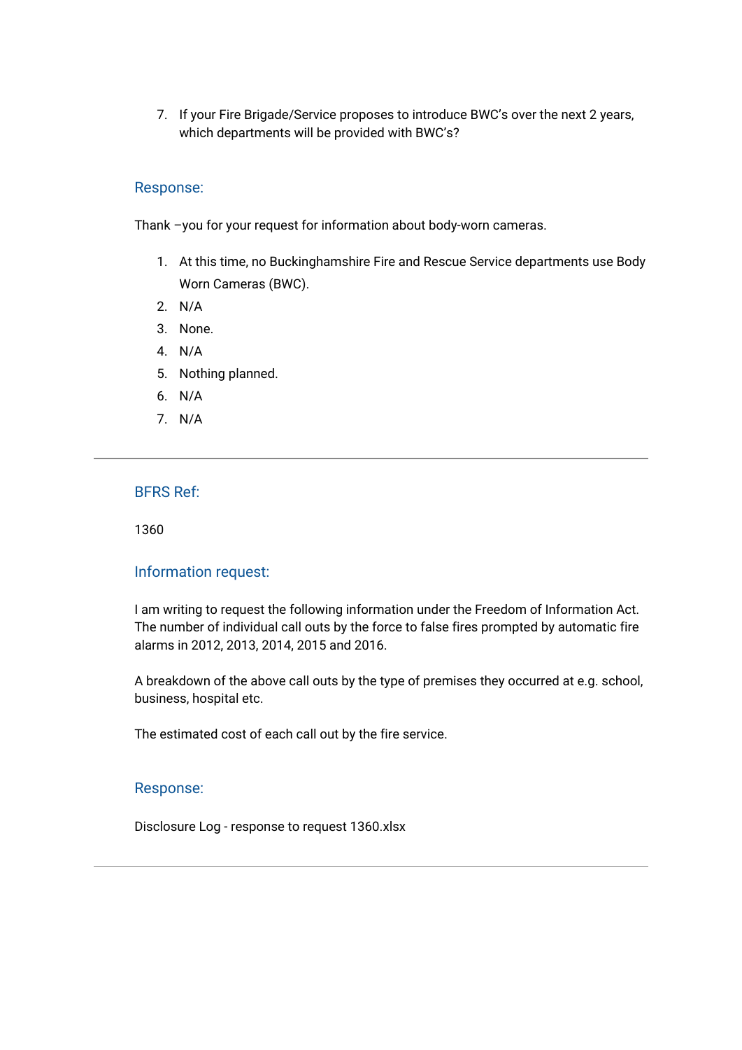7. If your Fire Brigade/Service proposes to introduce BWC's over the next 2 years, which departments will be provided with BWC's?

### Response:

Thank –you for your request for information about body-worn cameras.

1. At this time, no Buckinghamshire Fire and Rescue Service departments use Body Worn Cameras (BWC).
2. N/A
3. None.
4. N/A
5. Nothing planned.
6. N/A
7. N/A

---

### BFRS Ref:

1360

### Information request:

I am writing to request the following information under the Freedom of Information Act. The number of individual call outs by the force to false fires prompted by automatic fire alarms in 2012, 2013, 2014, 2015 and 2016.

A breakdown of the above call outs by the type of premises they occurred at e.g. school, business, hospital etc.

The estimated cost of each call out by the fire service.

### Response:

Disclosure Log - response to request 1360.xlsx

---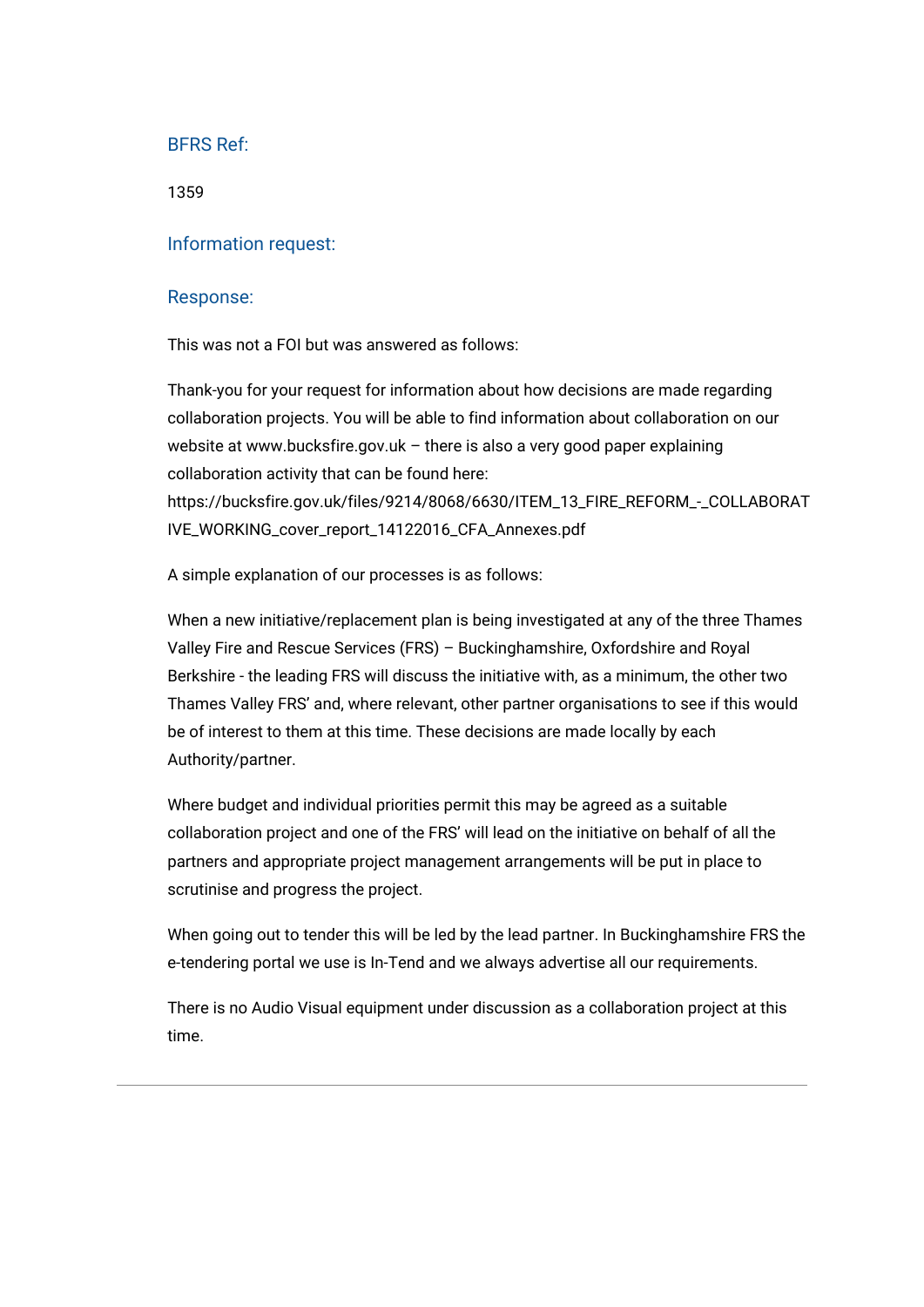### BFRS Ref:

1359

### Information request:

### Response:

This was not a FOI but was answered as follows:

Thank-you for your request for information about how decisions are made regarding collaboration projects. You will be able to find information about collaboration on our website at www.bucksfire.gov.uk – there is also a very good paper explaining collaboration activity that can be found here: https://bucksfire.gov.uk/files/9214/8068/6630/ITEM_13_FIRE_REFORM_-_COLLABORATIVE_WORKING_cover_report_14122016_CFA_Annexes.pdf

A simple explanation of our processes is as follows:

When a new initiative/replacement plan is being investigated at any of the three Thames Valley Fire and Rescue Services (FRS) – Buckinghamshire, Oxfordshire and Royal Berkshire - the leading FRS will discuss the initiative with, as a minimum, the other two Thames Valley FRS' and, where relevant, other partner organisations to see if this would be of interest to them at this time. These decisions are made locally by each Authority/partner.

Where budget and individual priorities permit this may be agreed as a suitable collaboration project and one of the FRS' will lead on the initiative on behalf of all the partners and appropriate project management arrangements will be put in place to scrutinise and progress the project.

When going out to tender this will be led by the lead partner. In Buckinghamshire FRS the e-tendering portal we use is In-Tend and we always advertise all our requirements.

There is no Audio Visual equipment under discussion as a collaboration project at this time.

---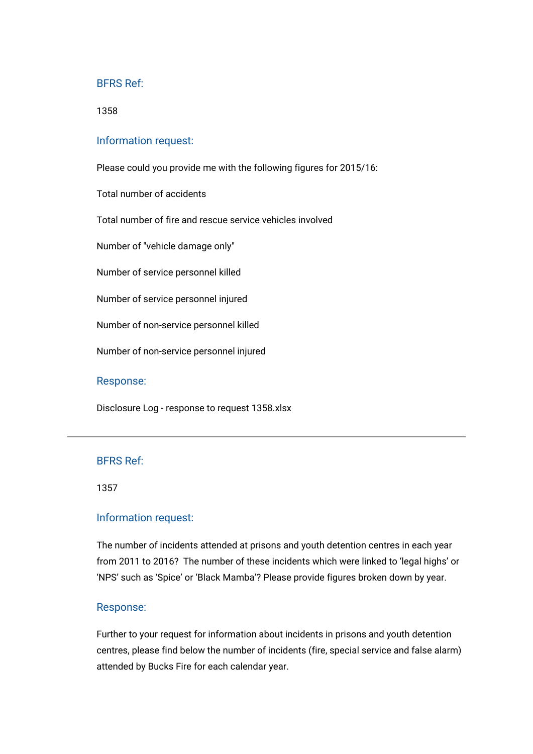### BFRS Ref:

1358

### Information request:

Please could you provide me with the following figures for 2015/16:

Total number of accidents

Total number of fire and rescue service vehicles involved

Number of "vehicle damage only"

Number of service personnel killed

Number of service personnel injured

Number of non-service personnel killed

Number of non-service personnel injured

### Response:

Disclosure Log - response to request 1358.xlsx

---

### BFRS Ref:

1357

### Information request:

The number of incidents attended at prisons and youth detention centres in each year from 2011 to 2016? The number of these incidents which were linked to 'legal highs' or 'NPS' such as 'Spice' or 'Black Mamba'? Please provide figures broken down by year.

### Response:

Further to your request for information about incidents in prisons and youth detention centres, please find below the number of incidents (fire, special service and false alarm) attended by Bucks Fire for each calendar year.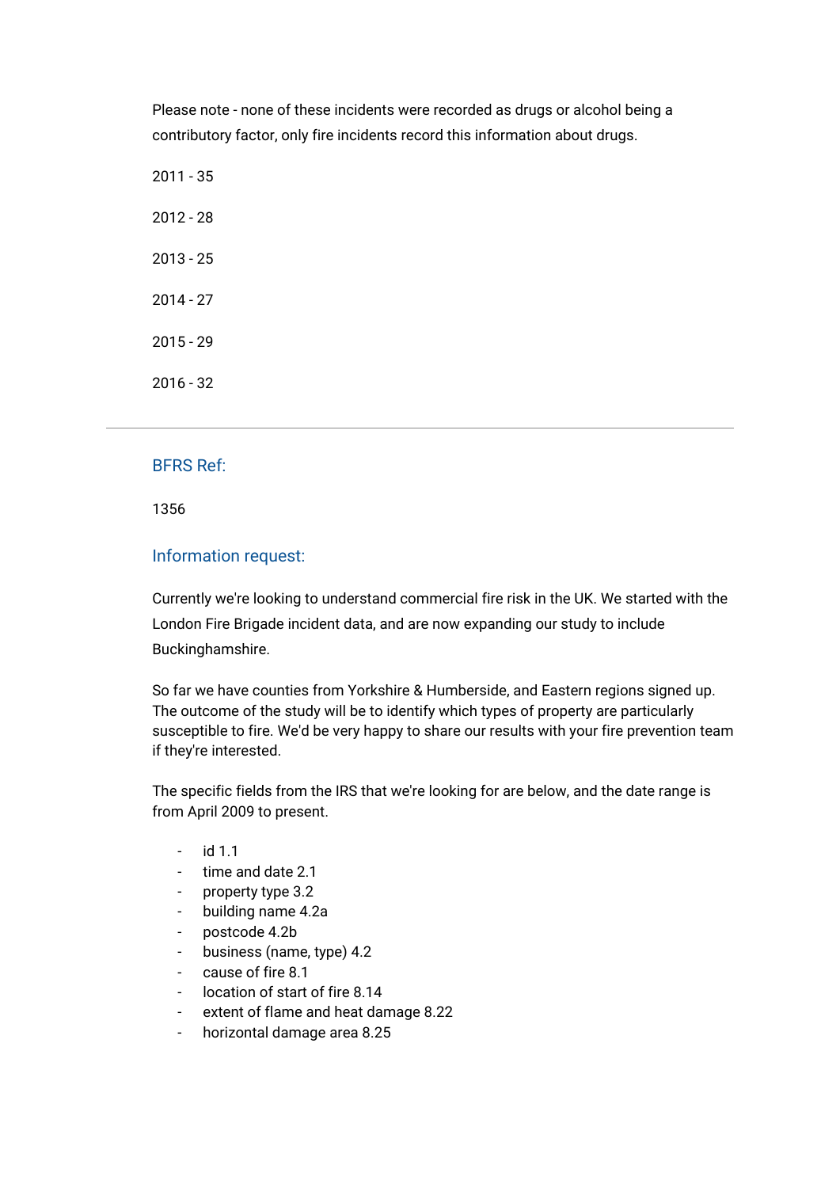Please note - none of these incidents were recorded as drugs or alcohol being a contributory factor, only fire incidents record this information about drugs.

2011 - 35

2012 - 28

2013 - 25

2014 - 27

2015 - 29

2016 - 32

---

### BFRS Ref:

1356

### Information request:

Currently we're looking to understand commercial fire risk in the UK. We started with the London Fire Brigade incident data, and are now expanding our study to include Buckinghamshire.

So far we have counties from Yorkshire & Humberside, and Eastern regions signed up. The outcome of the study will be to identify which types of property are particularly susceptible to fire. We'd be very happy to share our results with your fire prevention team if they're interested.

The specific fields from the IRS that we're looking for are below, and the date range is from April 2009 to present.

- id 1.1
- time and date 2.1
- property type 3.2
- building name 4.2a
- postcode 4.2b
- business (name, type) 4.2
- cause of fire 8.1
- location of start of fire 8.14
- extent of flame and heat damage 8.22
- horizontal damage area 8.25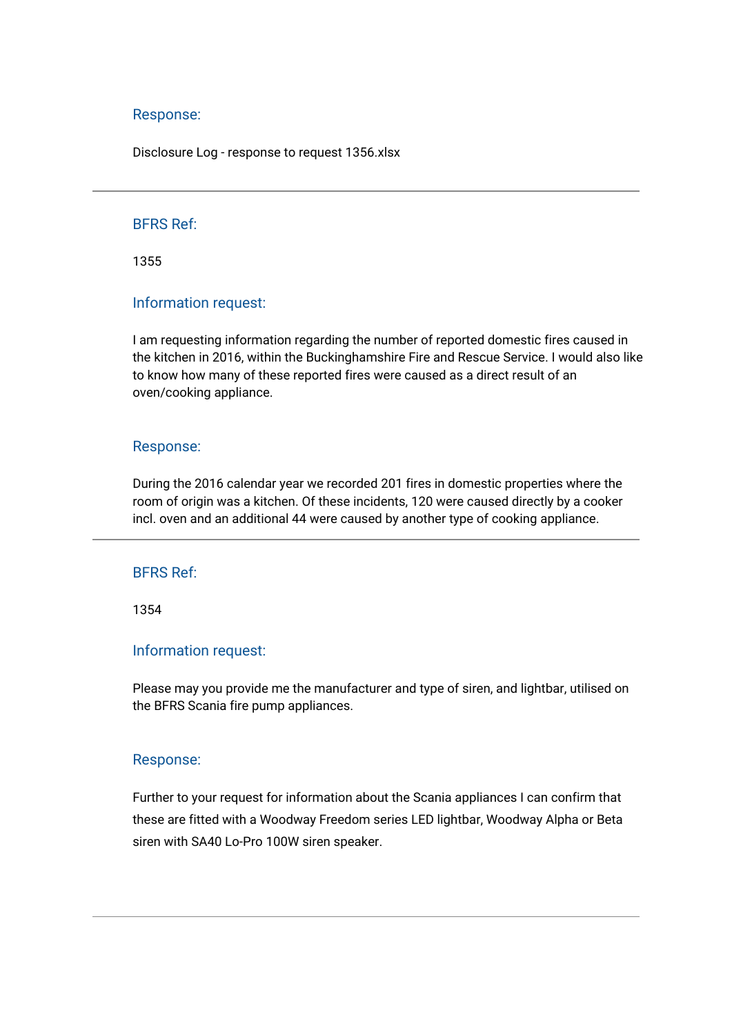### Response:

Disclosure Log - response to request 1356.xlsx

---

### BFRS Ref:

1355

### Information request:

I am requesting information regarding the number of reported domestic fires caused in the kitchen in 2016, within the Buckinghamshire Fire and Rescue Service. I would also like to know how many of these reported fires were caused as a direct result of an oven/cooking appliance.

### Response:

During the 2016 calendar year we recorded 201 fires in domestic properties where the room of origin was a kitchen. Of these incidents, 120 were caused directly by a cooker incl. oven and an additional 44 were caused by another type of cooking appliance.

---

### BFRS Ref:

1354

### Information request:

Please may you provide me the manufacturer and type of siren, and lightbar, utilised on the BFRS Scania fire pump appliances.

### Response:

Further to your request for information about the Scania appliances I can confirm that these are fitted with a Woodway Freedom series LED lightbar, Woodway Alpha or Beta siren with SA40 Lo-Pro 100W siren speaker.

---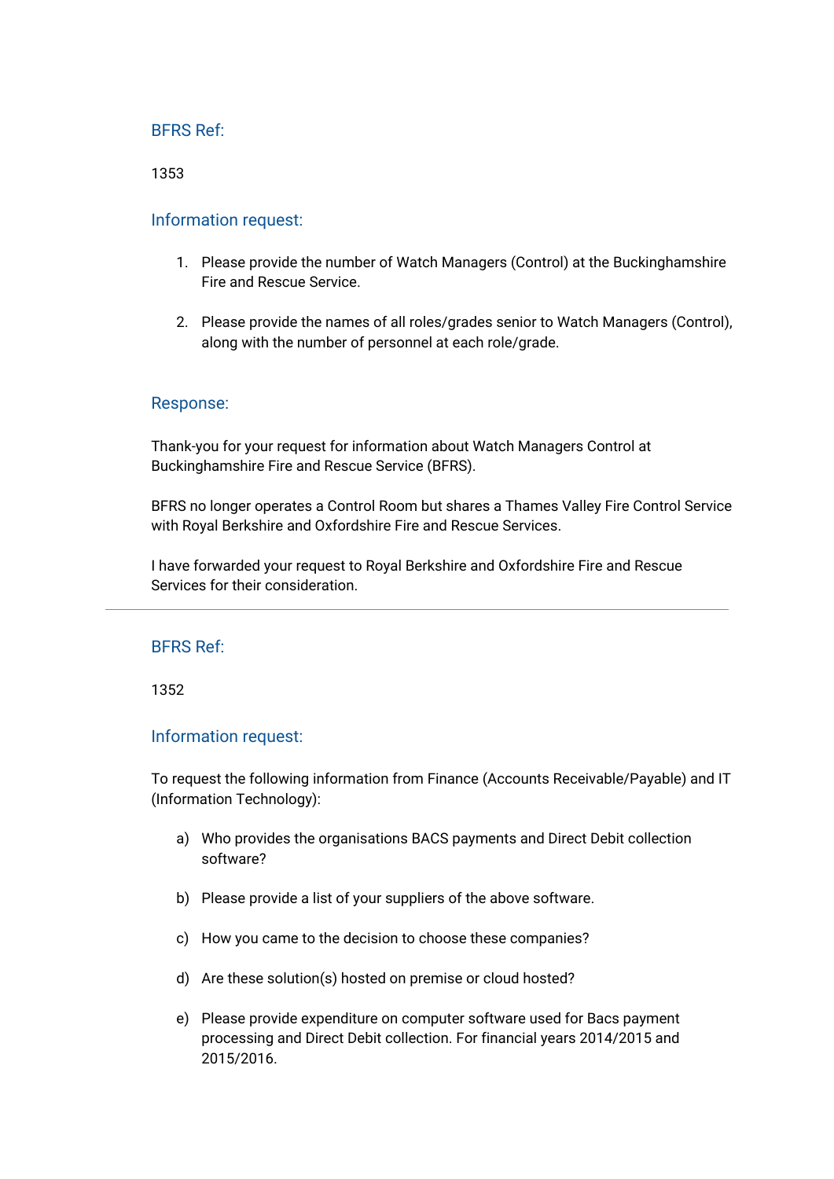## BFRS Ref:

1353

## Information request:

1. Please provide the number of Watch Managers (Control) at the Buckinghamshire Fire and Rescue Service.

2. Please provide the names of all roles/grades senior to Watch Managers (Control), along with the number of personnel at each role/grade.

## Response:

Thank-you for your request for information about Watch Managers Control at Buckinghamshire Fire and Rescue Service (BFRS).

BFRS no longer operates a Control Room but shares a Thames Valley Fire Control Service with Royal Berkshire and Oxfordshire Fire and Rescue Services.

I have forwarded your request to Royal Berkshire and Oxfordshire Fire and Rescue Services for their consideration.

---

## BFRS Ref:

1352

## Information request:

To request the following information from Finance (Accounts Receivable/Payable) and IT (Information Technology):

a) Who provides the organisations BACS payments and Direct Debit collection software?

b) Please provide a list of your suppliers of the above software.

c) How you came to the decision to choose these companies?

d) Are these solution(s) hosted on premise or cloud hosted?

e) Please provide expenditure on computer software used for Bacs payment processing and Direct Debit collection. For financial years 2014/2015 and 2015/2016.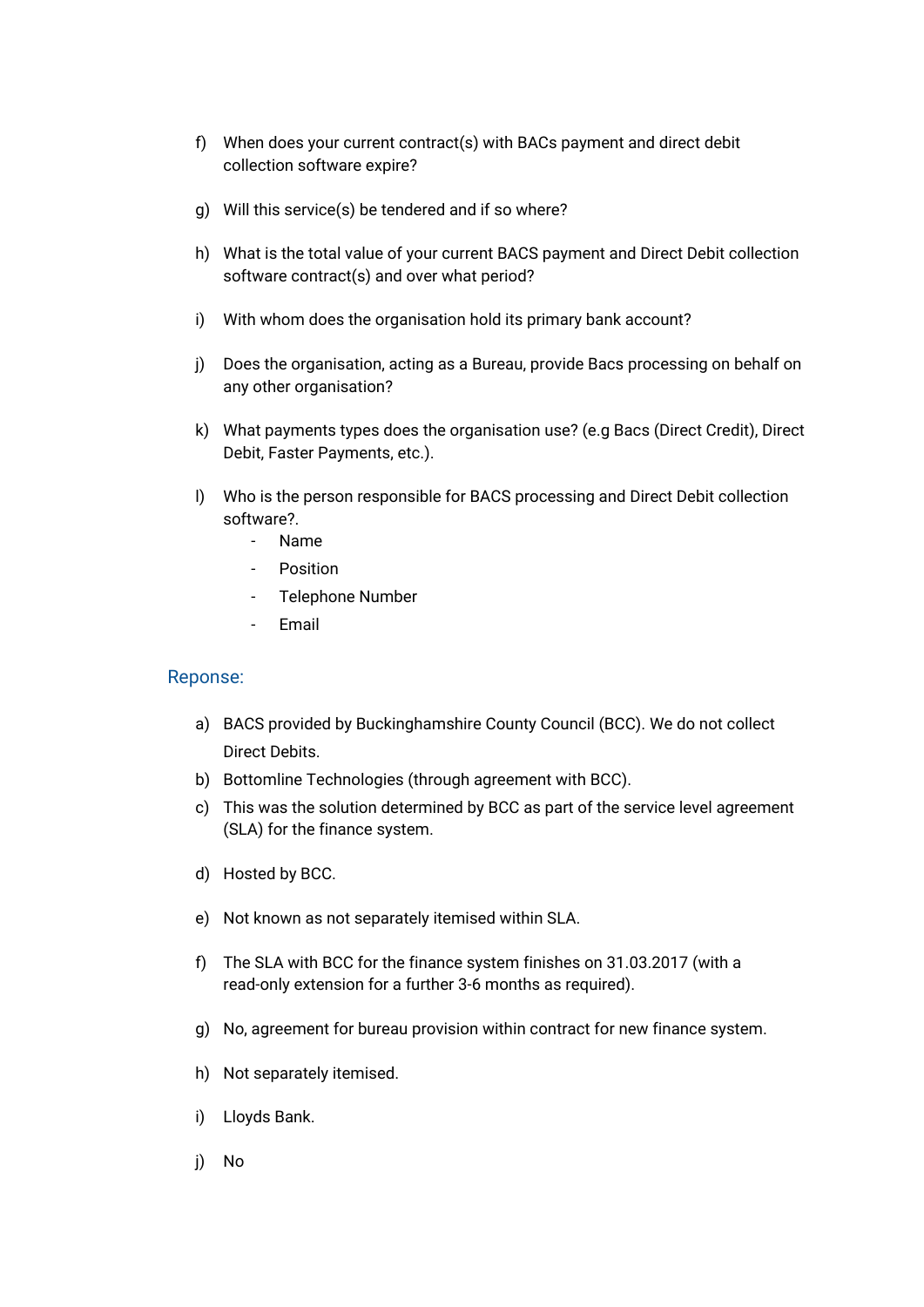f) When does your current contract(s) with BACs payment and direct debit collection software expire?

g) Will this service(s) be tendered and if so where?

h) What is the total value of your current BACS payment and Direct Debit collection software contract(s) and over what period?

i) With whom does the organisation hold its primary bank account?

j) Does the organisation, acting as a Bureau, provide Bacs processing on behalf on any other organisation?

k) What payments types does the organisation use? (e.g Bacs (Direct Credit), Direct Debit, Faster Payments, etc.).

l) Who is the person responsible for BACS processing and Direct Debit collection software?.
   - Name
   - Position
   - Telephone Number
   - Email

## Reponse:

a) BACS provided by Buckinghamshire County Council (BCC). We do not collect Direct Debits.

b) Bottomline Technologies (through agreement with BCC).

c) This was the solution determined by BCC as part of the service level agreement (SLA) for the finance system.

d) Hosted by BCC.

e) Not known as not separately itemised within SLA.

f) The SLA with BCC for the finance system finishes on 31.03.2017 (with a read-only extension for a further 3-6 months as required).

g) No, agreement for bureau provision within contract for new finance system.

h) Not separately itemised.

i) Lloyds Bank.

j) No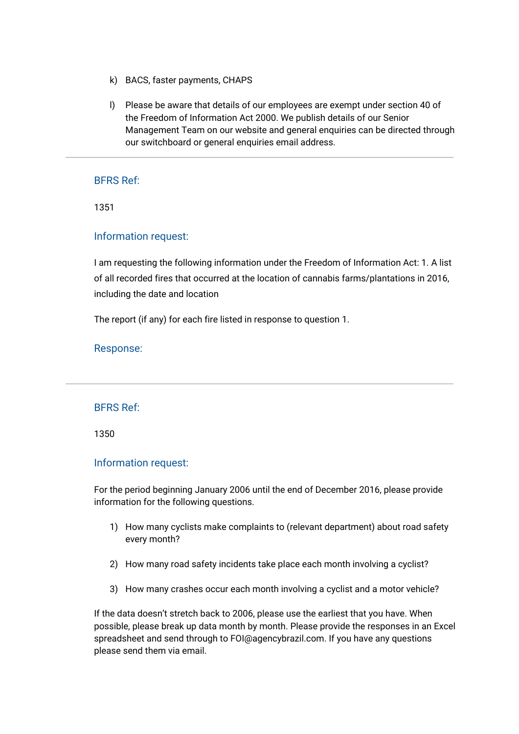k) BACS, faster payments, CHAPS

l) Please be aware that details of our employees are exempt under section 40 of the Freedom of Information Act 2000. We publish details of our Senior Management Team on our website and general enquiries can be directed through our switchboard or general enquiries email address.

---

### BFRS Ref:

1351

### Information request:

I am requesting the following information under the Freedom of Information Act: 1. A list of all recorded fires that occurred at the location of cannabis farms/plantations in 2016, including the date and location

The report (if any) for each fire listed in response to question 1.

### Response:

---

### BFRS Ref:

1350

### Information request:

For the period beginning January 2006 until the end of December 2016, please provide information for the following questions.

1) How many cyclists make complaints to (relevant department) about road safety every month?

2) How many road safety incidents take place each month involving a cyclist?

3) How many crashes occur each month involving a cyclist and a motor vehicle?

If the data doesn't stretch back to 2006, please use the earliest that you have. When possible, please break up data month by month. Please provide the responses in an Excel spreadsheet and send through to FOI@agencybrazil.com. If you have any questions please send them via email.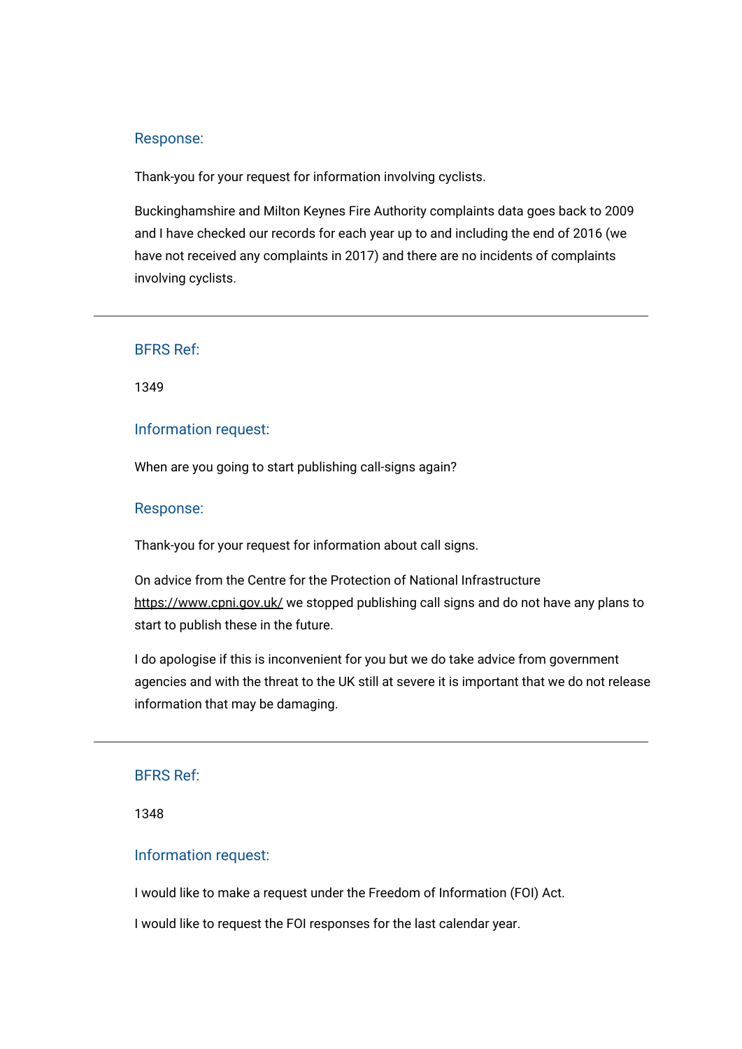### Response:

Thank-you for your request for information involving cyclists.

Buckinghamshire and Milton Keynes Fire Authority complaints data goes back to 2009 and I have checked our records for each year up to and including the end of 2016 (we have not received any complaints in 2017) and there are no incidents of complaints involving cyclists.

---

### BFRS Ref:

1349

### Information request:

When are you going to start publishing call-signs again?

### Response:

Thank-you for your request for information about call signs.

On advice from the Centre for the Protection of National Infrastructure https://www.cpni.gov.uk/ we stopped publishing call signs and do not have any plans to start to publish these in the future.

I do apologise if this is inconvenient for you but we do take advice from government agencies and with the threat to the UK still at severe it is important that we do not release information that may be damaging.

---

### BFRS Ref:

1348

### Information request:

I would like to make a request under the Freedom of Information (FOI) Act.

I would like to request the FOI responses for the last calendar year.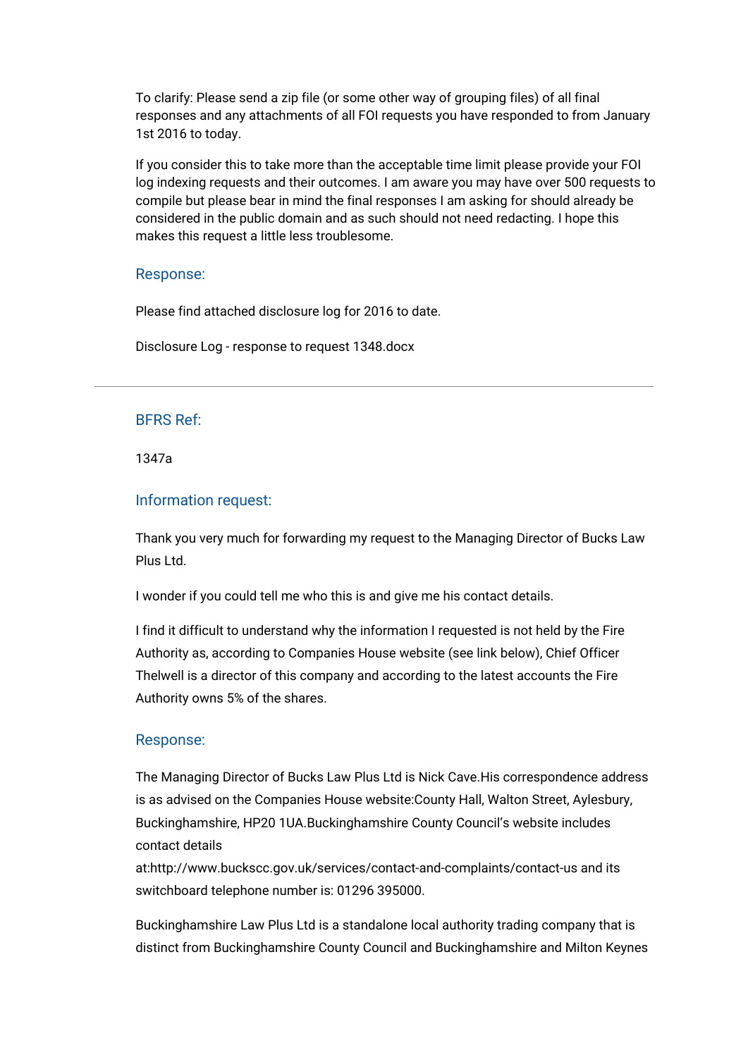To clarify: Please send a zip file (or some other way of grouping files) of all final responses and any attachments of all FOI requests you have responded to from January 1st 2016 to today.

If you consider this to take more than the acceptable time limit please provide your FOI log indexing requests and their outcomes. I am aware you may have over 500 requests to compile but please bear in mind the final responses I am asking for should already be considered in the public domain and as such should not need redacting. I hope this makes this request a little less troublesome.

### Response:

Please find attached disclosure log for 2016 to date.

Disclosure Log - response to request 1348.docx

---

### BFRS Ref:

1347a

### Information request:

Thank you very much for forwarding my request to the Managing Director of Bucks Law Plus Ltd.

I wonder if you could tell me who this is and give me his contact details.

I find it difficult to understand why the information I requested is not held by the Fire Authority as, according to Companies House website (see link below), Chief Officer Thelwell is a director of this company and according to the latest accounts the Fire Authority owns 5% of the shares.

### Response:

The Managing Director of Bucks Law Plus Ltd is Nick Cave.His correspondence address is as advised on the Companies House website:County Hall, Walton Street, Aylesbury, Buckinghamshire, HP20 1UA.Buckinghamshire County Council's website includes contact details at:http://www.buckscc.gov.uk/services/contact-and-complaints/contact-us and its switchboard telephone number is: 01296 395000.

Buckinghamshire Law Plus Ltd is a standalone local authority trading company that is distinct from Buckinghamshire County Council and Buckinghamshire and Milton Keynes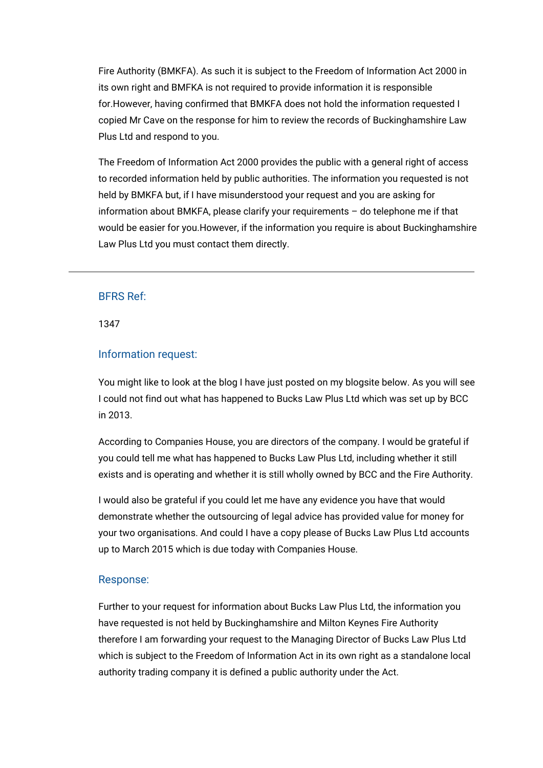Fire Authority (BMKFA). As such it is subject to the Freedom of Information Act 2000 in its own right and BMFKA is not required to provide information it is responsible for.However, having confirmed that BMKFA does not hold the information requested I copied Mr Cave on the response for him to review the records of Buckinghamshire Law Plus Ltd and respond to you.

The Freedom of Information Act 2000 provides the public with a general right of access to recorded information held by public authorities. The information you requested is not held by BMKFA but, if I have misunderstood your request and you are asking for information about BMKFA, please clarify your requirements – do telephone me if that would be easier for you.However, if the information you require is about Buckinghamshire Law Plus Ltd you must contact them directly.

---

### BFRS Ref:

1347

### Information request:

You might like to look at the blog I have just posted on my blogsite below. As you will see I could not find out what has happened to Bucks Law Plus Ltd which was set up by BCC in 2013.

According to Companies House, you are directors of the company. I would be grateful if you could tell me what has happened to Bucks Law Plus Ltd, including whether it still exists and is operating and whether it is still wholly owned by BCC and the Fire Authority.

I would also be grateful if you could let me have any evidence you have that would demonstrate whether the outsourcing of legal advice has provided value for money for your two organisations. And could I have a copy please of Bucks Law Plus Ltd accounts up to March 2015 which is due today with Companies House.

### Response:

Further to your request for information about Bucks Law Plus Ltd, the information you have requested is not held by Buckinghamshire and Milton Keynes Fire Authority therefore I am forwarding your request to the Managing Director of Bucks Law Plus Ltd which is subject to the Freedom of Information Act in its own right as a standalone local authority trading company it is defined a public authority under the Act.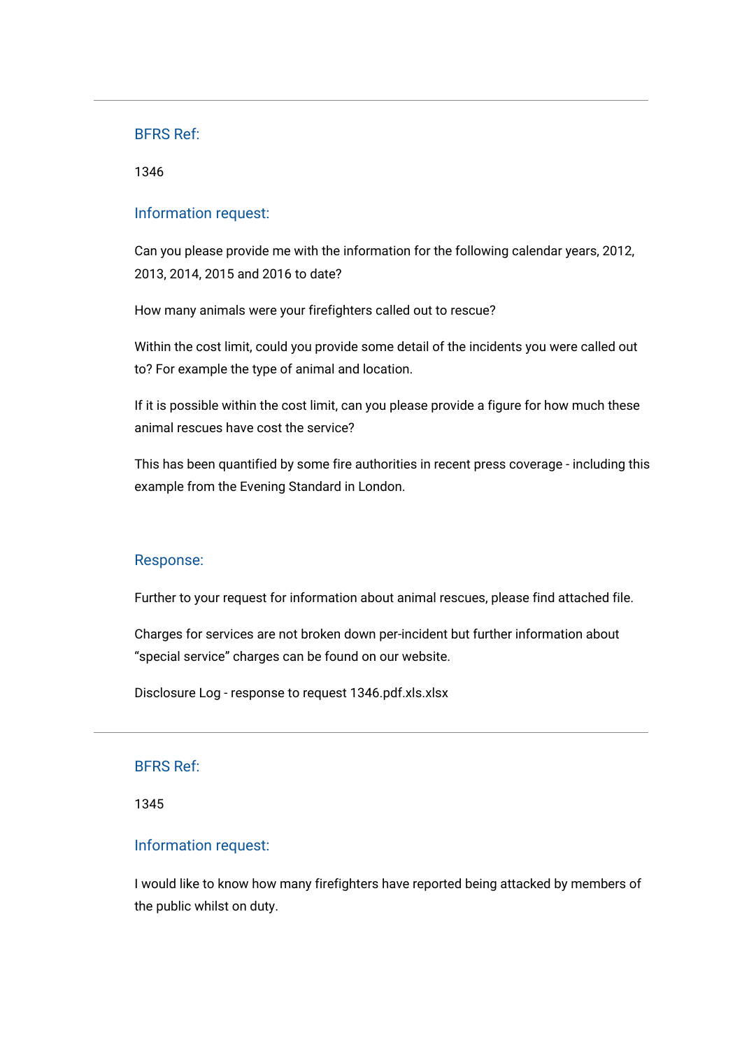---

### BFRS Ref:

1346

### Information request:

Can you please provide me with the information for the following calendar years, 2012, 2013, 2014, 2015 and 2016 to date?

How many animals were your firefighters called out to rescue?

Within the cost limit, could you provide some detail of the incidents you were called out to? For example the type of animal and location.

If it is possible within the cost limit, can you please provide a figure for how much these animal rescues have cost the service?

This has been quantified by some fire authorities in recent press coverage - including this example from the Evening Standard in London.

### Response:

Further to your request for information about animal rescues, please find attached file.

Charges for services are not broken down per-incident but further information about “special service” charges can be found on our website.

Disclosure Log - response to request 1346.pdf.xls.xlsx

---

### BFRS Ref:

1345

### Information request:

I would like to know how many firefighters have reported being attacked by members of the public whilst on duty.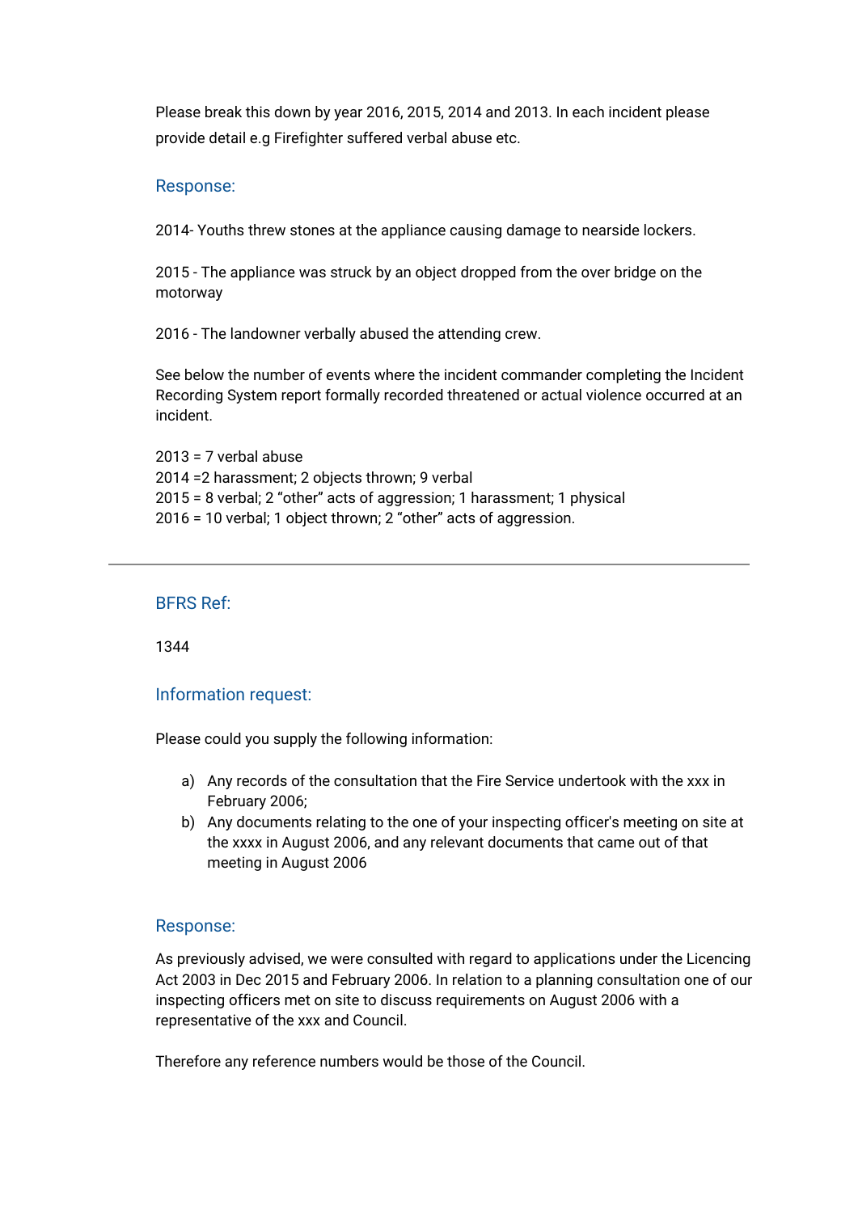Please break this down by year 2016, 2015, 2014 and 2013. In each incident please provide detail e.g Firefighter suffered verbal abuse etc.

### Response:

2014- Youths threw stones at the appliance causing damage to nearside lockers.

2015 - The appliance was struck by an object dropped from the over bridge on the motorway

2016 - The landowner verbally abused the attending crew.

See below the number of events where the incident commander completing the Incident Recording System report formally recorded threatened or actual violence occurred at an incident.

2013 = 7 verbal abuse
2014 =2 harassment; 2 objects thrown; 9 verbal
2015 = 8 verbal; 2 “other” acts of aggression; 1 harassment; 1 physical
2016 = 10 verbal; 1 object thrown; 2 “other” acts of aggression.

---

### BFRS Ref:

1344

### Information request:

Please could you supply the following information:

a) Any records of the consultation that the Fire Service undertook with the xxx in February 2006;
b) Any documents relating to the one of your inspecting officer's meeting on site at the xxxx in August 2006, and any relevant documents that came out of that meeting in August 2006

### Response:

As previously advised, we were consulted with regard to applications under the Licencing Act 2003 in Dec 2015 and February 2006. In relation to a planning consultation one of our inspecting officers met on site to discuss requirements on August 2006 with a representative of the xxx and Council.

Therefore any reference numbers would be those of the Council.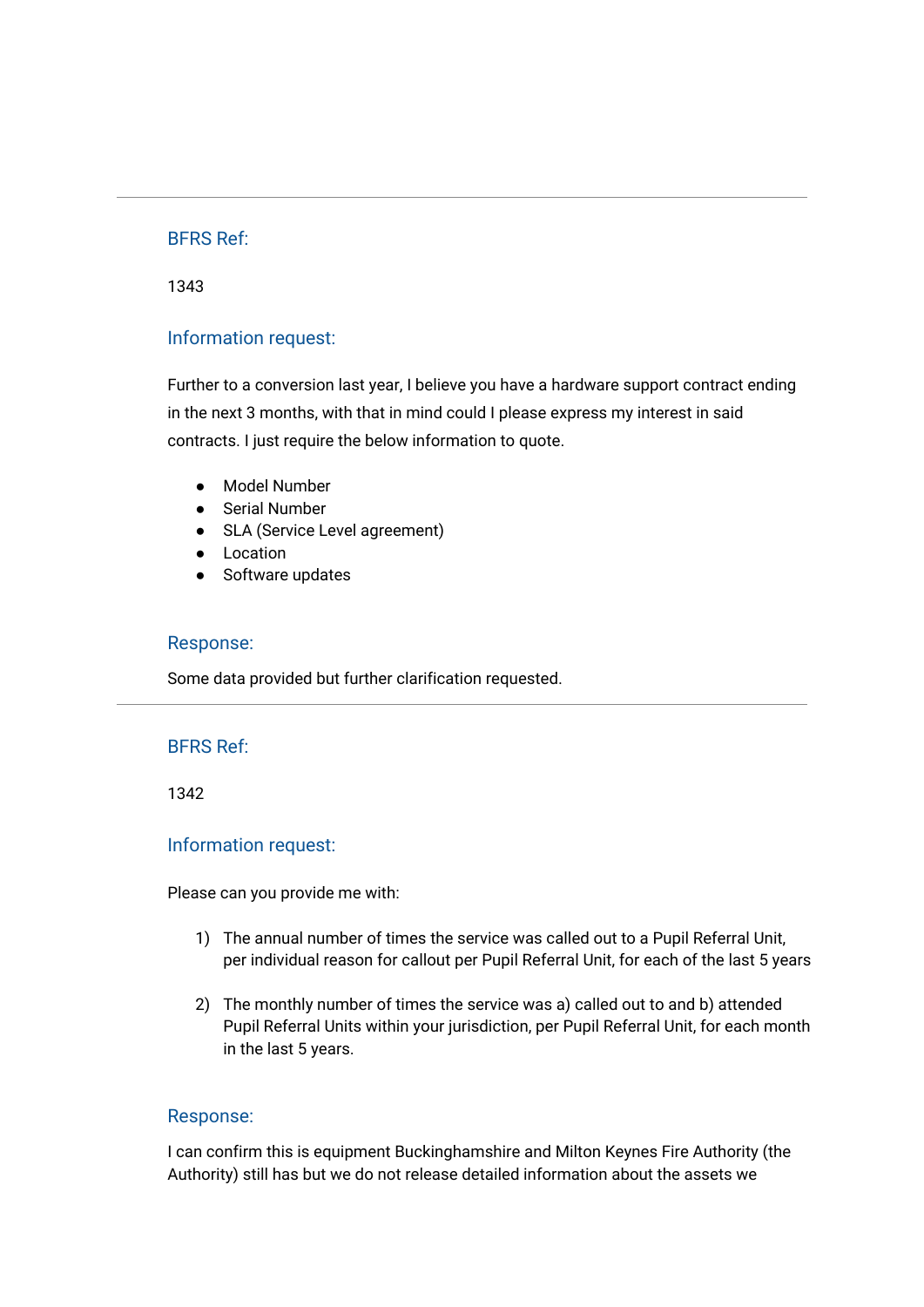---

### BFRS Ref:

1343

### Information request:

Further to a conversion last year, I believe you have a hardware support contract ending in the next 3 months, with that in mind could I please express my interest in said contracts. I just require the below information to quote.

- Model Number
- Serial Number
- SLA (Service Level agreement)
- Location
- Software updates

### Response:

Some data provided but further clarification requested.

---

### BFRS Ref:

1342

### Information request:

Please can you provide me with:

1) The annual number of times the service was called out to a Pupil Referral Unit, per individual reason for callout per Pupil Referral Unit, for each of the last 5 years

2) The monthly number of times the service was a) called out to and b) attended Pupil Referral Units within your jurisdiction, per Pupil Referral Unit, for each month in the last 5 years.

### Response:

I can confirm this is equipment Buckinghamshire and Milton Keynes Fire Authority (the Authority) still has but we do not release detailed information about the assets we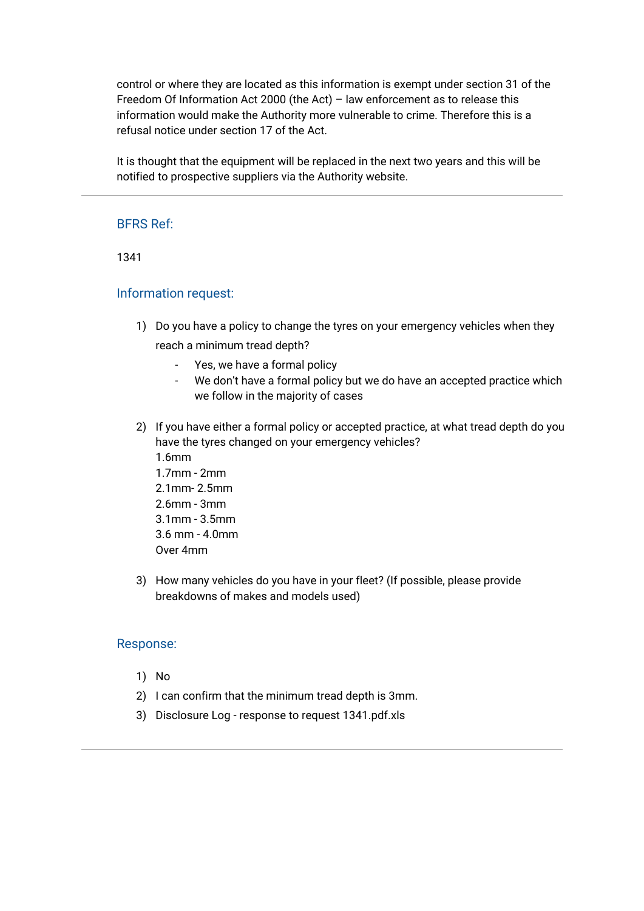control or where they are located as this information is exempt under section 31 of the Freedom Of Information Act 2000 (the Act) – law enforcement as to release this information would make the Authority more vulnerable to crime. Therefore this is a refusal notice under section 17 of the Act.

It is thought that the equipment will be replaced in the next two years and this will be notified to prospective suppliers via the Authority website.

---

### BFRS Ref:

1341

### Information request:

1) Do you have a policy to change the tyres on your emergency vehicles when they reach a minimum tread depth?
    - Yes, we have a formal policy
    - We don't have a formal policy but we do have an accepted practice which we follow in the majority of cases

2) If you have either a formal policy or accepted practice, at what tread depth do you have the tyres changed on your emergency vehicles?
   1.6mm
   1.7mm - 2mm
   2.1mm- 2.5mm
   2.6mm - 3mm
   3.1mm - 3.5mm
   3.6 mm - 4.0mm
   Over 4mm

3) How many vehicles do you have in your fleet? (If possible, please provide breakdowns of makes and models used)

### Response:

1) No
2) I can confirm that the minimum tread depth is 3mm.
3) Disclosure Log - response to request 1341.pdf.xls

---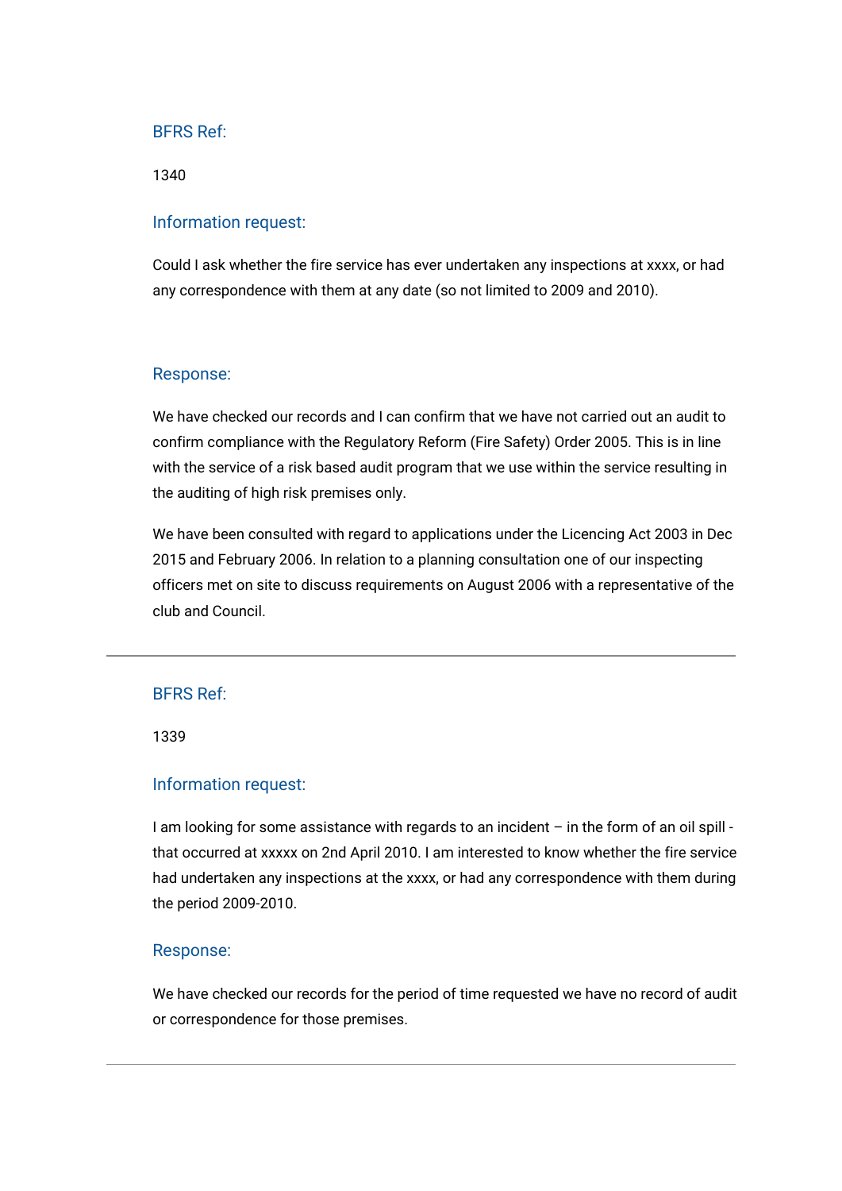### BFRS Ref:

1340

### Information request:

Could I ask whether the fire service has ever undertaken any inspections at xxxx, or had any correspondence with them at any date (so not limited to 2009 and 2010).

### Response:

We have checked our records and I can confirm that we have not carried out an audit to confirm compliance with the Regulatory Reform (Fire Safety) Order 2005. This is in line with the service of a risk based audit program that we use within the service resulting in the auditing of high risk premises only.

We have been consulted with regard to applications under the Licencing Act 2003 in Dec 2015 and February 2006. In relation to a planning consultation one of our inspecting officers met on site to discuss requirements on August 2006 with a representative of the club and Council.

---

### BFRS Ref:

1339

### Information request:

I am looking for some assistance with regards to an incident – in the form of an oil spill - that occurred at xxxxx on 2nd April 2010. I am interested to know whether the fire service had undertaken any inspections at the xxxx, or had any correspondence with them during the period 2009-2010.

### Response:

We have checked our records for the period of time requested we have no record of audit or correspondence for those premises.

---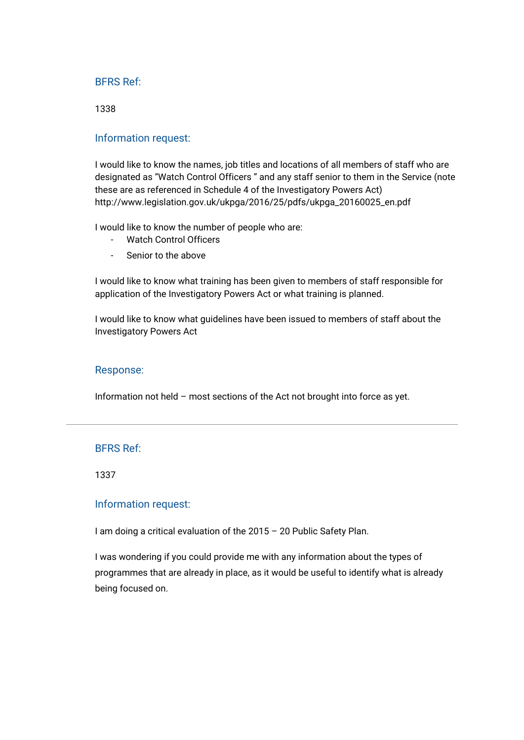### BFRS Ref:

1338

### Information request:

I would like to know the names, job titles and locations of all members of staff who are designated as “Watch Control Officers ” and any staff senior to them in the Service (note these are as referenced in Schedule 4 of the Investigatory Powers Act) http://www.legislation.gov.uk/ukpga/2016/25/pdfs/ukpga_20160025_en.pdf

I would like to know the number of people who are:

- Watch Control Officers
- Senior to the above

I would like to know what training has been given to members of staff responsible for application of the Investigatory Powers Act or what training is planned.

I would like to know what guidelines have been issued to members of staff about the Investigatory Powers Act

### Response:

Information not held – most sections of the Act not brought into force as yet.

---

### BFRS Ref:

1337

### Information request:

I am doing a critical evaluation of the 2015 – 20 Public Safety Plan.

I was wondering if you could provide me with any information about the types of programmes that are already in place, as it would be useful to identify what is already being focused on.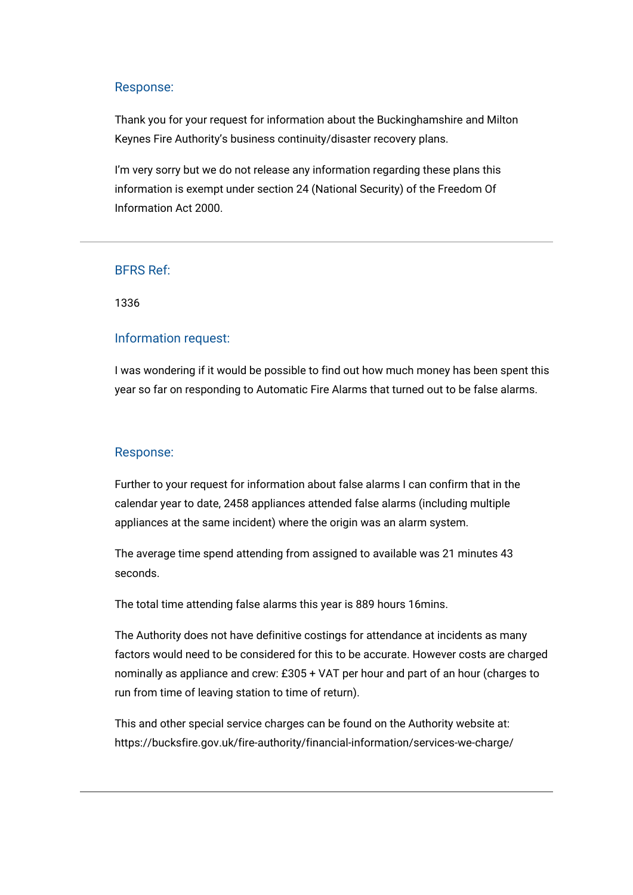### Response:

Thank you for your request for information about the Buckinghamshire and Milton Keynes Fire Authority's business continuity/disaster recovery plans.

I'm very sorry but we do not release any information regarding these plans this information is exempt under section 24 (National Security) of the Freedom Of Information Act 2000.

---

### BFRS Ref:

1336

### Information request:

I was wondering if it would be possible to find out how much money has been spent this year so far on responding to Automatic Fire Alarms that turned out to be false alarms.

### Response:

Further to your request for information about false alarms I can confirm that in the calendar year to date, 2458 appliances attended false alarms (including multiple appliances at the same incident) where the origin was an alarm system.

The average time spend attending from assigned to available was 21 minutes 43 seconds.

The total time attending false alarms this year is 889 hours 16mins.

The Authority does not have definitive costings for attendance at incidents as many factors would need to be considered for this to be accurate. However costs are charged nominally as appliance and crew: £305 + VAT per hour and part of an hour (charges to run from time of leaving station to time of return).

This and other special service charges can be found on the Authority website at: https://bucksfire.gov.uk/fire-authority/financial-information/services-we-charge/

---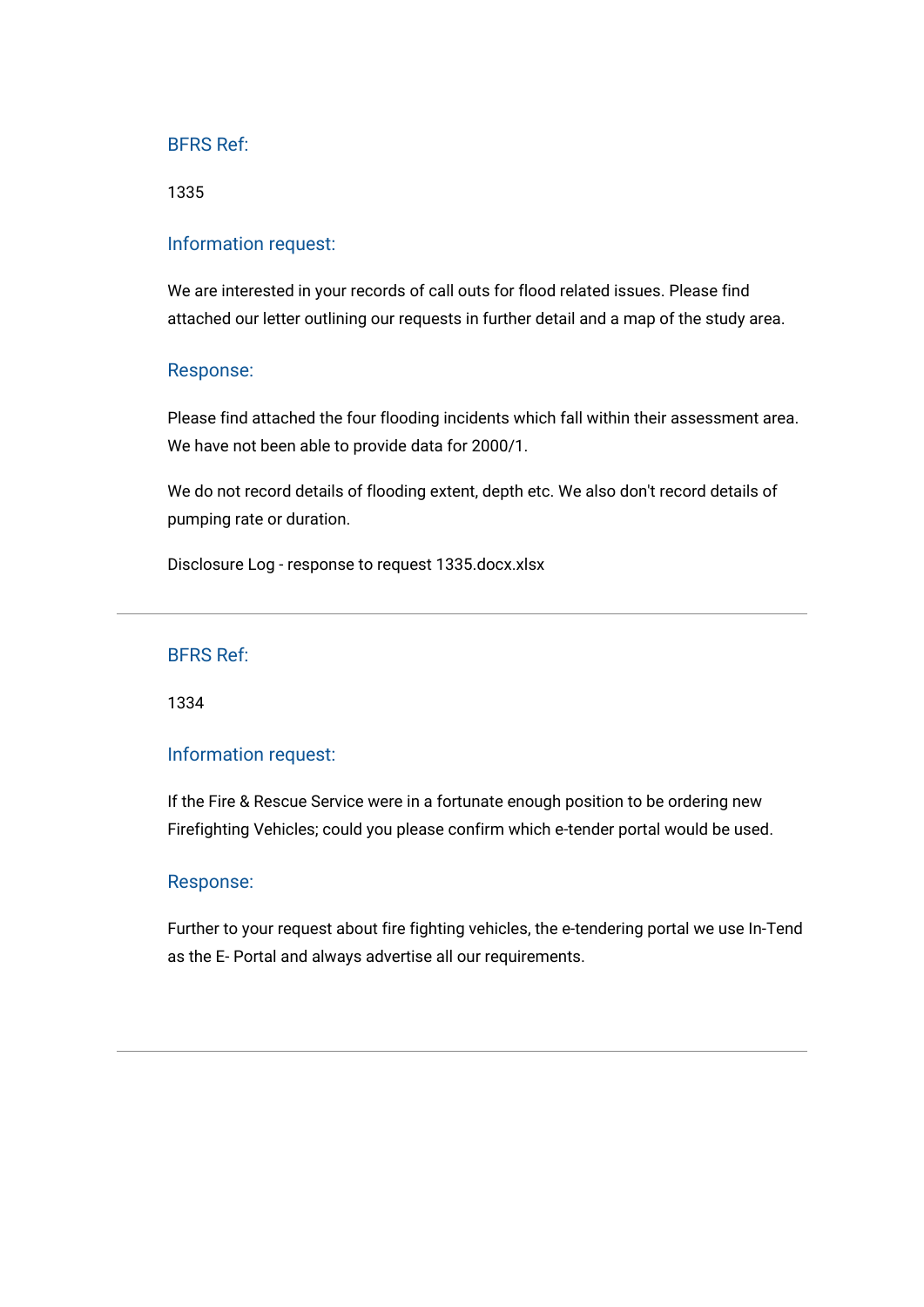### BFRS Ref:

1335

### Information request:

We are interested in your records of call outs for flood related issues. Please find attached our letter outlining our requests in further detail and a map of the study area.

### Response:

Please find attached the four flooding incidents which fall within their assessment area. We have not been able to provide data for 2000/1.

We do not record details of flooding extent, depth etc. We also don't record details of pumping rate or duration.

Disclosure Log - response to request 1335.docx.xlsx

---

### BFRS Ref:

1334

### Information request:

If the Fire & Rescue Service were in a fortunate enough position to be ordering new Firefighting Vehicles; could you please confirm which e-tender portal would be used.

### Response:

Further to your request about fire fighting vehicles, the e-tendering portal we use In-Tend as the E- Portal and always advertise all our requirements.

---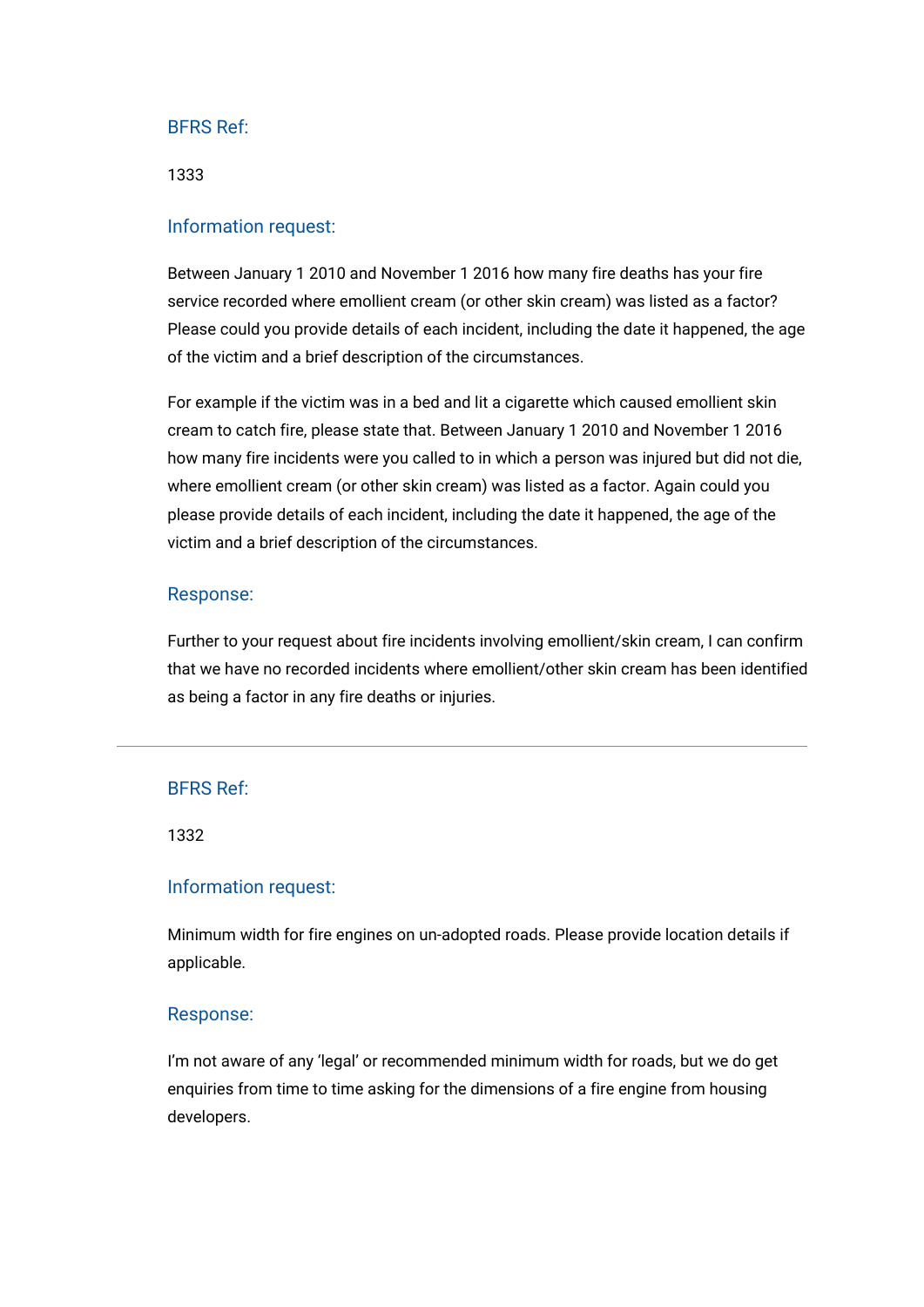### BFRS Ref:

1333

### Information request:

Between January 1 2010 and November 1 2016 how many fire deaths has your fire service recorded where emollient cream (or other skin cream) was listed as a factor? Please could you provide details of each incident, including the date it happened, the age of the victim and a brief description of the circumstances.

For example if the victim was in a bed and lit a cigarette which caused emollient skin cream to catch fire, please state that. Between January 1 2010 and November 1 2016 how many fire incidents were you called to in which a person was injured but did not die, where emollient cream (or other skin cream) was listed as a factor. Again could you please provide details of each incident, including the date it happened, the age of the victim and a brief description of the circumstances.

### Response:

Further to your request about fire incidents involving emollient/skin cream, I can confirm that we have no recorded incidents where emollient/other skin cream has been identified as being a factor in any fire deaths or injuries.

---

### BFRS Ref:

1332

### Information request:

Minimum width for fire engines on un-adopted roads. Please provide location details if applicable.

### Response:

I'm not aware of any 'legal' or recommended minimum width for roads, but we do get enquiries from time to time asking for the dimensions of a fire engine from housing developers.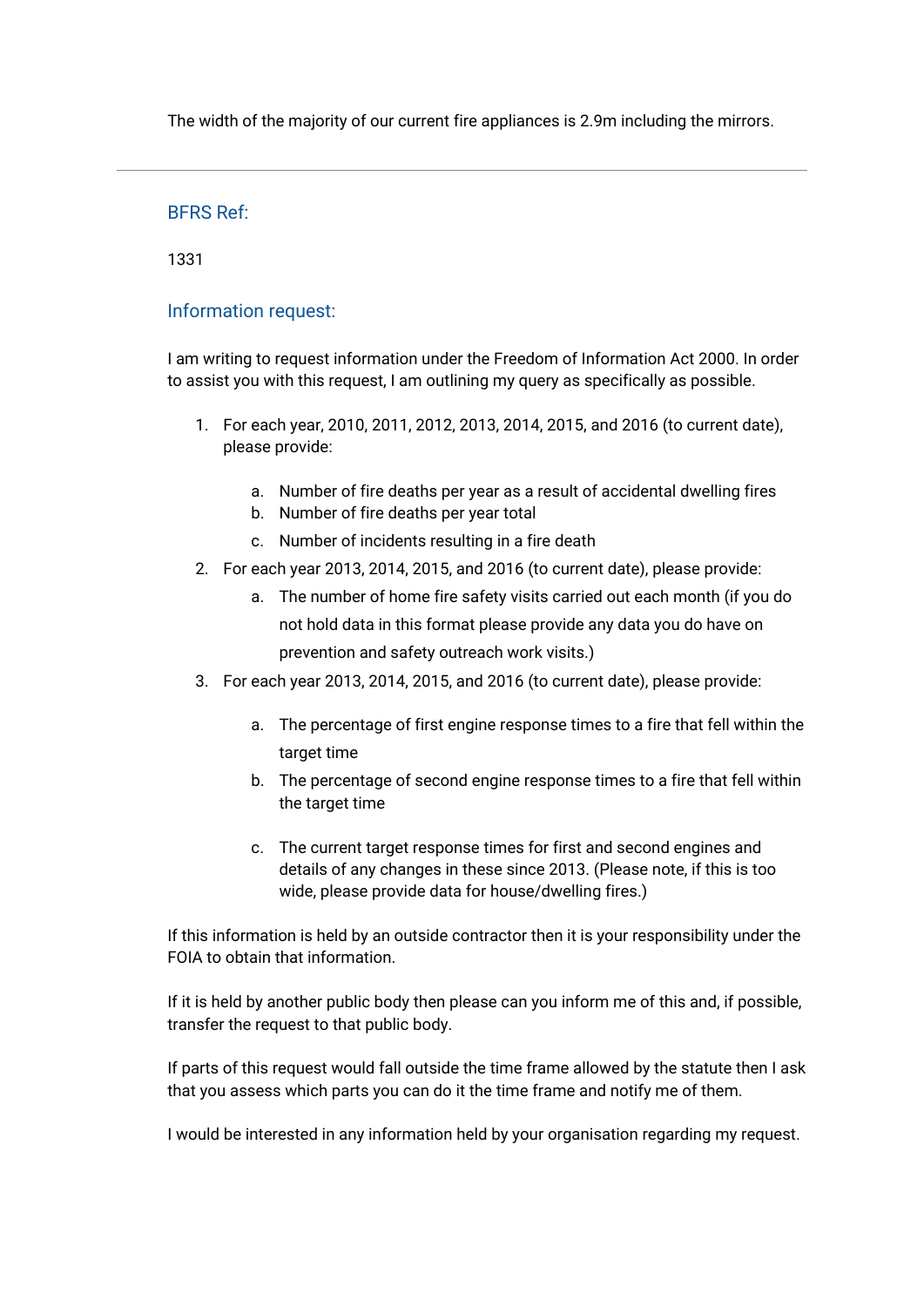The width of the majority of our current fire appliances is 2.9m including the mirrors.

---

### BFRS Ref:

1331

### Information request:

I am writing to request information under the Freedom of Information Act 2000. In order to assist you with this request, I am outlining my query as specifically as possible.

1. For each year, 2010, 2011, 2012, 2013, 2014, 2015, and 2016 (to current date), please provide:
   a. Number of fire deaths per year as a result of accidental dwelling fires
   b. Number of fire deaths per year total
   c. Number of incidents resulting in a fire death
2. For each year 2013, 2014, 2015, and 2016 (to current date), please provide:
   a. The number of home fire safety visits carried out each month (if you do not hold data in this format please provide any data you do have on prevention and safety outreach work visits.)
3. For each year 2013, 2014, 2015, and 2016 (to current date), please provide:
   a. The percentage of first engine response times to a fire that fell within the target time
   b. The percentage of second engine response times to a fire that fell within the target time
   c. The current target response times for first and second engines and details of any changes in these since 2013. (Please note, if this is too wide, please provide data for house/dwelling fires.)

If this information is held by an outside contractor then it is your responsibility under the FOIA to obtain that information.

If it is held by another public body then please can you inform me of this and, if possible, transfer the request to that public body.

If parts of this request would fall outside the time frame allowed by the statute then I ask that you assess which parts you can do it the time frame and notify me of them.

I would be interested in any information held by your organisation regarding my request.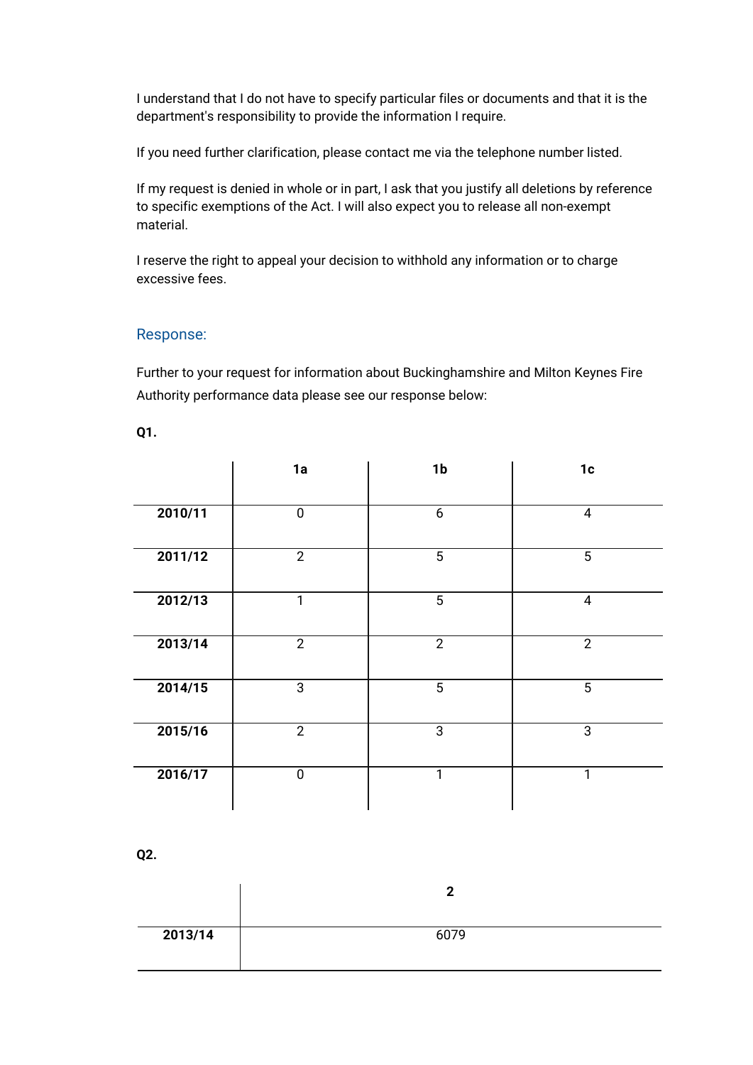I understand that I do not have to specify particular files or documents and that it is the department's responsibility to provide the information I require.

If you need further clarification, please contact me via the telephone number listed.

If my request is denied in whole or in part, I ask that you justify all deletions by reference to specific exemptions of the Act. I will also expect you to release all non-exempt material.

I reserve the right to appeal your decision to withhold any information or to charge excessive fees.

## Response:

Further to your request for information about Buckinghamshire and Milton Keynes Fire Authority performance data please see our response below:

**Q1.**

| | **1a** | **1b** | **1c** |
|---|---|---|---|
| **2010/11** | 0 | 6 | 4 |
| **2011/12** | 2 | 5 | 5 |
| **2012/13** | 1 | 5 | 4 |
| **2013/14** | 2 | 2 | 2 |
| **2014/15** | 3 | 5 | 5 |
| **2015/16** | 2 | 3 | 3 |
| **2016/17** | 0 | 1 | 1 |

**Q2.**

| | **2** |
|---|---|
| **2013/14** | 6079 |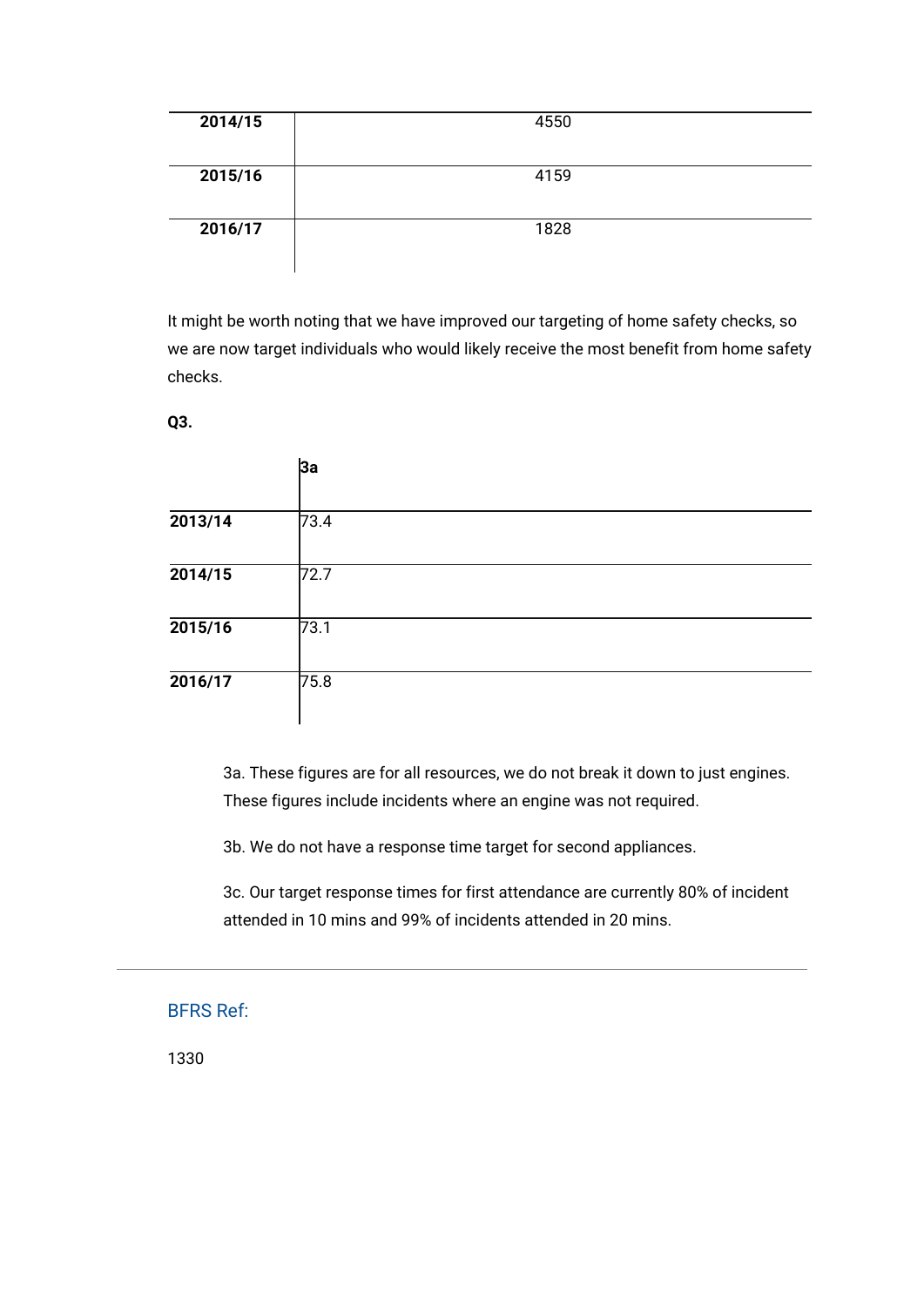| 2014/15 | 4550 |
|---|---|
| 2015/16 | 4159 |
| 2016/17 | 1828 |

It might be worth noting that we have improved our targeting of home safety checks, so we are now target individuals who would likely receive the most benefit from home safety checks.

**Q3.**

| | 3a |
|---|---|
| **2013/14** | 73.4 |
| **2014/15** | 72.7 |
| **2015/16** | 73.1 |
| **2016/17** | 75.8 |

3a. These figures are for all resources, we do not break it down to just engines. These figures include incidents where an engine was not required.

3b. We do not have a response time target for second appliances.

3c. Our target response times for first attendance are currently 80% of incident attended in 10 mins and 99% of incidents attended in 20 mins.

---

## BFRS Ref:

1330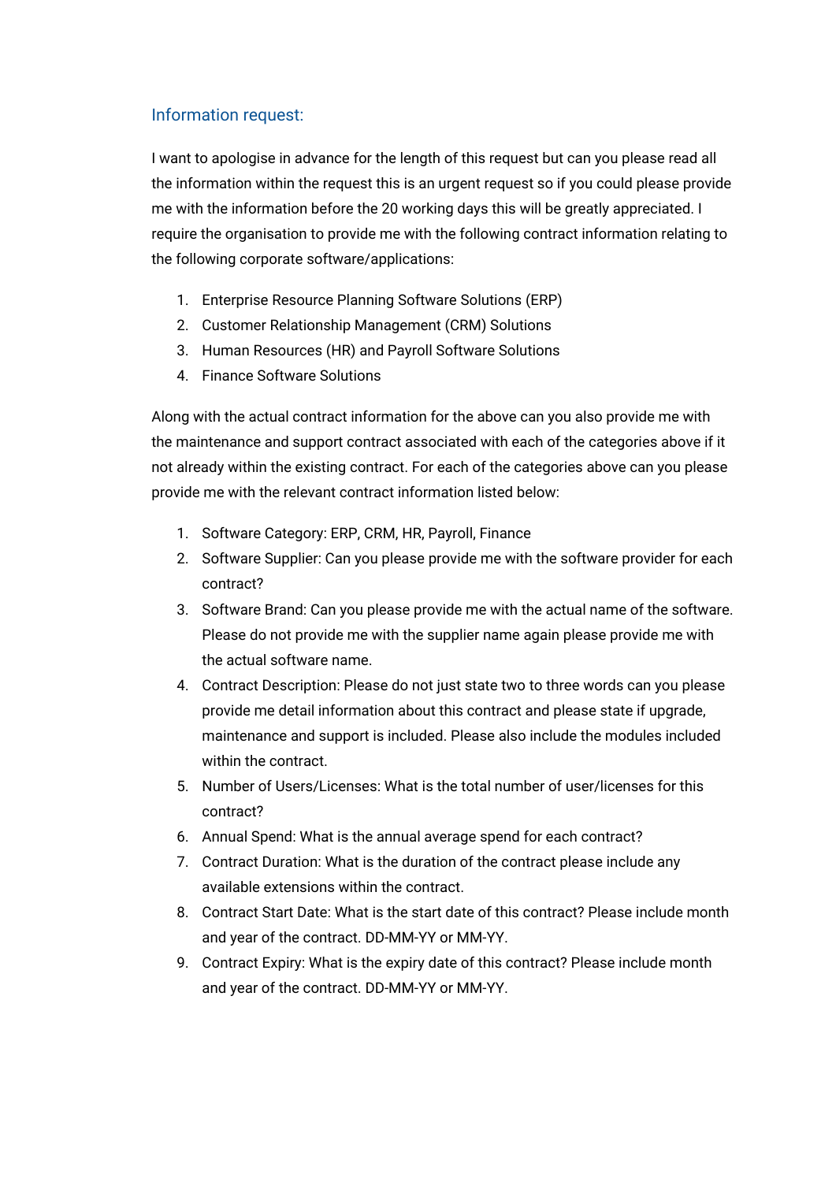## Information request:

I want to apologise in advance for the length of this request but can you please read all the information within the request this is an urgent request so if you could please provide me with the information before the 20 working days this will be greatly appreciated. I require the organisation to provide me with the following contract information relating to the following corporate software/applications:

1. Enterprise Resource Planning Software Solutions (ERP)
2. Customer Relationship Management (CRM) Solutions
3. Human Resources (HR) and Payroll Software Solutions
4. Finance Software Solutions

Along with the actual contract information for the above can you also provide me with the maintenance and support contract associated with each of the categories above if it not already within the existing contract. For each of the categories above can you please provide me with the relevant contract information listed below:

1. Software Category: ERP, CRM, HR, Payroll, Finance
2. Software Supplier: Can you please provide me with the software provider for each contract?
3. Software Brand: Can you please provide me with the actual name of the software. Please do not provide me with the supplier name again please provide me with the actual software name.
4. Contract Description: Please do not just state two to three words can you please provide me detail information about this contract and please state if upgrade, maintenance and support is included. Please also include the modules included within the contract.
5. Number of Users/Licenses: What is the total number of user/licenses for this contract?
6. Annual Spend: What is the annual average spend for each contract?
7. Contract Duration: What is the duration of the contract please include any available extensions within the contract.
8. Contract Start Date: What is the start date of this contract? Please include month and year of the contract. DD-MM-YY or MM-YY.
9. Contract Expiry: What is the expiry date of this contract? Please include month and year of the contract. DD-MM-YY or MM-YY.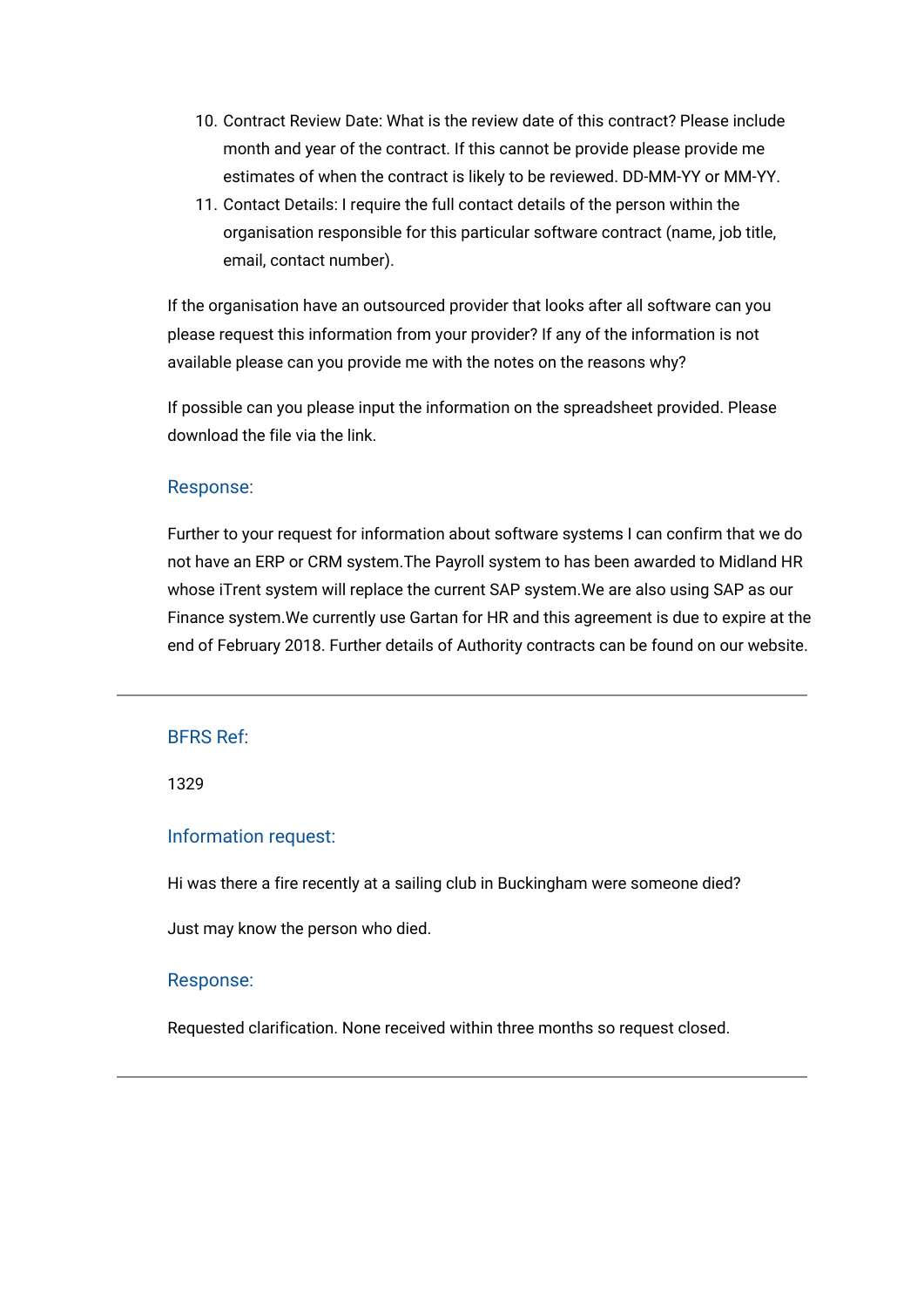10. Contract Review Date: What is the review date of this contract? Please include month and year of the contract. If this cannot be provide please provide me estimates of when the contract is likely to be reviewed. DD-MM-YY or MM-YY.
11. Contact Details: I require the full contact details of the person within the organisation responsible for this particular software contract (name, job title, email, contact number).

If the organisation have an outsourced provider that looks after all software can you please request this information from your provider? If any of the information is not available please can you provide me with the notes on the reasons why?

If possible can you please input the information on the spreadsheet provided. Please download the file via the link.

### Response:

Further to your request for information about software systems I can confirm that we do not have an ERP or CRM system.The Payroll system to has been awarded to Midland HR whose iTrent system will replace the current SAP system.We are also using SAP as our Finance system.We currently use Gartan for HR and this agreement is due to expire at the end of February 2018. Further details of Authority contracts can be found on our website.

---

### BFRS Ref:

1329

### Information request:

Hi was there a fire recently at a sailing club in Buckingham were someone died?

Just may know the person who died.

### Response:

Requested clarification. None received within three months so request closed.

---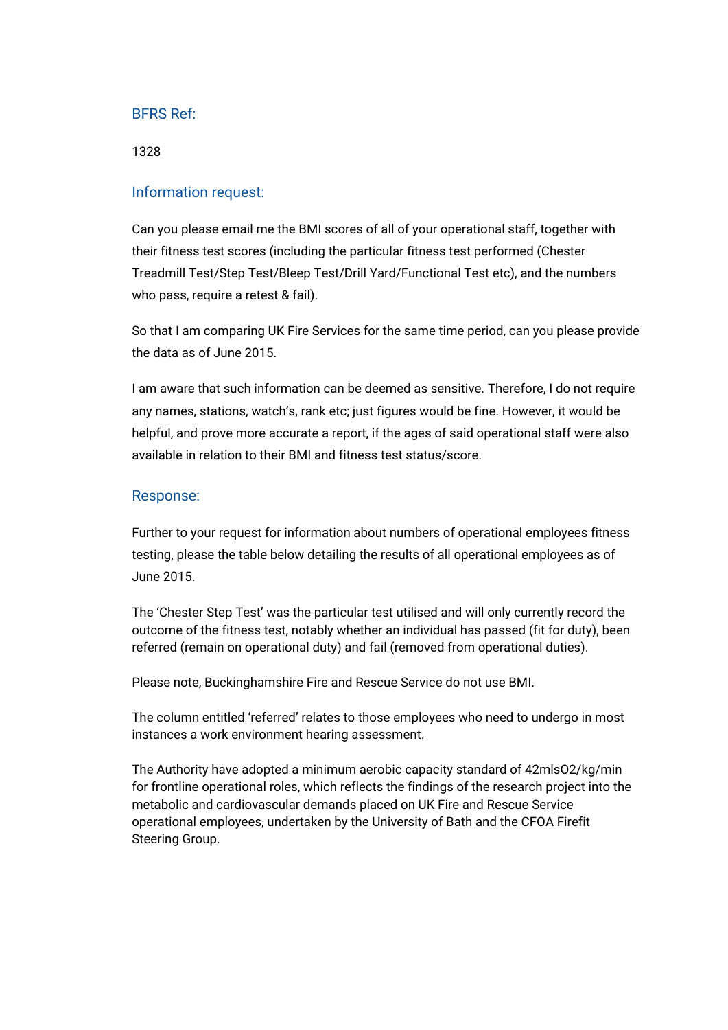## BFRS Ref:

1328

## Information request:

Can you please email me the BMI scores of all of your operational staff, together with their fitness test scores (including the particular fitness test performed (Chester Treadmill Test/Step Test/Bleep Test/Drill Yard/Functional Test etc), and the numbers who pass, require a retest & fail).

So that I am comparing UK Fire Services for the same time period, can you please provide the data as of June 2015.

I am aware that such information can be deemed as sensitive. Therefore, I do not require any names, stations, watch's, rank etc; just figures would be fine. However, it would be helpful, and prove more accurate a report, if the ages of said operational staff were also available in relation to their BMI and fitness test status/score.

## Response:

Further to your request for information about numbers of operational employees fitness testing, please the table below detailing the results of all operational employees as of June 2015.

The 'Chester Step Test' was the particular test utilised and will only currently record the outcome of the fitness test, notably whether an individual has passed (fit for duty), been referred (remain on operational duty) and fail (removed from operational duties).

Please note, Buckinghamshire Fire and Rescue Service do not use BMI.

The column entitled 'referred' relates to those employees who need to undergo in most instances a work environment hearing assessment.

The Authority have adopted a minimum aerobic capacity standard of 42mlsO2/kg/min for frontline operational roles, which reflects the findings of the research project into the metabolic and cardiovascular demands placed on UK Fire and Rescue Service operational employees, undertaken by the University of Bath and the CFOA Firefit Steering Group.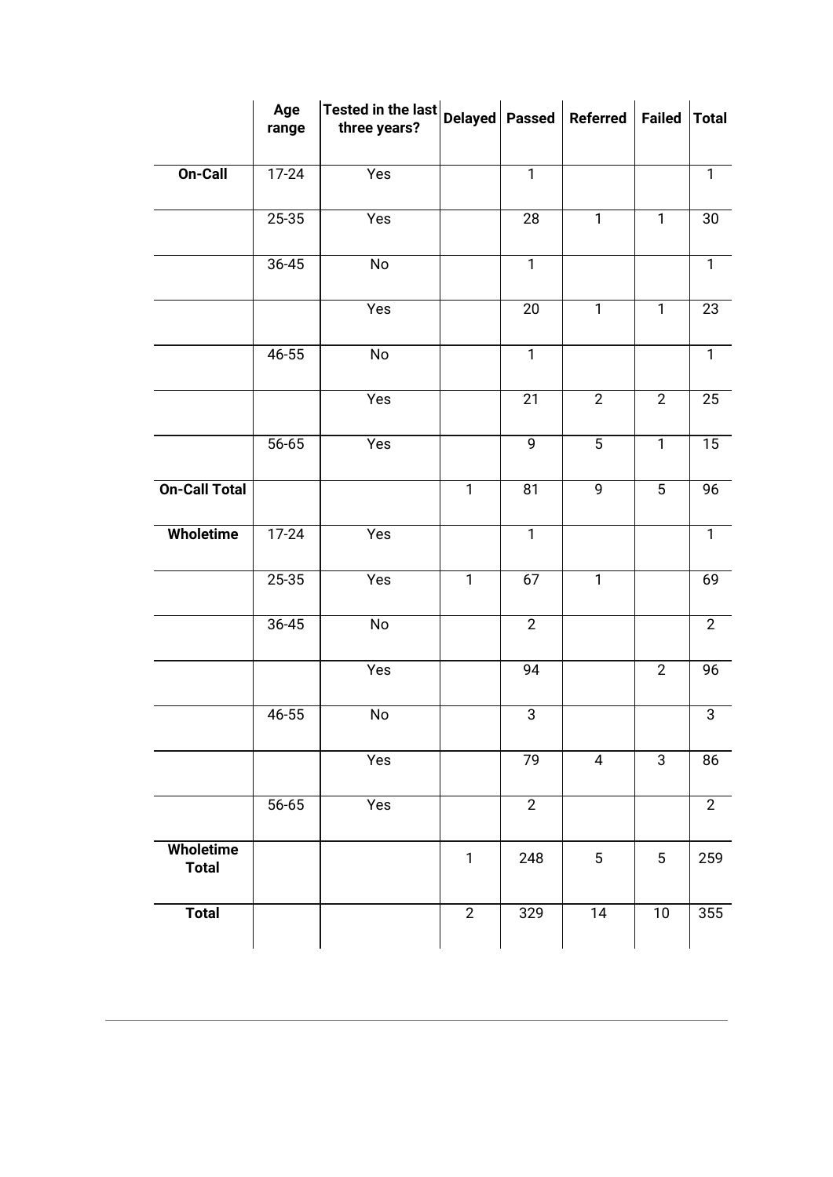| | Age range | Tested in the last three years? | Delayed | Passed | Referred | Failed | Total |
|---|---|---|---|---|---|---|---|
| **On-Call** | 17-24 | Yes | | 1 | | | 1 |
| | 25-35 | Yes | | 28 | 1 | 1 | 30 |
| | 36-45 | No | | 1 | | | 1 |
| | | Yes | | 20 | 1 | 1 | 23 |
| | 46-55 | No | | 1 | | | 1 |
| | | Yes | | 21 | 2 | 2 | 25 |
| | 56-65 | Yes | | 9 | 5 | 1 | 15 |
| **On-Call Total** | | | 1 | 81 | 9 | 5 | 96 |
| **Wholetime** | 17-24 | Yes | | 1 | | | 1 |
| | 25-35 | Yes | 1 | 67 | 1 | | 69 |
| | 36-45 | No | | 2 | | | 2 |
| | | Yes | | 94 | | 2 | 96 |
| | 46-55 | No | | 3 | | | 3 |
| | | Yes | | 79 | 4 | 3 | 86 |
| | 56-65 | Yes | | 2 | | | 2 |
| **Wholetime Total** | | | 1 | 248 | 5 | 5 | 259 |
| **Total** | | | 2 | 329 | 14 | 10 | 355 |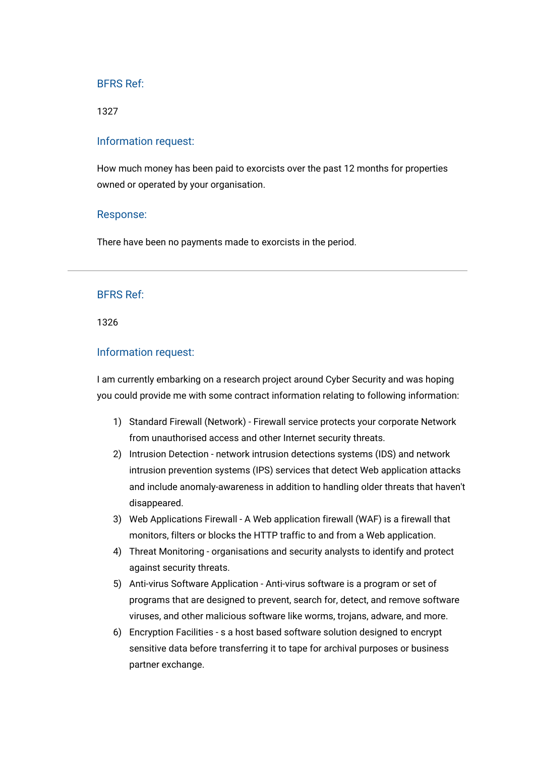### BFRS Ref:

1327

### Information request:

How much money has been paid to exorcists over the past 12 months for properties owned or operated by your organisation.

### Response:

There have been no payments made to exorcists in the period.

---

### BFRS Ref:

1326

### Information request:

I am currently embarking on a research project around Cyber Security and was hoping you could provide me with some contract information relating to following information:

1) Standard Firewall (Network) - Firewall service protects your corporate Network from unauthorised access and other Internet security threats.
2) Intrusion Detection - network intrusion detections systems (IDS) and network intrusion prevention systems (IPS) services that detect Web application attacks and include anomaly-awareness in addition to handling older threats that haven't disappeared.
3) Web Applications Firewall - A Web application firewall (WAF) is a firewall that monitors, filters or blocks the HTTP traffic to and from a Web application.
4) Threat Monitoring - organisations and security analysts to identify and protect against security threats.
5) Anti-virus Software Application - Anti-virus software is a program or set of programs that are designed to prevent, search for, detect, and remove software viruses, and other malicious software like worms, trojans, adware, and more.
6) Encryption Facilities - s a host based software solution designed to encrypt sensitive data before transferring it to tape for archival purposes or business partner exchange.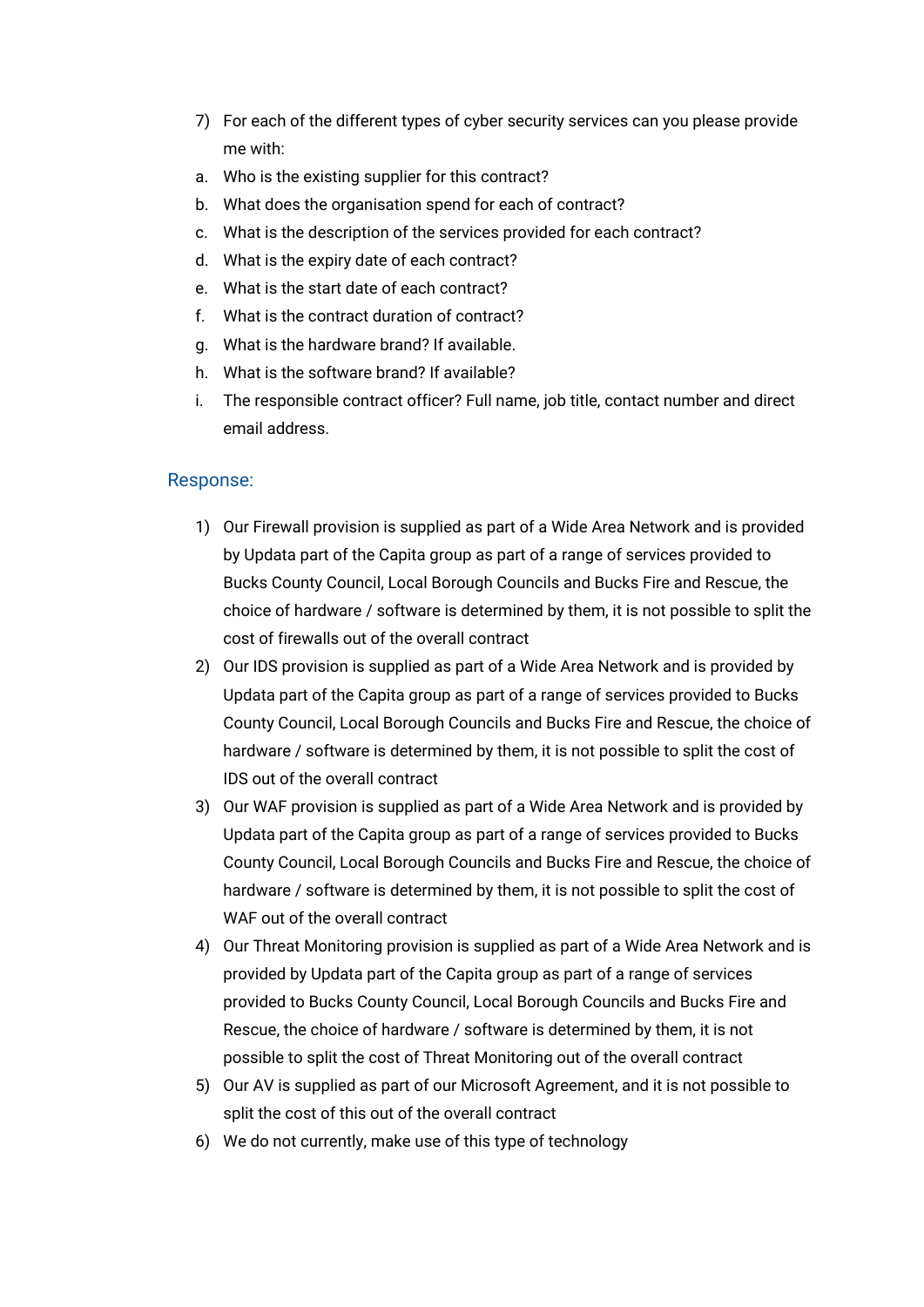7) For each of the different types of cyber security services can you please provide me with:

a. Who is the existing supplier for this contract?

b. What does the organisation spend for each of contract?

c. What is the description of the services provided for each contract?

d. What is the expiry date of each contract?

e. What is the start date of each contract?

f. What is the contract duration of contract?

g. What is the hardware brand? If available.

h. What is the software brand? If available?

i. The responsible contract officer? Full name, job title, contact number and direct email address.

## Response:

1) Our Firewall provision is supplied as part of a Wide Area Network and is provided by Updata part of the Capita group as part of a range of services provided to Bucks County Council, Local Borough Councils and Bucks Fire and Rescue, the choice of hardware / software is determined by them, it is not possible to split the cost of firewalls out of the overall contract
2) Our IDS provision is supplied as part of a Wide Area Network and is provided by Updata part of the Capita group as part of a range of services provided to Bucks County Council, Local Borough Councils and Bucks Fire and Rescue, the choice of hardware / software is determined by them, it is not possible to split the cost of IDS out of the overall contract
3) Our WAF provision is supplied as part of a Wide Area Network and is provided by Updata part of the Capita group as part of a range of services provided to Bucks County Council, Local Borough Councils and Bucks Fire and Rescue, the choice of hardware / software is determined by them, it is not possible to split the cost of WAF out of the overall contract
4) Our Threat Monitoring provision is supplied as part of a Wide Area Network and is provided by Updata part of the Capita group as part of a range of services provided to Bucks County Council, Local Borough Councils and Bucks Fire and Rescue, the choice of hardware / software is determined by them, it is not possible to split the cost of Threat Monitoring out of the overall contract
5) Our AV is supplied as part of our Microsoft Agreement, and it is not possible to split the cost of this out of the overall contract
6) We do not currently, make use of this type of technology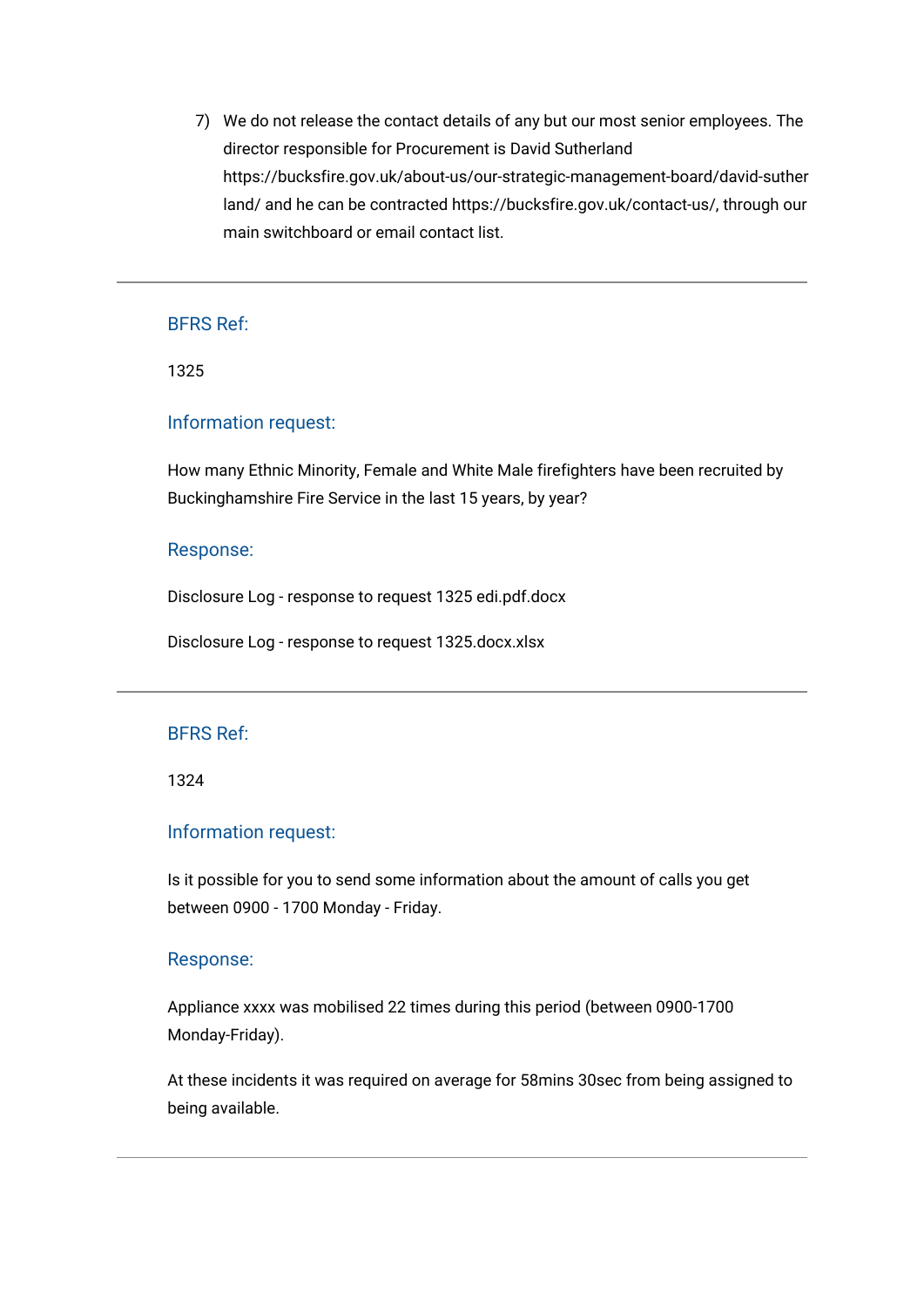7) We do not release the contact details of any but our most senior employees. The director responsible for Procurement is David Sutherland https://bucksfire.gov.uk/about-us/our-strategic-management-board/david-sutherland/ and he can be contracted https://bucksfire.gov.uk/contact-us/, through our main switchboard or email contact list.

---

### BFRS Ref:

1325

### Information request:

How many Ethnic Minority, Female and White Male firefighters have been recruited by Buckinghamshire Fire Service in the last 15 years, by year?

### Response:

Disclosure Log - response to request 1325 edi.pdf.docx

Disclosure Log - response to request 1325.docx.xlsx

---

### BFRS Ref:

1324

### Information request:

Is it possible for you to send some information about the amount of calls you get between 0900 - 1700 Monday - Friday.

### Response:

Appliance xxxx was mobilised 22 times during this period (between 0900-1700 Monday-Friday).

At these incidents it was required on average for 58mins 30sec from being assigned to being available.

---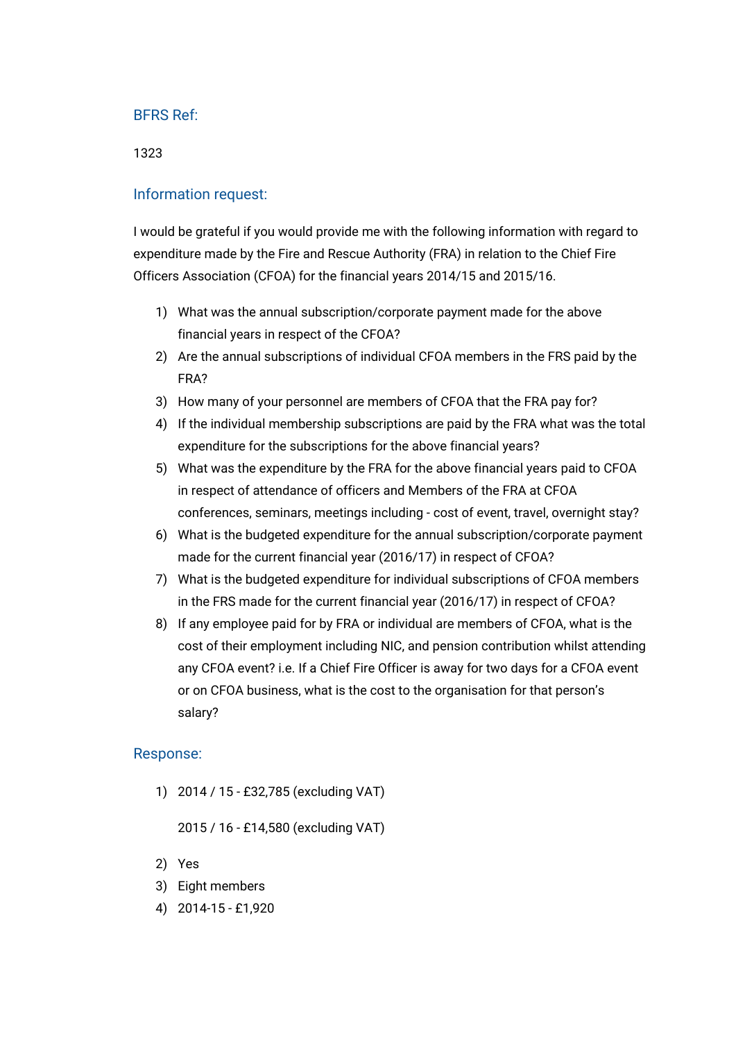## BFRS Ref:

1323

## Information request:

I would be grateful if you would provide me with the following information with regard to expenditure made by the Fire and Rescue Authority (FRA) in relation to the Chief Fire Officers Association (CFOA) for the financial years 2014/15 and 2015/16.

1) What was the annual subscription/corporate payment made for the above financial years in respect of the CFOA?
2) Are the annual subscriptions of individual CFOA members in the FRS paid by the FRA?
3) How many of your personnel are members of CFOA that the FRA pay for?
4) If the individual membership subscriptions are paid by the FRA what was the total expenditure for the subscriptions for the above financial years?
5) What was the expenditure by the FRA for the above financial years paid to CFOA in respect of attendance of officers and Members of the FRA at CFOA conferences, seminars, meetings including - cost of event, travel, overnight stay?
6) What is the budgeted expenditure for the annual subscription/corporate payment made for the current financial year (2016/17) in respect of CFOA?
7) What is the budgeted expenditure for individual subscriptions of CFOA members in the FRS made for the current financial year (2016/17) in respect of CFOA?
8) If any employee paid for by FRA or individual are members of CFOA, what is the cost of their employment including NIC, and pension contribution whilst attending any CFOA event? i.e. If a Chief Fire Officer is away for two days for a CFOA event or on CFOA business, what is the cost to the organisation for that person's salary?

## Response:

1) 2014 / 15 - £32,785 (excluding VAT)

   2015 / 16 - £14,580 (excluding VAT)

2) Yes
3) Eight members
4) 2014-15 - £1,920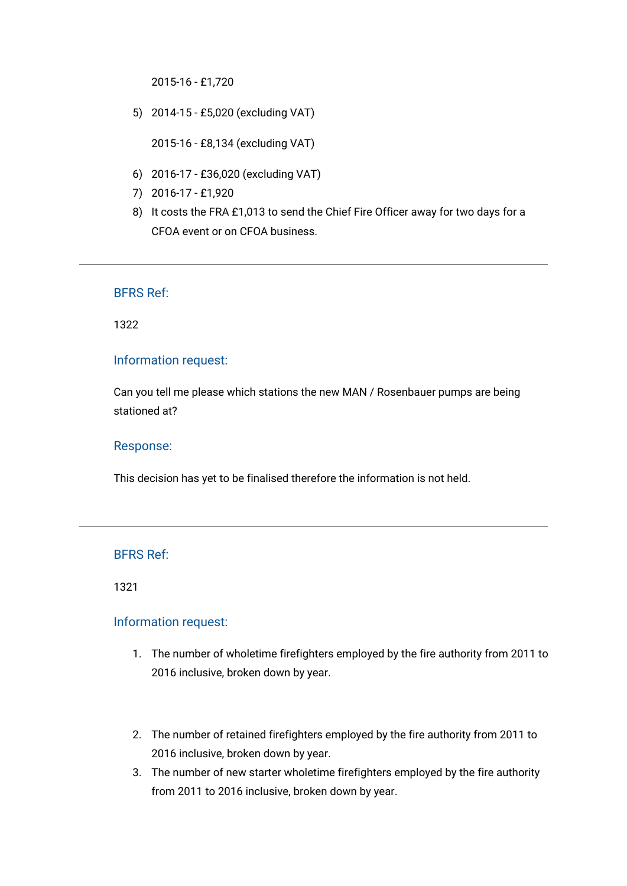2015-16 - £1,720

5) 2014-15 - £5,020 (excluding VAT)

   2015-16 - £8,134 (excluding VAT)

6) 2016-17 - £36,020 (excluding VAT)
7) 2016-17 - £1,920
8) It costs the FRA £1,013 to send the Chief Fire Officer away for two days for a CFOA event or on CFOA business.

---

### BFRS Ref:

1322

### Information request:

Can you tell me please which stations the new MAN / Rosenbauer pumps are being stationed at?

### Response:

This decision has yet to be finalised therefore the information is not held.

---

### BFRS Ref:

1321

### Information request:

1. The number of wholetime firefighters employed by the fire authority from 2011 to 2016 inclusive, broken down by year.

2. The number of retained firefighters employed by the fire authority from 2011 to 2016 inclusive, broken down by year.
3. The number of new starter wholetime firefighters employed by the fire authority from 2011 to 2016 inclusive, broken down by year.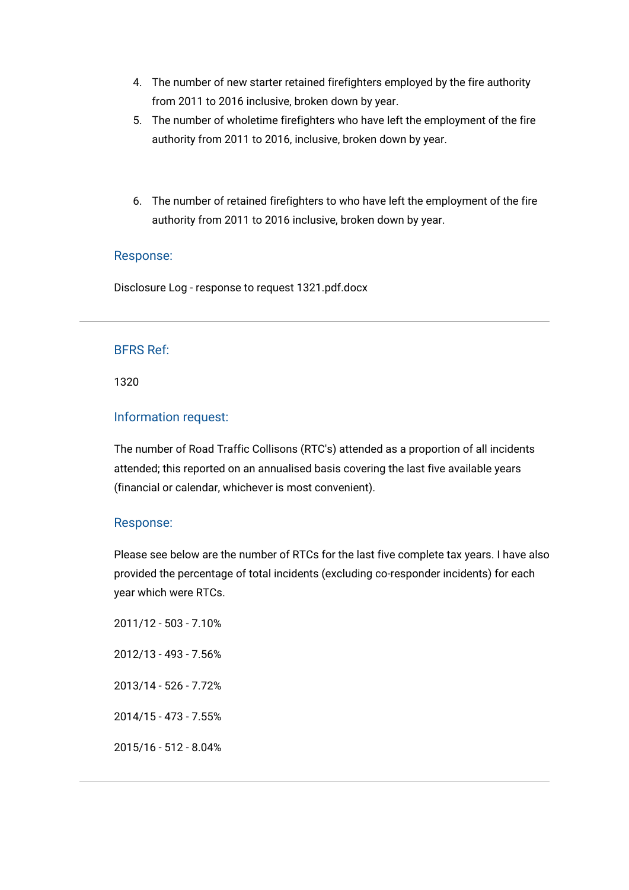4. The number of new starter retained firefighters employed by the fire authority from 2011 to 2016 inclusive, broken down by year.
5. The number of wholetime firefighters who have left the employment of the fire authority from 2011 to 2016, inclusive, broken down by year.

6. The number of retained firefighters to who have left the employment of the fire authority from 2011 to 2016 inclusive, broken down by year.

### Response:

Disclosure Log - response to request 1321.pdf.docx

---

### BFRS Ref:

1320

### Information request:

The number of Road Traffic Collisons (RTC's) attended as a proportion of all incidents attended; this reported on an annualised basis covering the last five available years (financial or calendar, whichever is most convenient).

### Response:

Please see below are the number of RTCs for the last five complete tax years. I have also provided the percentage of total incidents (excluding co-responder incidents) for each year which were RTCs.

2011/12 - 503 - 7.10%

2012/13 - 493 - 7.56%

2013/14 - 526 - 7.72%

2014/15 - 473 - 7.55%

2015/16 - 512 - 8.04%

---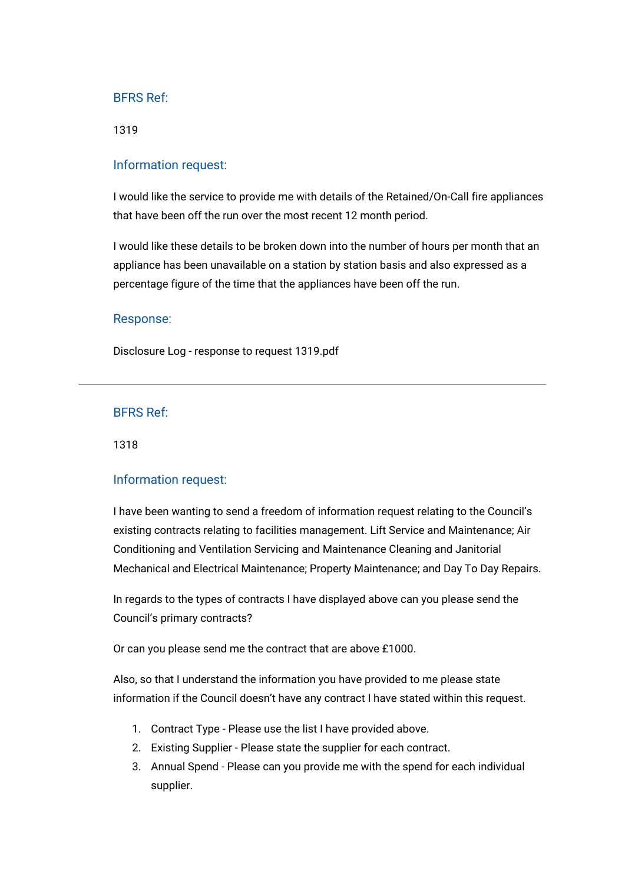### BFRS Ref:

1319

### Information request:

I would like the service to provide me with details of the Retained/On-Call fire appliances that have been off the run over the most recent 12 month period.

I would like these details to be broken down into the number of hours per month that an appliance has been unavailable on a station by station basis and also expressed as a percentage figure of the time that the appliances have been off the run.

### Response:

Disclosure Log - response to request 1319.pdf

---

### BFRS Ref:

1318

### Information request:

I have been wanting to send a freedom of information request relating to the Council's existing contracts relating to facilities management. Lift Service and Maintenance; Air Conditioning and Ventilation Servicing and Maintenance Cleaning and Janitorial Mechanical and Electrical Maintenance; Property Maintenance; and Day To Day Repairs.

In regards to the types of contracts I have displayed above can you please send the Council's primary contracts?

Or can you please send me the contract that are above £1000.

Also, so that I understand the information you have provided to me please state information if the Council doesn't have any contract I have stated within this request.

1. Contract Type - Please use the list I have provided above.
2. Existing Supplier - Please state the supplier for each contract.
3. Annual Spend - Please can you provide me with the spend for each individual supplier.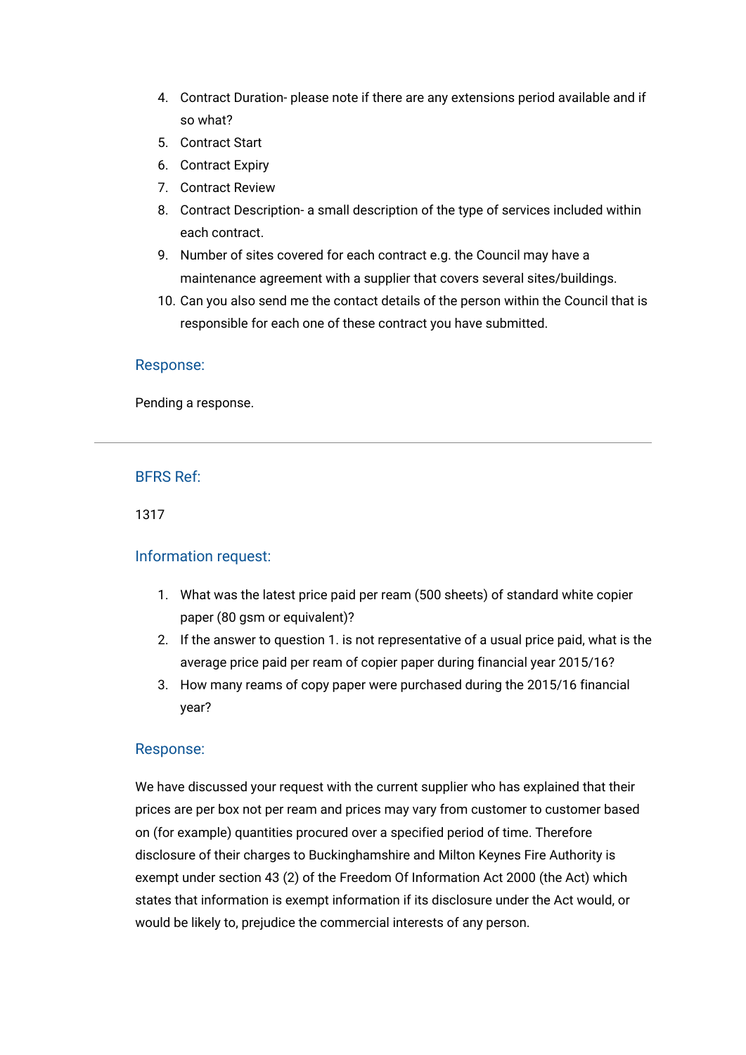4. Contract Duration- please note if there are any extensions period available and if so what?
5. Contract Start
6. Contract Expiry
7. Contract Review
8. Contract Description- a small description of the type of services included within each contract.
9. Number of sites covered for each contract e.g. the Council may have a maintenance agreement with a supplier that covers several sites/buildings.
10. Can you also send me the contact details of the person within the Council that is responsible for each one of these contract you have submitted.

### Response:

Pending a response.

---

### BFRS Ref:

1317

### Information request:

1. What was the latest price paid per ream (500 sheets) of standard white copier paper (80 gsm or equivalent)?
2. If the answer to question 1. is not representative of a usual price paid, what is the average price paid per ream of copier paper during financial year 2015/16?
3. How many reams of copy paper were purchased during the 2015/16 financial year?

### Response:

We have discussed your request with the current supplier who has explained that their prices are per box not per ream and prices may vary from customer to customer based on (for example) quantities procured over a specified period of time. Therefore disclosure of their charges to Buckinghamshire and Milton Keynes Fire Authority is exempt under section 43 (2) of the Freedom Of Information Act 2000 (the Act) which states that information is exempt information if its disclosure under the Act would, or would be likely to, prejudice the commercial interests of any person.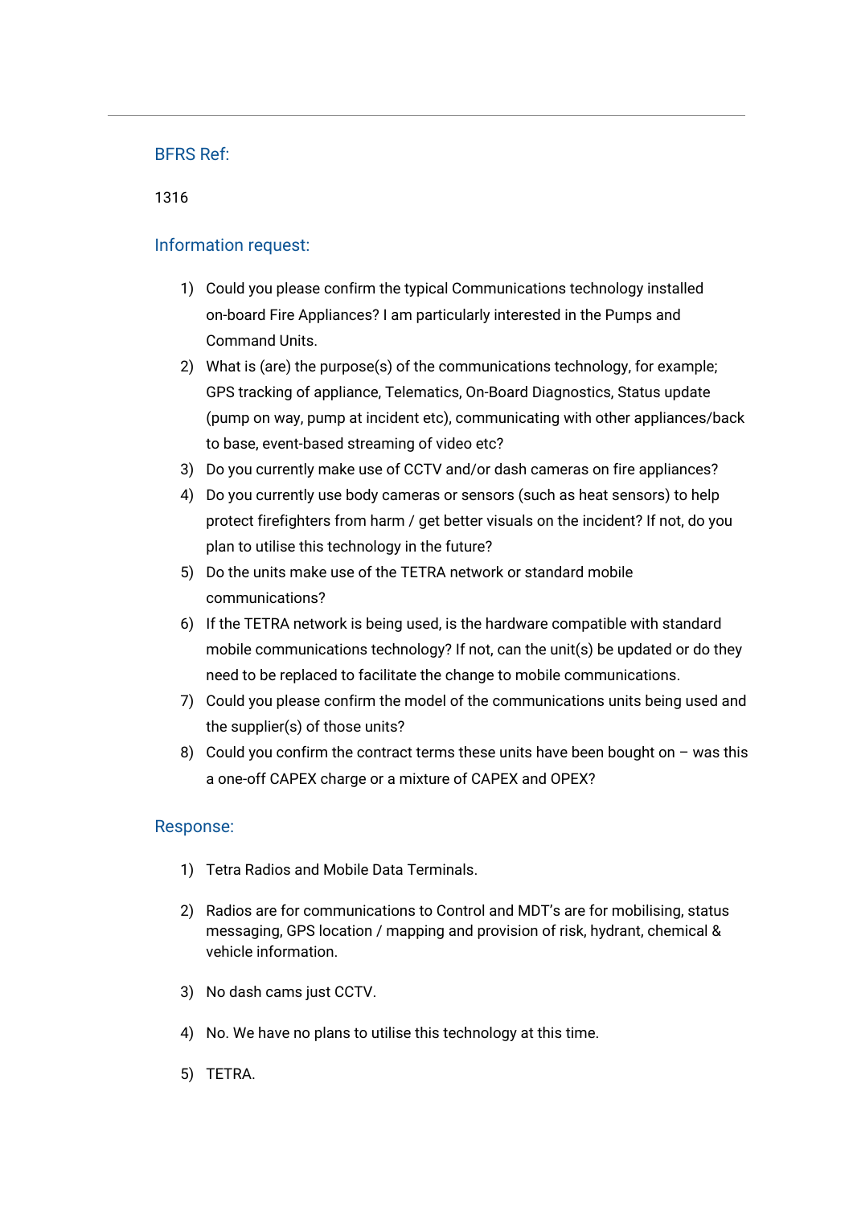## BFRS Ref:

1316

## Information request:

1) Could you please confirm the typical Communications technology installed on-board Fire Appliances? I am particularly interested in the Pumps and Command Units.
2) What is (are) the purpose(s) of the communications technology, for example; GPS tracking of appliance, Telematics, On-Board Diagnostics, Status update (pump on way, pump at incident etc), communicating with other appliances/back to base, event-based streaming of video etc?
3) Do you currently make use of CCTV and/or dash cameras on fire appliances?
4) Do you currently use body cameras or sensors (such as heat sensors) to help protect firefighters from harm / get better visuals on the incident? If not, do you plan to utilise this technology in the future?
5) Do the units make use of the TETRA network or standard mobile communications?
6) If the TETRA network is being used, is the hardware compatible with standard mobile communications technology? If not, can the unit(s) be updated or do they need to be replaced to facilitate the change to mobile communications.
7) Could you please confirm the model of the communications units being used and the supplier(s) of those units?
8) Could you confirm the contract terms these units have been bought on – was this a one-off CAPEX charge or a mixture of CAPEX and OPEX?

## Response:

1) Tetra Radios and Mobile Data Terminals.

2) Radios are for communications to Control and MDT's are for mobilising, status messaging, GPS location / mapping and provision of risk, hydrant, chemical & vehicle information.

3) No dash cams just CCTV.

4) No. We have no plans to utilise this technology at this time.

5) TETRA.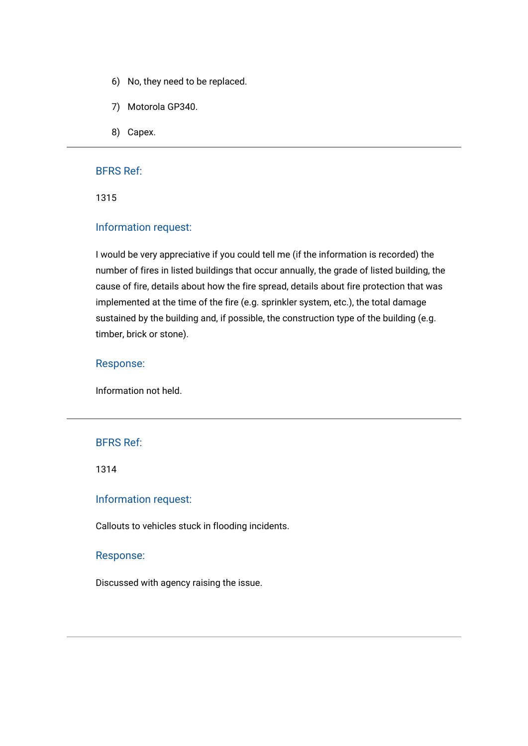6) No, they need to be replaced.

7) Motorola GP340.

8) Capex.

---

### BFRS Ref:

1315

### Information request:

I would be very appreciative if you could tell me (if the information is recorded) the number of fires in listed buildings that occur annually, the grade of listed building, the cause of fire, details about how the fire spread, details about fire protection that was implemented at the time of the fire (e.g. sprinkler system, etc.), the total damage sustained by the building and, if possible, the construction type of the building (e.g. timber, brick or stone).

### Response:

Information not held.

---

### BFRS Ref:

1314

### Information request:

Callouts to vehicles stuck in flooding incidents.

### Response:

Discussed with agency raising the issue.

---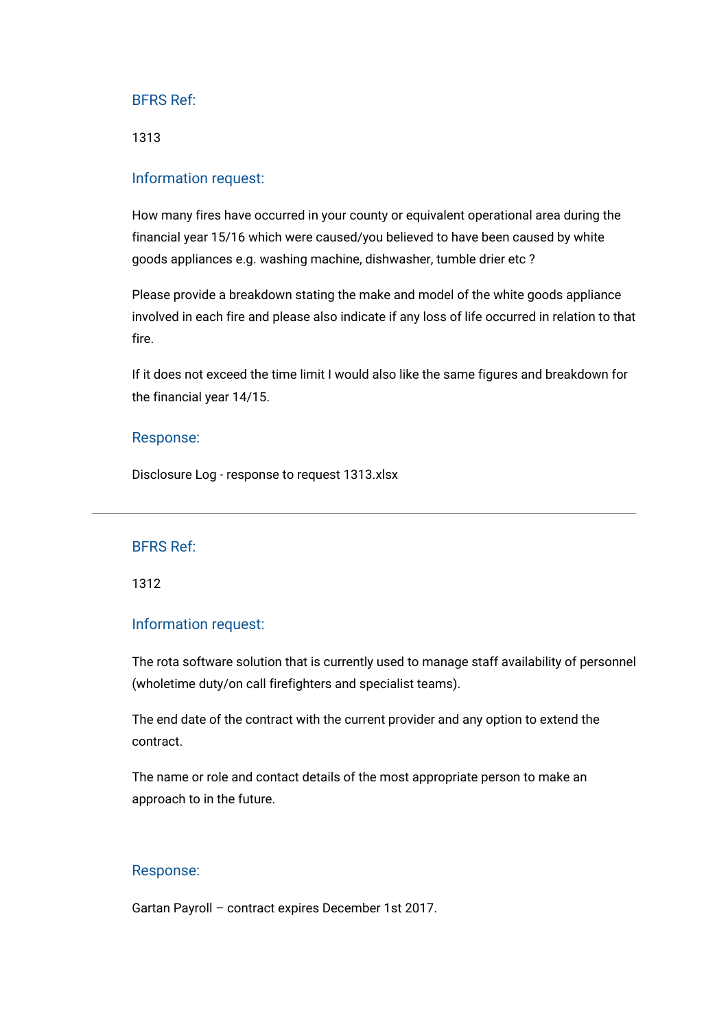### BFRS Ref:

1313

### Information request:

How many fires have occurred in your county or equivalent operational area during the financial year 15/16 which were caused/you believed to have been caused by white goods appliances e.g. washing machine, dishwasher, tumble drier etc ?

Please provide a breakdown stating the make and model of the white goods appliance involved in each fire and please also indicate if any loss of life occurred in relation to that fire.

If it does not exceed the time limit I would also like the same figures and breakdown for the financial year 14/15.

### Response:

Disclosure Log - response to request 1313.xlsx

---

### BFRS Ref:

1312

### Information request:

The rota software solution that is currently used to manage staff availability of personnel (wholetime duty/on call firefighters and specialist teams).

The end date of the contract with the current provider and any option to extend the contract.

The name or role and contact details of the most appropriate person to make an approach to in the future.

### Response:

Gartan Payroll – contract expires December 1st 2017.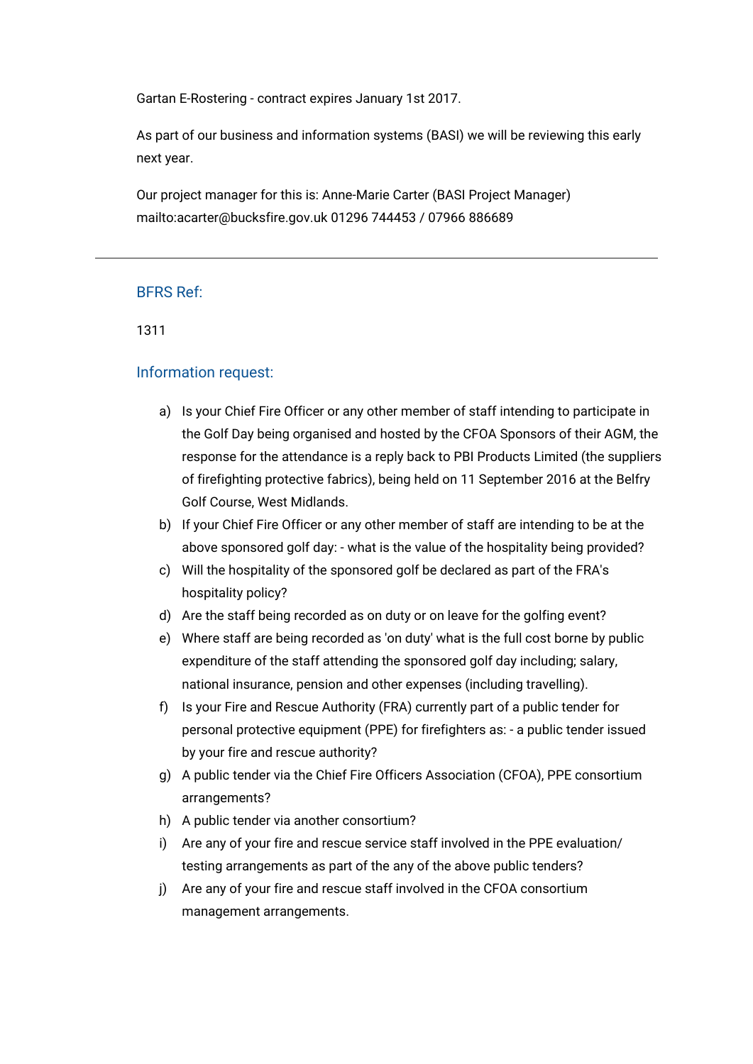Gartan E-Rostering - contract expires January 1st 2017.

As part of our business and information systems (BASI) we will be reviewing this early next year.

Our project manager for this is: Anne-Marie Carter (BASI Project Manager) mailto:acarter@bucksfire.gov.uk 01296 744453 / 07966 886689

---

### BFRS Ref:

1311

### Information request:

a) Is your Chief Fire Officer or any other member of staff intending to participate in the Golf Day being organised and hosted by the CFOA Sponsors of their AGM, the response for the attendance is a reply back to PBI Products Limited (the suppliers of firefighting protective fabrics), being held on 11 September 2016 at the Belfry Golf Course, West Midlands.

b) If your Chief Fire Officer or any other member of staff are intending to be at the above sponsored golf day: - what is the value of the hospitality being provided?

c) Will the hospitality of the sponsored golf be declared as part of the FRA's hospitality policy?

d) Are the staff being recorded as on duty or on leave for the golfing event?

e) Where staff are being recorded as 'on duty' what is the full cost borne by public expenditure of the staff attending the sponsored golf day including; salary, national insurance, pension and other expenses (including travelling).

f) Is your Fire and Rescue Authority (FRA) currently part of a public tender for personal protective equipment (PPE) for firefighters as: - a public tender issued by your fire and rescue authority?

g) A public tender via the Chief Fire Officers Association (CFOA), PPE consortium arrangements?

h) A public tender via another consortium?

i) Are any of your fire and rescue service staff involved in the PPE evaluation/ testing arrangements as part of the any of the above public tenders?

j) Are any of your fire and rescue staff involved in the CFOA consortium management arrangements.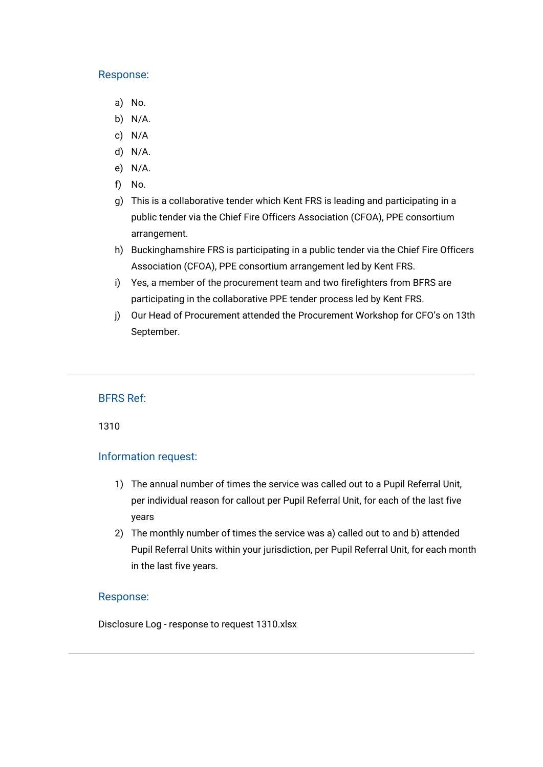### Response:

a) No.
b) N/A.
c) N/A
d) N/A.
e) N/A.
f) No.
g) This is a collaborative tender which Kent FRS is leading and participating in a public tender via the Chief Fire Officers Association (CFOA), PPE consortium arrangement.
h) Buckinghamshire FRS is participating in a public tender via the Chief Fire Officers Association (CFOA), PPE consortium arrangement led by Kent FRS.
i) Yes, a member of the procurement team and two firefighters from BFRS are participating in the collaborative PPE tender process led by Kent FRS.
j) Our Head of Procurement attended the Procurement Workshop for CFO's on 13th September.

---

### BFRS Ref:

1310

### Information request:

1) The annual number of times the service was called out to a Pupil Referral Unit, per individual reason for callout per Pupil Referral Unit, for each of the last five years
2) The monthly number of times the service was a) called out to and b) attended Pupil Referral Units within your jurisdiction, per Pupil Referral Unit, for each month in the last five years.

### Response:

Disclosure Log - response to request 1310.xlsx

---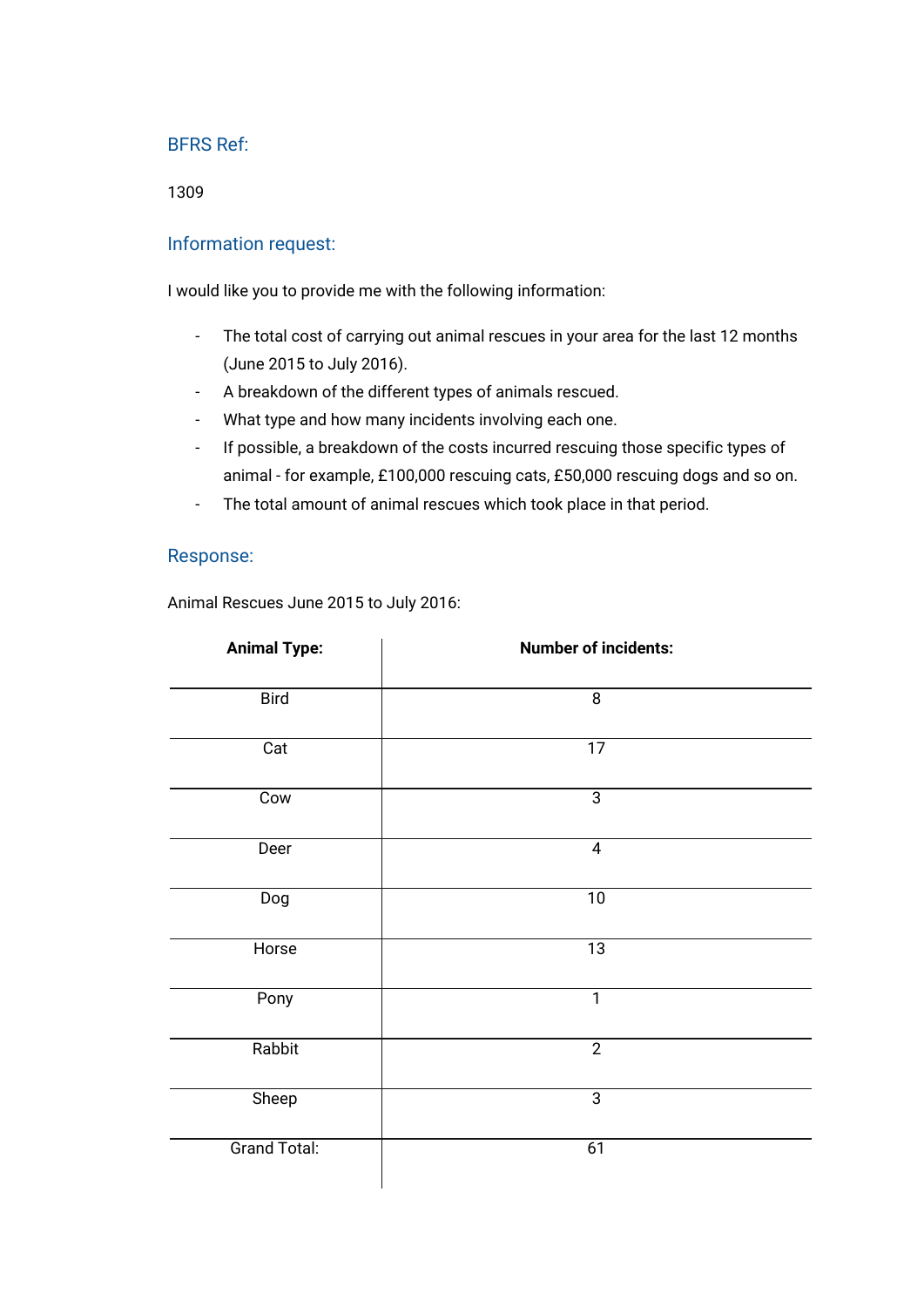## BFRS Ref:

1309

## Information request:

I would like you to provide me with the following information:

- The total cost of carrying out animal rescues in your area for the last 12 months (June 2015 to July 2016).
- A breakdown of the different types of animals rescued.
- What type and how many incidents involving each one.
- If possible, a breakdown of the costs incurred rescuing those specific types of animal - for example, £100,000 rescuing cats, £50,000 rescuing dogs and so on.
- The total amount of animal rescues which took place in that period.

## Response:

Animal Rescues June 2015 to July 2016:

| Animal Type: | Number of incidents: |
|---|---|
| Bird | 8 |
| Cat | 17 |
| Cow | 3 |
| Deer | 4 |
| Dog | 10 |
| Horse | 13 |
| Pony | 1 |
| Rabbit | 2 |
| Sheep | 3 |
| Grand Total: | 61 |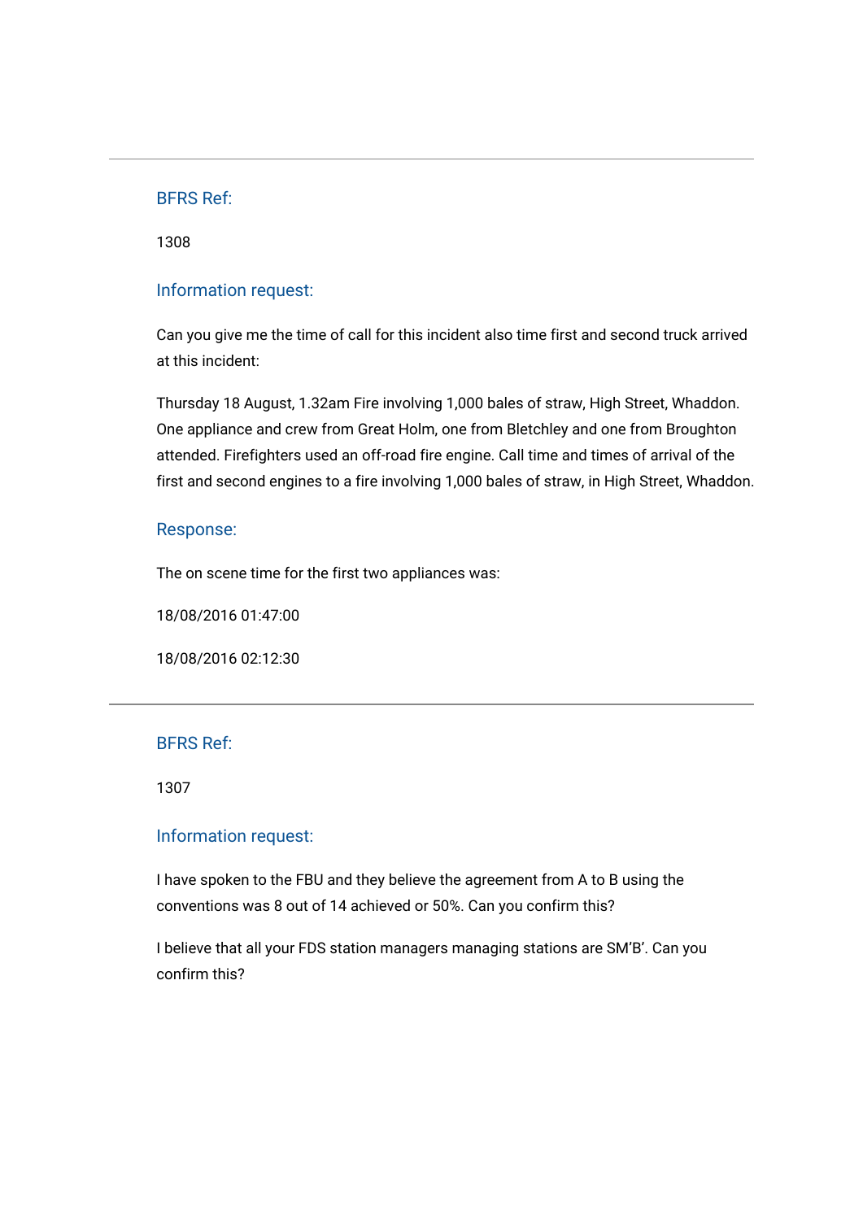---

### BFRS Ref:

1308

### Information request:

Can you give me the time of call for this incident also time first and second truck arrived at this incident:

Thursday 18 August, 1.32am Fire involving 1,000 bales of straw, High Street, Whaddon. One appliance and crew from Great Holm, one from Bletchley and one from Broughton attended. Firefighters used an off-road fire engine. Call time and times of arrival of the first and second engines to a fire involving 1,000 bales of straw, in High Street, Whaddon.

### Response:

The on scene time for the first two appliances was:

18/08/2016 01:47:00

18/08/2016 02:12:30

---

### BFRS Ref:

1307

### Information request:

I have spoken to the FBU and they believe the agreement from A to B using the conventions was 8 out of 14 achieved or 50%. Can you confirm this?

I believe that all your FDS station managers managing stations are SM'B'. Can you confirm this?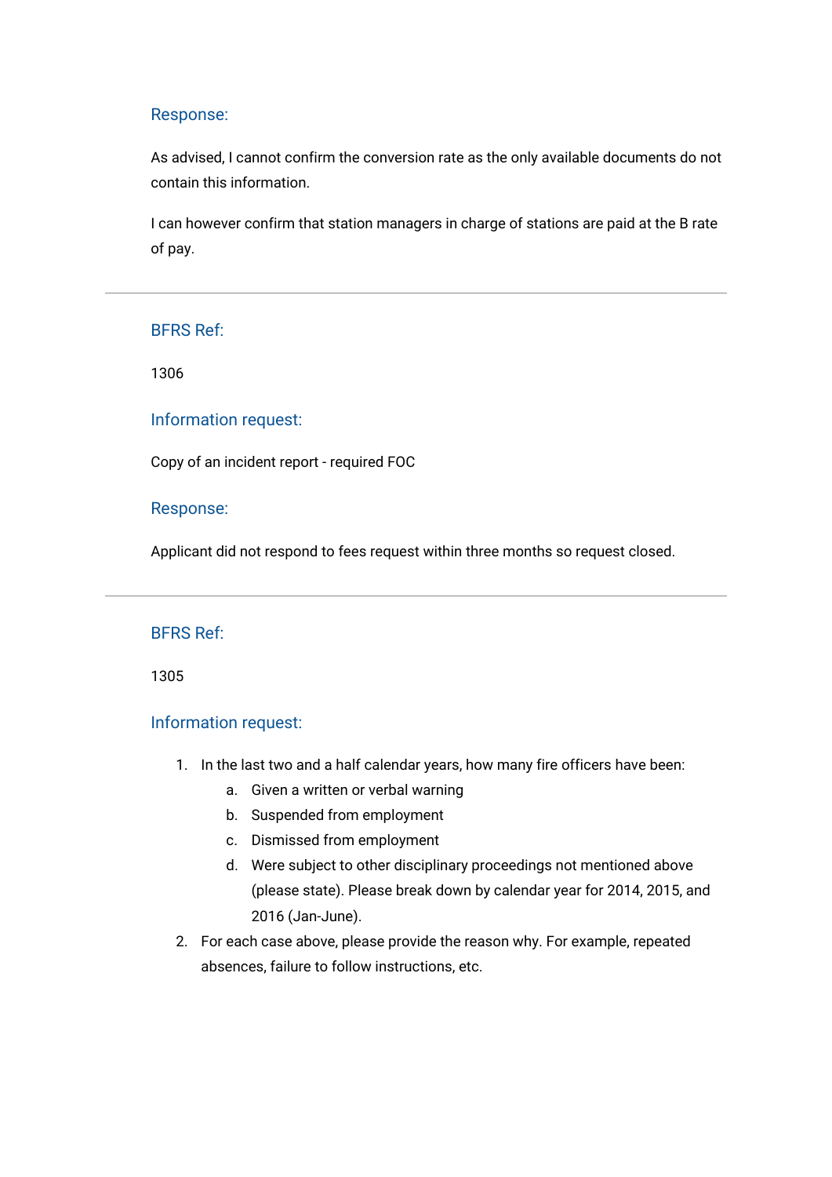### Response:

As advised, I cannot confirm the conversion rate as the only available documents do not contain this information.

I can however confirm that station managers in charge of stations are paid at the B rate of pay.

---

### BFRS Ref:

1306

### Information request:

Copy of an incident report - required FOC

### Response:

Applicant did not respond to fees request within three months so request closed.

---

### BFRS Ref:

1305

### Information request:

1. In the last two and a half calendar years, how many fire officers have been:
    a. Given a written or verbal warning
    b. Suspended from employment
    c. Dismissed from employment
    d. Were subject to other disciplinary proceedings not mentioned above (please state). Please break down by calendar year for 2014, 2015, and 2016 (Jan-June).
2. For each case above, please provide the reason why. For example, repeated absences, failure to follow instructions, etc.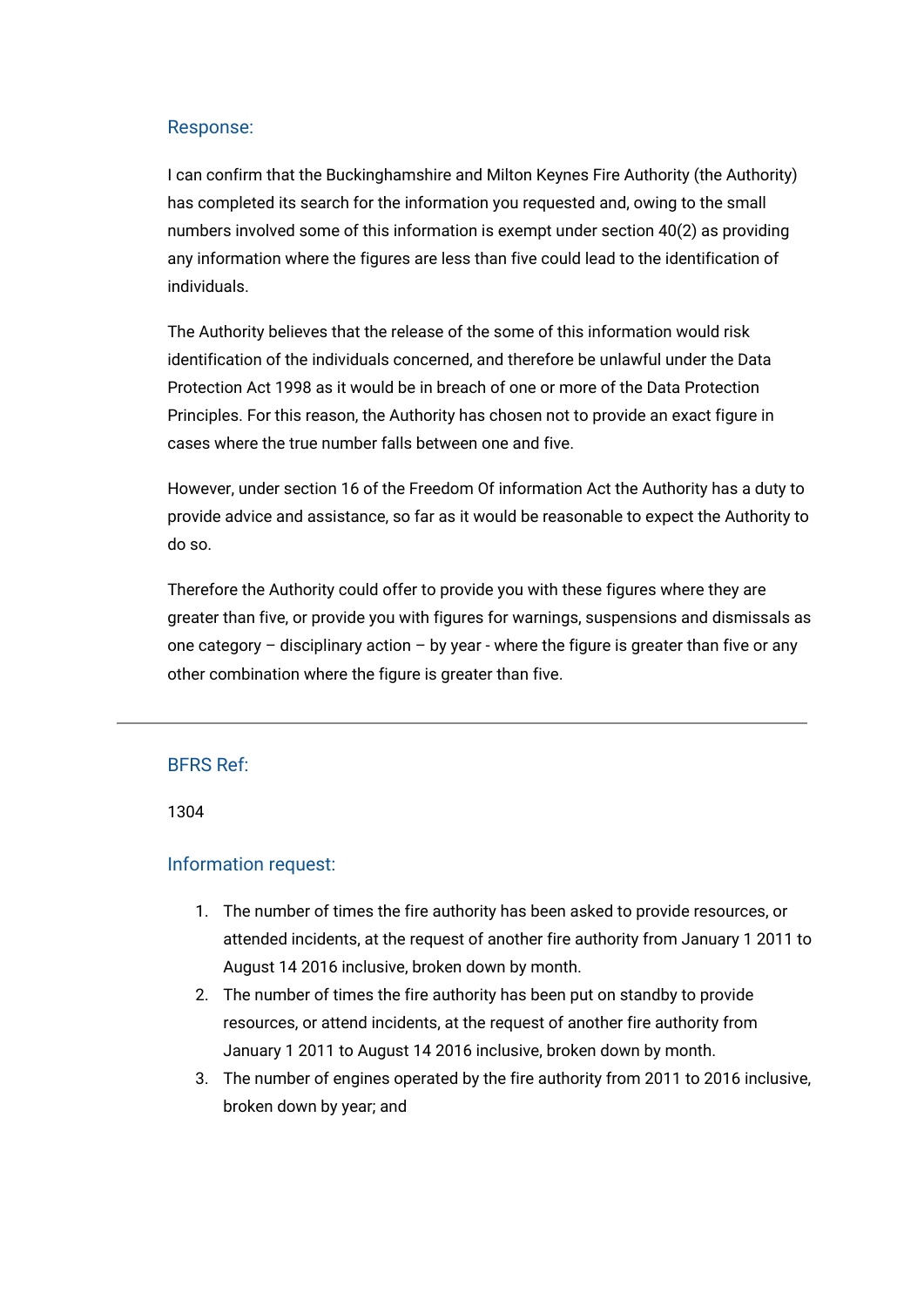### Response:

I can confirm that the Buckinghamshire and Milton Keynes Fire Authority (the Authority) has completed its search for the information you requested and, owing to the small numbers involved some of this information is exempt under section 40(2) as providing any information where the figures are less than five could lead to the identification of individuals.

The Authority believes that the release of the some of this information would risk identification of the individuals concerned, and therefore be unlawful under the Data Protection Act 1998 as it would be in breach of one or more of the Data Protection Principles. For this reason, the Authority has chosen not to provide an exact figure in cases where the true number falls between one and five.

However, under section 16 of the Freedom Of information Act the Authority has a duty to provide advice and assistance, so far as it would be reasonable to expect the Authority to do so.

Therefore the Authority could offer to provide you with these figures where they are greater than five, or provide you with figures for warnings, suspensions and dismissals as one category – disciplinary action – by year - where the figure is greater than five or any other combination where the figure is greater than five.

---

### BFRS Ref:

1304

### Information request:

1. The number of times the fire authority has been asked to provide resources, or attended incidents, at the request of another fire authority from January 1 2011 to August 14 2016 inclusive, broken down by month.
2. The number of times the fire authority has been put on standby to provide resources, or attend incidents, at the request of another fire authority from January 1 2011 to August 14 2016 inclusive, broken down by month.
3. The number of engines operated by the fire authority from 2011 to 2016 inclusive, broken down by year; and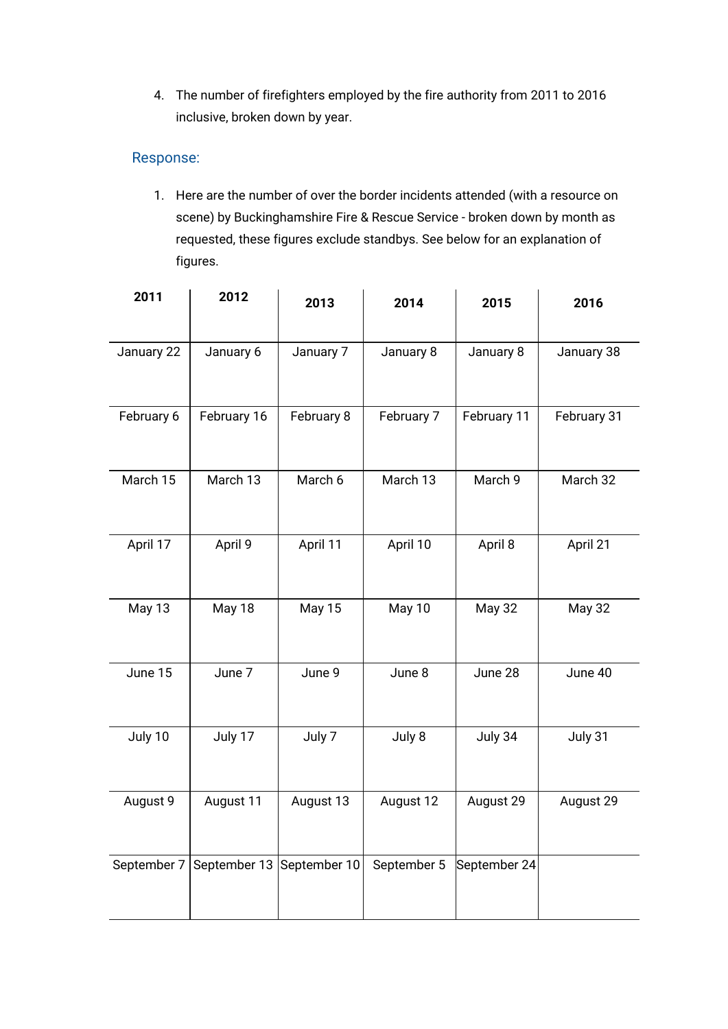4. The number of firefighters employed by the fire authority from 2011 to 2016 inclusive, broken down by year.

Response:

1. Here are the number of over the border incidents attended (with a resource on scene) by Buckinghamshire Fire & Rescue Service - broken down by month as requested, these figures exclude standbys. See below for an explanation of figures.

| 2011 | 2012 | 2013 | 2014 | 2015 | 2016 |
|---|---|---|---|---|---|
| January 22 | January 6 | January 7 | January 8 | January 8 | January 38 |
| February 6 | February 16 | February 8 | February 7 | February 11 | February 31 |
| March 15 | March 13 | March 6 | March 13 | March 9 | March 32 |
| April 17 | April 9 | April 11 | April 10 | April 8 | April 21 |
| May 13 | May 18 | May 15 | May 10 | May 32 | May 32 |
| June 15 | June 7 | June 9 | June 8 | June 28 | June 40 |
| July 10 | July 17 | July 7 | July 8 | July 34 | July 31 |
| August 9 | August 11 | August 13 | August 12 | August 29 | August 29 |
| September 7 | September 13 | September 10 | September 5 | September 24 | |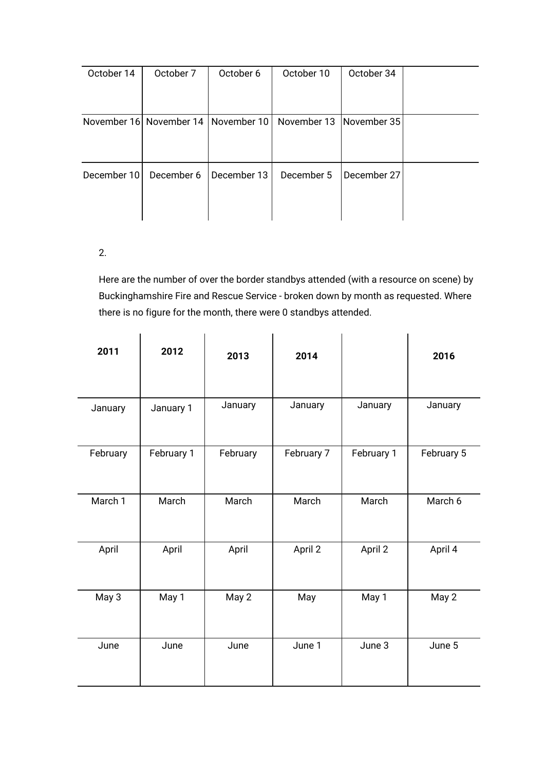| October 14 | October 7 | October 6 | October 10 | October 34 | |
|---|---|---|---|---|---|
| November 16 | November 14 | November 10 | November 13 | November 35 | |
| December 10 | December 6 | December 13 | December 5 | December 27 | |

2.

Here are the number of over the border standbys attended (with a resource on scene) by Buckinghamshire Fire and Rescue Service - broken down by month as requested. Where there is no figure for the month, there were 0 standbys attended.

| 2011 | 2012 | 2013 | 2014 | | 2016 |
|---|---|---|---|---|---|
| January | January 1 | January | January | January | January |
| February | February 1 | February | February 7 | February 1 | February 5 |
| March 1 | March | March | March | March | March 6 |
| April | April | April | April 2 | April 2 | April 4 |
| May 3 | May 1 | May 2 | May | May 1 | May 2 |
| June | June | June | June 1 | June 3 | June 5 |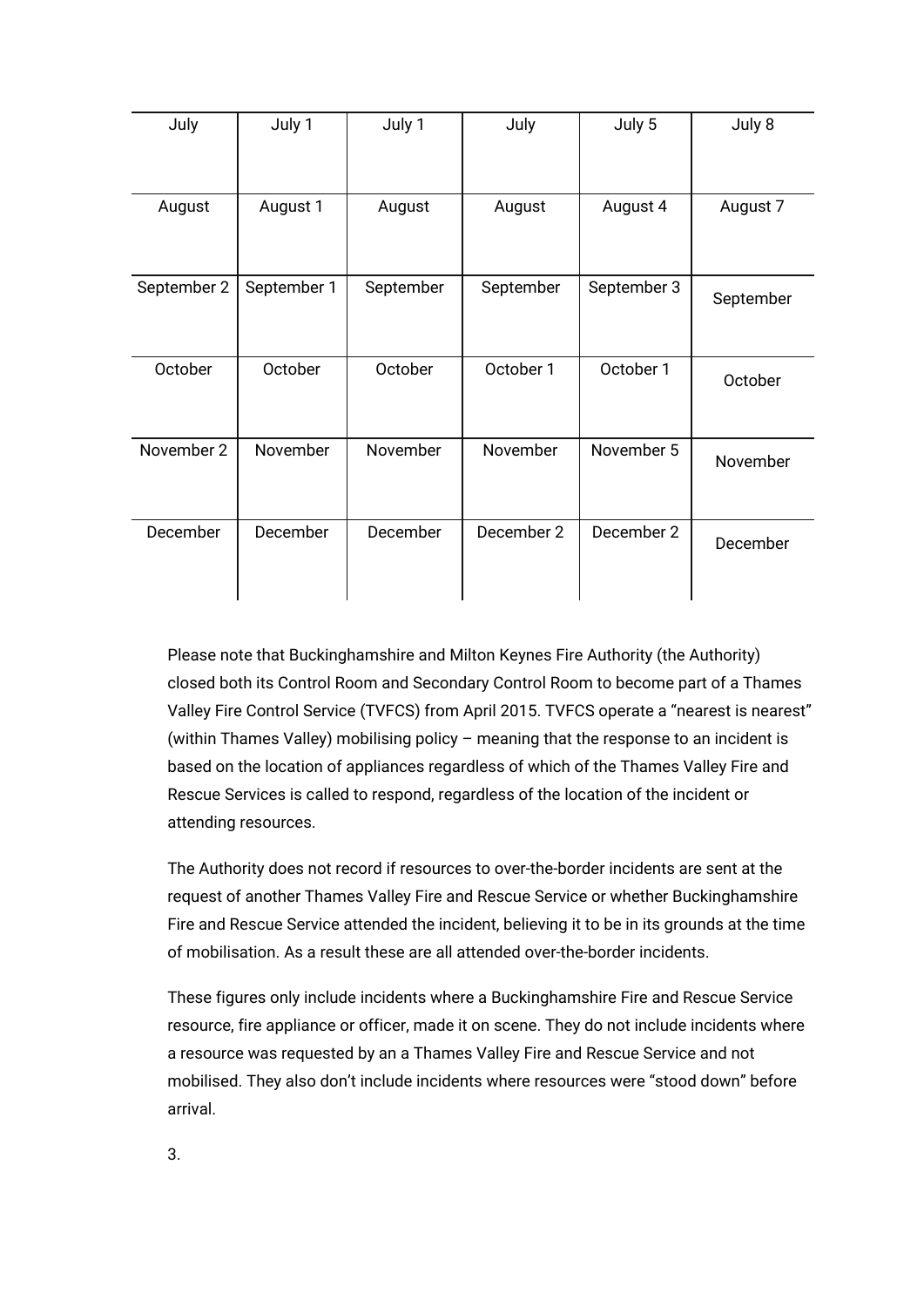| July | July 1 | July 1 | July | July 5 | July 8 |
|---|---|---|---|---|---|
| August | August 1 | August | August | August 4 | August 7 |
| September 2 | September 1 | September | September | September 3 | September |
| October | October | October | October 1 | October 1 | October |
| November 2 | November | November | November | November 5 | November |
| December | December | December | December 2 | December 2 | December |

Please note that Buckinghamshire and Milton Keynes Fire Authority (the Authority) closed both its Control Room and Secondary Control Room to become part of a Thames Valley Fire Control Service (TVFCS) from April 2015. TVFCS operate a "nearest is nearest" (within Thames Valley) mobilising policy – meaning that the response to an incident is based on the location of appliances regardless of which of the Thames Valley Fire and Rescue Services is called to respond, regardless of the location of the incident or attending resources.

The Authority does not record if resources to over-the-border incidents are sent at the request of another Thames Valley Fire and Rescue Service or whether Buckinghamshire Fire and Rescue Service attended the incident, believing it to be in its grounds at the time of mobilisation. As a result these are all attended over-the-border incidents.

These figures only include incidents where a Buckinghamshire Fire and Rescue Service resource, fire appliance or officer, made it on scene. They do not include incidents where a resource was requested by an a Thames Valley Fire and Rescue Service and not mobilised. They also don't include incidents where resources were "stood down" before arrival.

3.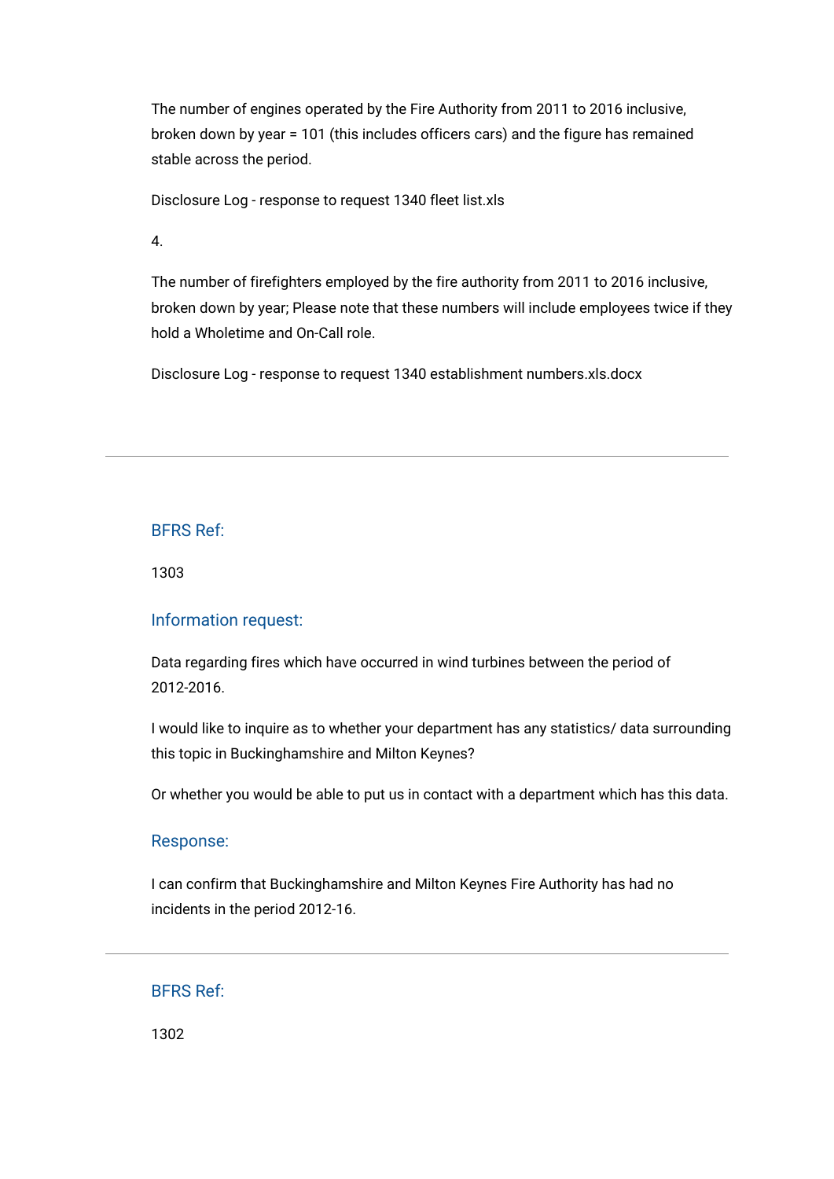The number of engines operated by the Fire Authority from 2011 to 2016 inclusive, broken down by year = 101 (this includes officers cars) and the figure has remained stable across the period.

Disclosure Log - response to request 1340 fleet list.xls

4.

The number of firefighters employed by the fire authority from 2011 to 2016 inclusive, broken down by year; Please note that these numbers will include employees twice if they hold a Wholetime and On-Call role.

Disclosure Log - response to request 1340 establishment numbers.xls.docx

---

### BFRS Ref:

1303

### Information request:

Data regarding fires which have occurred in wind turbines between the period of 2012-2016.

I would like to inquire as to whether your department has any statistics/ data surrounding this topic in Buckinghamshire and Milton Keynes?

Or whether you would be able to put us in contact with a department which has this data.

### Response:

I can confirm that Buckinghamshire and Milton Keynes Fire Authority has had no incidents in the period 2012-16.

---

### BFRS Ref:

1302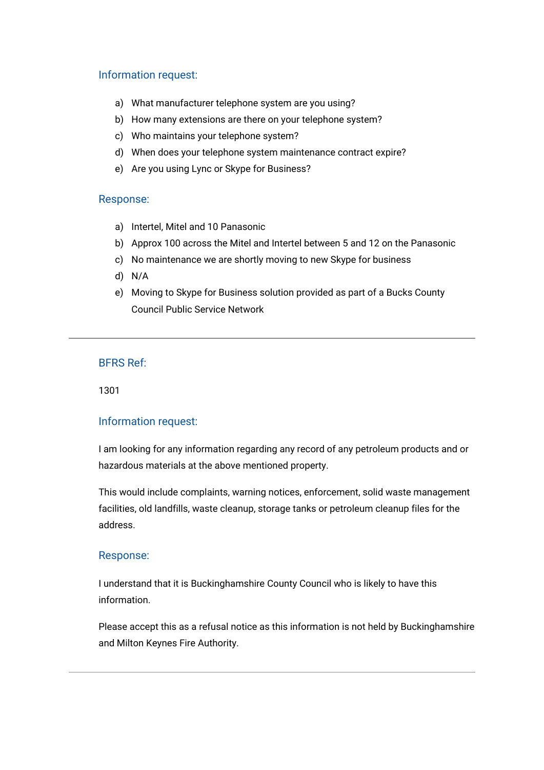### Information request:

a) What manufacturer telephone system are you using?
b) How many extensions are there on your telephone system?
c) Who maintains your telephone system?
d) When does your telephone system maintenance contract expire?
e) Are you using Lync or Skype for Business?

### Response:

a) Intertel, Mitel and 10 Panasonic
b) Approx 100 across the Mitel and Intertel between 5 and 12 on the Panasonic
c) No maintenance we are shortly moving to new Skype for business
d) N/A
e) Moving to Skype for Business solution provided as part of a Bucks County Council Public Service Network

---

### BFRS Ref:

1301

### Information request:

I am looking for any information regarding any record of any petroleum products and or hazardous materials at the above mentioned property.

This would include complaints, warning notices, enforcement, solid waste management facilities, old landfills, waste cleanup, storage tanks or petroleum cleanup files for the address.

### Response:

I understand that it is Buckinghamshire County Council who is likely to have this information.

Please accept this as a refusal notice as this information is not held by Buckinghamshire and Milton Keynes Fire Authority.

---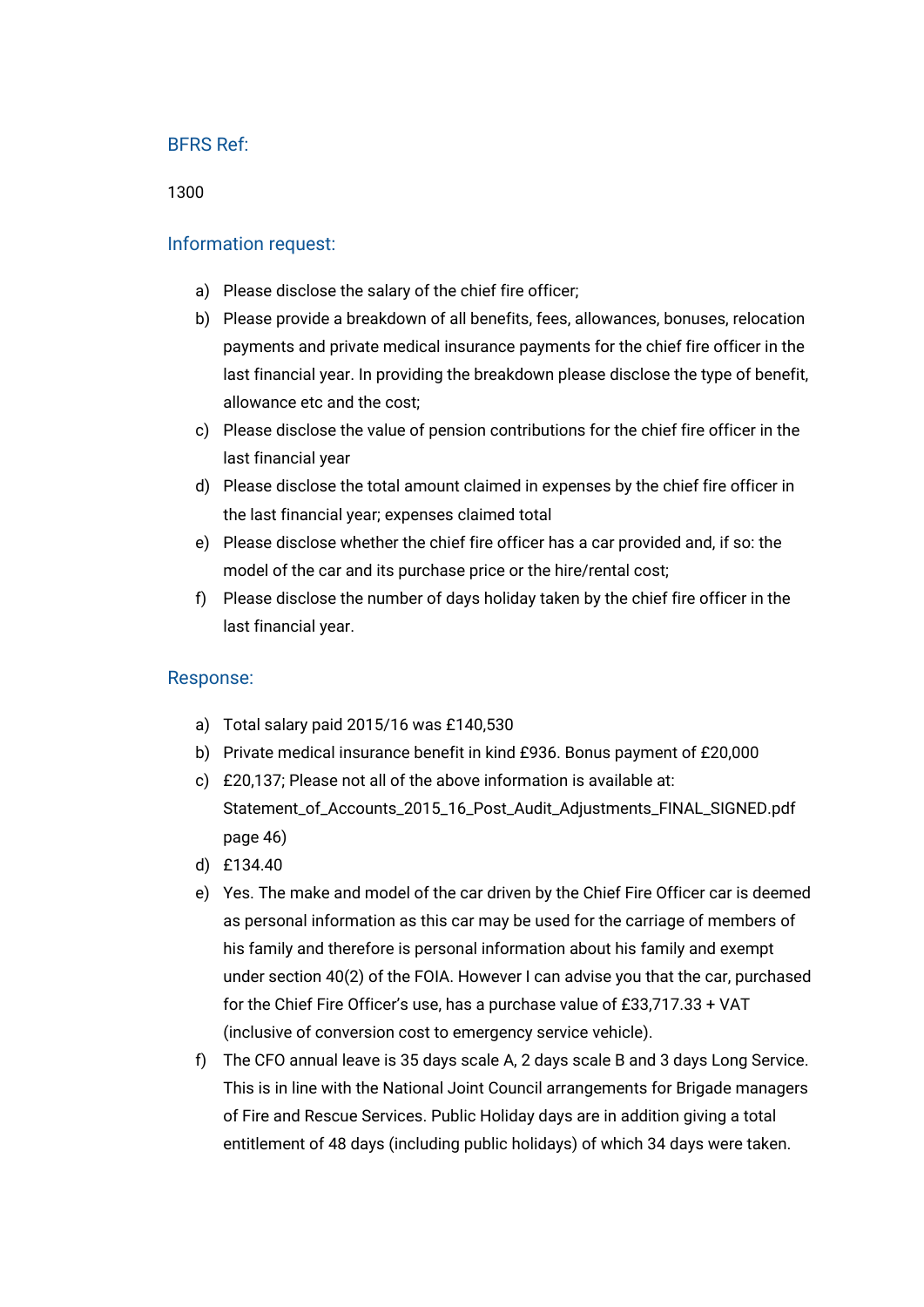## BFRS Ref:

1300

## Information request:

a) Please disclose the salary of the chief fire officer;
b) Please provide a breakdown of all benefits, fees, allowances, bonuses, relocation payments and private medical insurance payments for the chief fire officer in the last financial year. In providing the breakdown please disclose the type of benefit, allowance etc and the cost;
c) Please disclose the value of pension contributions for the chief fire officer in the last financial year
d) Please disclose the total amount claimed in expenses by the chief fire officer in the last financial year; expenses claimed total
e) Please disclose whether the chief fire officer has a car provided and, if so: the model of the car and its purchase price or the hire/rental cost;
f) Please disclose the number of days holiday taken by the chief fire officer in the last financial year.

## Response:

a) Total salary paid 2015/16 was £140,530
b) Private medical insurance benefit in kind £936. Bonus payment of £20,000
c) £20,137; Please not all of the above information is available at: Statement_of_Accounts_2015_16_Post_Audit_Adjustments_FINAL_SIGNED.pdf page 46)
d) £134.40
e) Yes. The make and model of the car driven by the Chief Fire Officer car is deemed as personal information as this car may be used for the carriage of members of his family and therefore is personal information about his family and exempt under section 40(2) of the FOIA. However I can advise you that the car, purchased for the Chief Fire Officer's use, has a purchase value of £33,717.33 + VAT (inclusive of conversion cost to emergency service vehicle).
f) The CFO annual leave is 35 days scale A, 2 days scale B and 3 days Long Service. This is in line with the National Joint Council arrangements for Brigade managers of Fire and Rescue Services. Public Holiday days are in addition giving a total entitlement of 48 days (including public holidays) of which 34 days were taken.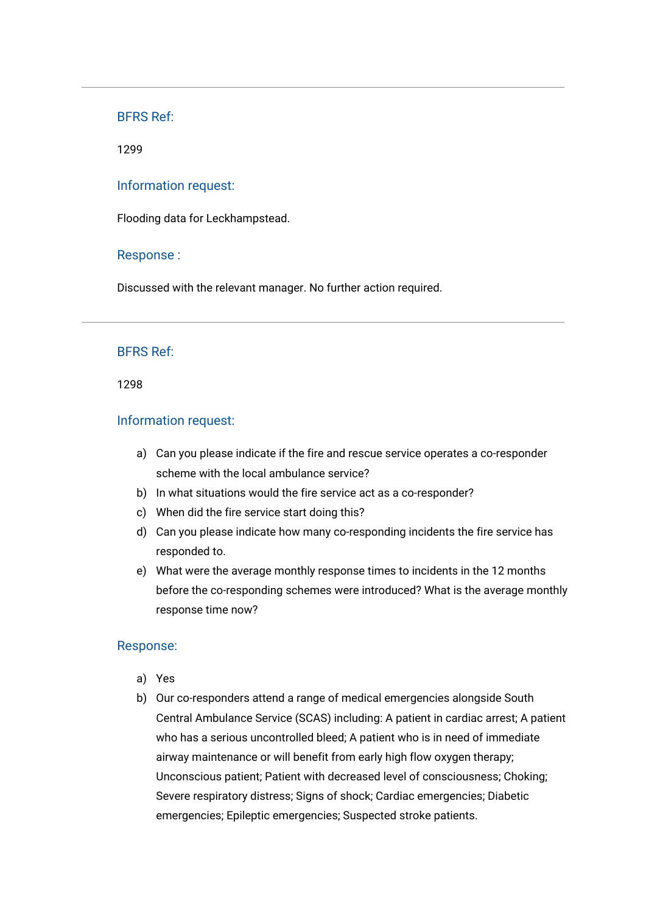---

### BFRS Ref:

1299

### Information request:

Flooding data for Leckhampstead.

### Response :

Discussed with the relevant manager. No further action required.

---

### BFRS Ref:

1298

### Information request:

a) Can you please indicate if the fire and rescue service operates a co-responder scheme with the local ambulance service?
b) In what situations would the fire service act as a co-responder?
c) When did the fire service start doing this?
d) Can you please indicate how many co-responding incidents the fire service has responded to.
e) What were the average monthly response times to incidents in the 12 months before the co-responding schemes were introduced? What is the average monthly response time now?

### Response:

a) Yes
b) Our co-responders attend a range of medical emergencies alongside South Central Ambulance Service (SCAS) including: A patient in cardiac arrest; A patient who has a serious uncontrolled bleed; A patient who is in need of immediate airway maintenance or will benefit from early high flow oxygen therapy; Unconscious patient; Patient with decreased level of consciousness; Choking; Severe respiratory distress; Signs of shock; Cardiac emergencies; Diabetic emergencies; Epileptic emergencies; Suspected stroke patients.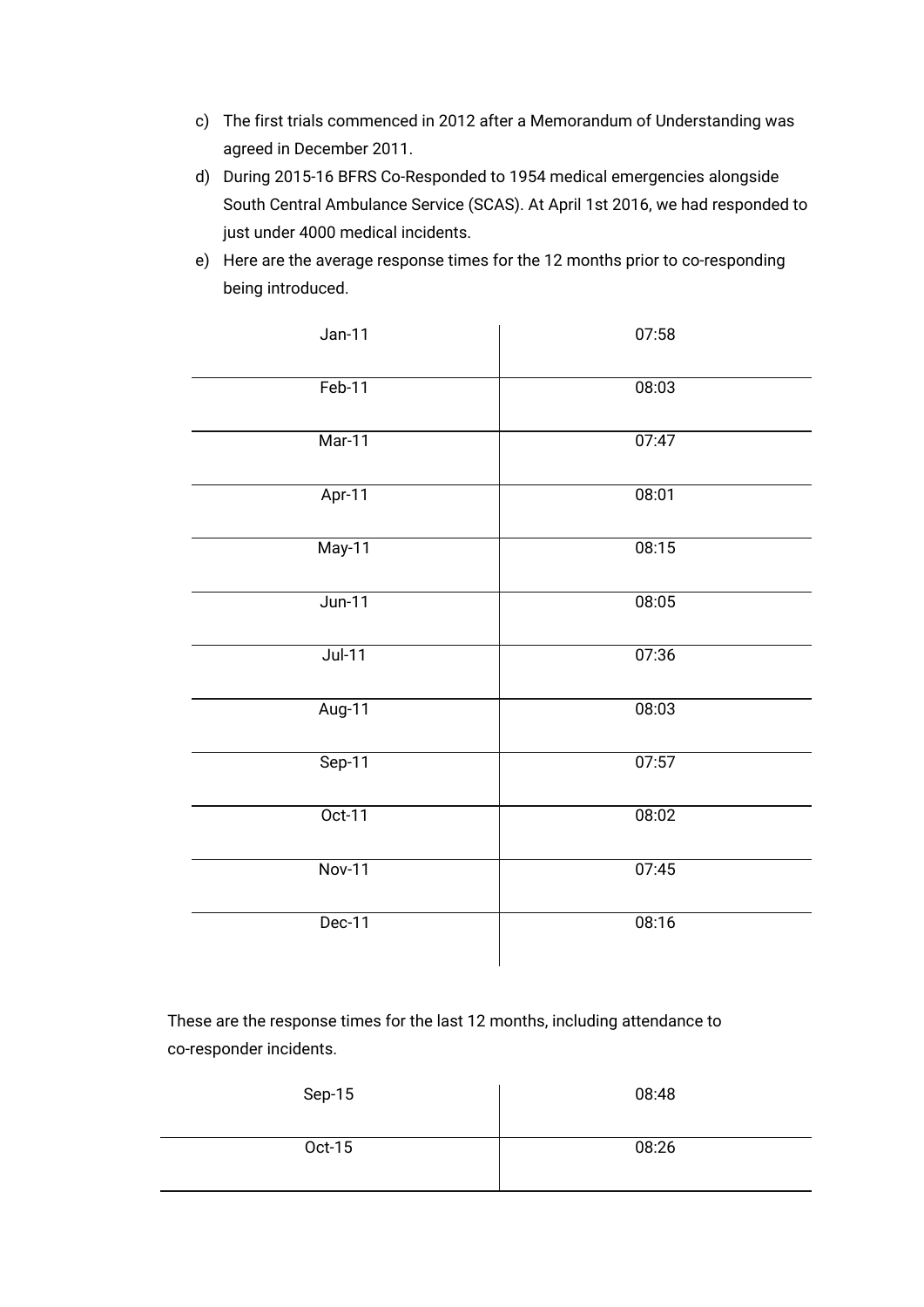c) The first trials commenced in 2012 after a Memorandum of Understanding was agreed in December 2011.

d) During 2015-16 BFRS Co-Responded to 1954 medical emergencies alongside South Central Ambulance Service (SCAS). At April 1st 2016, we had responded to just under 4000 medical incidents.

e) Here are the average response times for the 12 months prior to co-responding being introduced.

| | |
|---|---|
| Jan-11 | 07:58 |
| Feb-11 | 08:03 |
| Mar-11 | 07:47 |
| Apr-11 | 08:01 |
| May-11 | 08:15 |
| Jun-11 | 08:05 |
| Jul-11 | 07:36 |
| Aug-11 | 08:03 |
| Sep-11 | 07:57 |
| Oct-11 | 08:02 |
| Nov-11 | 07:45 |
| Dec-11 | 08:16 |

These are the response times for the last 12 months, including attendance to co-responder incidents.

| | |
|---|---|
| Sep-15 | 08:48 |
| Oct-15 | 08:26 |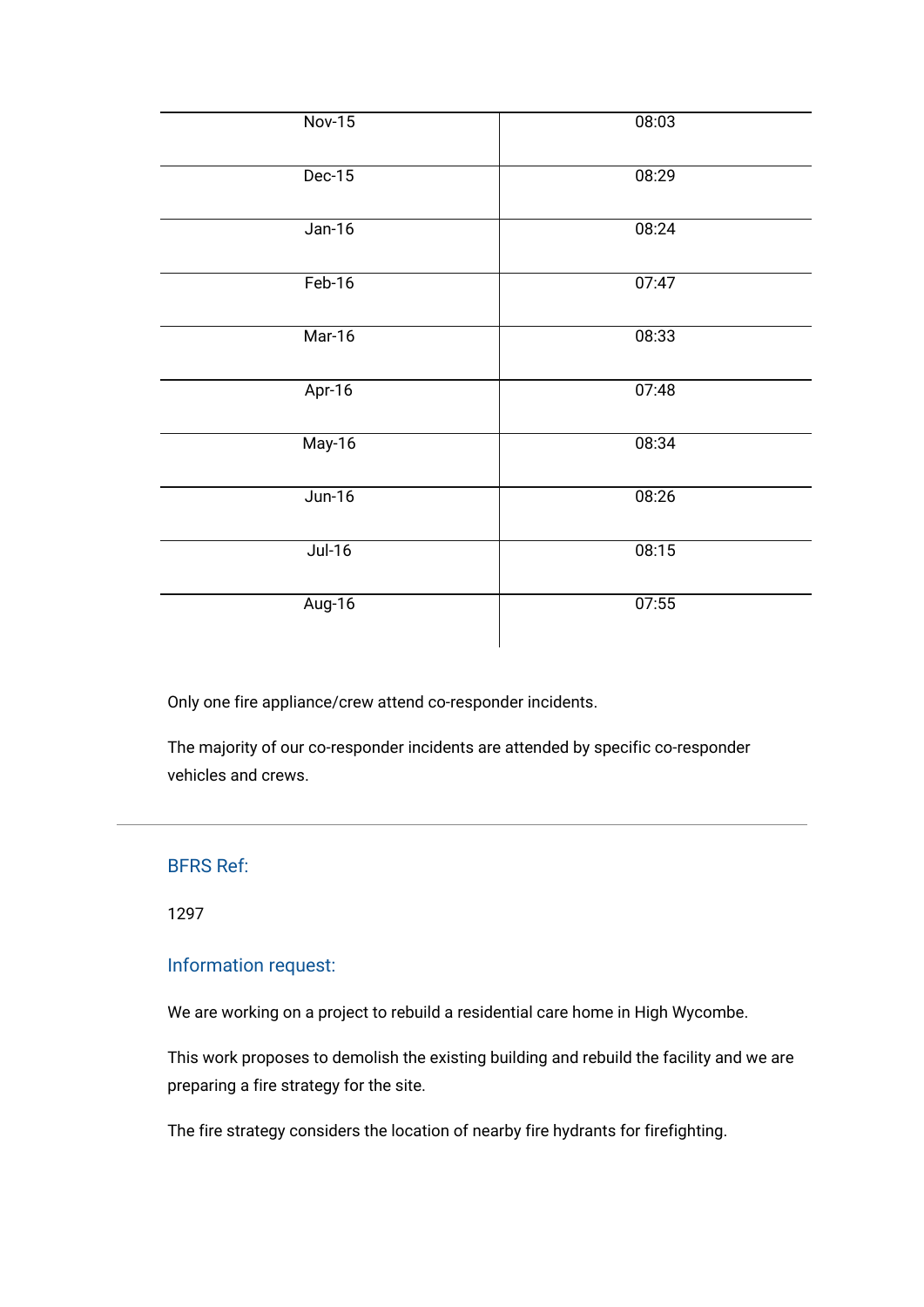| | |
|---|---|
| Nov-15 | 08:03 |
| Dec-15 | 08:29 |
| Jan-16 | 08:24 |
| Feb-16 | 07:47 |
| Mar-16 | 08:33 |
| Apr-16 | 07:48 |
| May-16 | 08:34 |
| Jun-16 | 08:26 |
| Jul-16 | 08:15 |
| Aug-16 | 07:55 |

Only one fire appliance/crew attend co-responder incidents.

The majority of our co-responder incidents are attended by specific co-responder vehicles and crews.

---

### BFRS Ref:

1297

### Information request:

We are working on a project to rebuild a residential care home in High Wycombe.

This work proposes to demolish the existing building and rebuild the facility and we are preparing a fire strategy for the site.

The fire strategy considers the location of nearby fire hydrants for firefighting.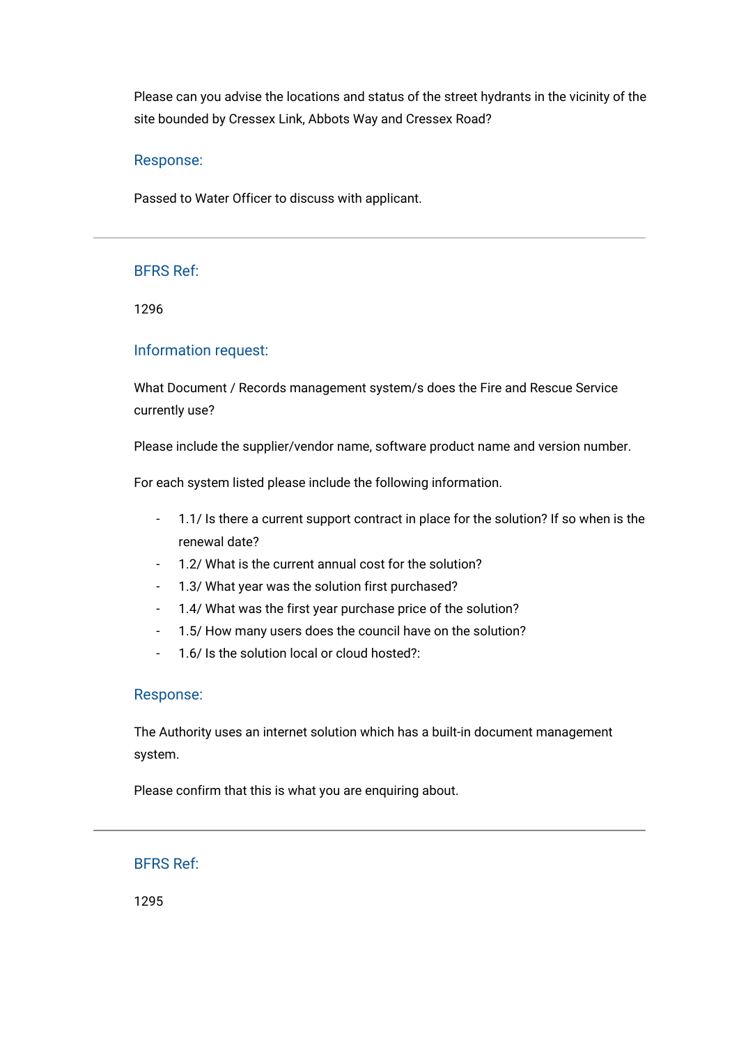Please can you advise the locations and status of the street hydrants in the vicinity of the site bounded by Cressex Link, Abbots Way and Cressex Road?

### Response:

Passed to Water Officer to discuss with applicant.

---

### BFRS Ref:

1296

### Information request:

What Document / Records management system/s does the Fire and Rescue Service currently use?

Please include the supplier/vendor name, software product name and version number.

For each system listed please include the following information.

- 1.1/ Is there a current support contract in place for the solution? If so when is the renewal date?
- 1.2/ What is the current annual cost for the solution?
- 1.3/ What year was the solution first purchased?
- 1.4/ What was the first year purchase price of the solution?
- 1.5/ How many users does the council have on the solution?
- 1.6/ Is the solution local or cloud hosted?:

### Response:

The Authority uses an internet solution which has a built-in document management system.

Please confirm that this is what you are enquiring about.

---

### BFRS Ref:

1295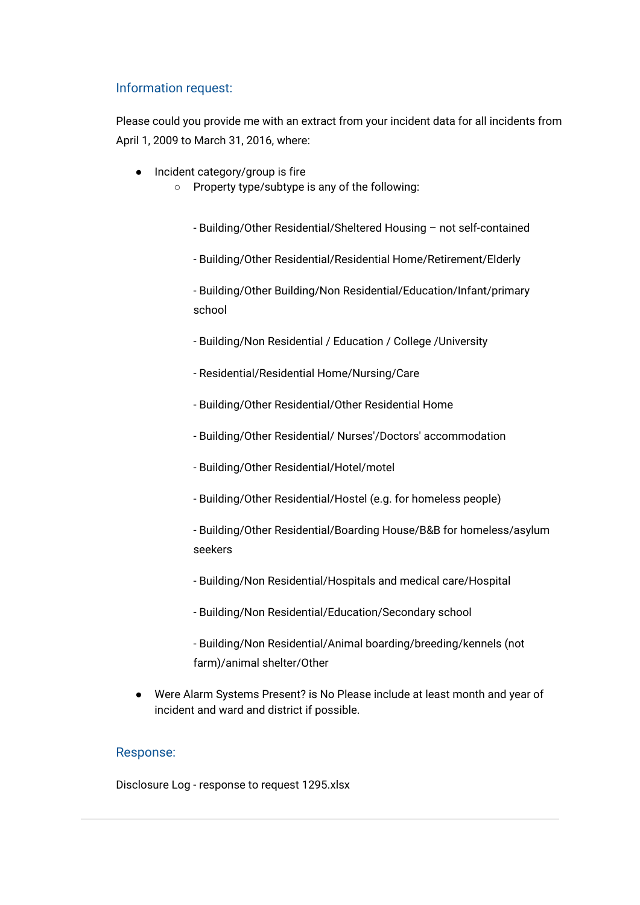## Information request:

Please could you provide me with an extract from your incident data for all incidents from April 1, 2009 to March 31, 2016, where:

- Incident category/group is fire
  - Property type/subtype is any of the following:

    - Building/Other Residential/Sheltered Housing – not self-contained

    - Building/Other Residential/Residential Home/Retirement/Elderly

    - Building/Other Building/Non Residential/Education/Infant/primary school

    - Building/Non Residential / Education / College /University

    - Residential/Residential Home/Nursing/Care

    - Building/Other Residential/Other Residential Home

    - Building/Other Residential/ Nurses'/Doctors' accommodation

    - Building/Other Residential/Hotel/motel

    - Building/Other Residential/Hostel (e.g. for homeless people)

    - Building/Other Residential/Boarding House/B&B for homeless/asylum seekers

    - Building/Non Residential/Hospitals and medical care/Hospital

    - Building/Non Residential/Education/Secondary school

    - Building/Non Residential/Animal boarding/breeding/kennels (not farm)/animal shelter/Other

- Were Alarm Systems Present? is No Please include at least month and year of incident and ward and district if possible.

## Response:

Disclosure Log - response to request 1295.xlsx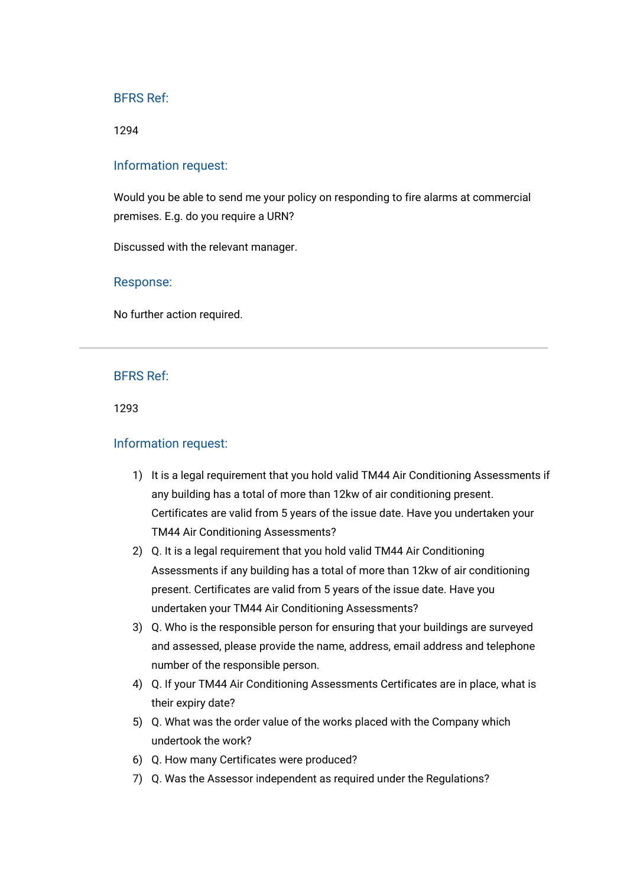### BFRS Ref:

1294

### Information request:

Would you be able to send me your policy on responding to fire alarms at commercial premises. E.g. do you require a URN?

Discussed with the relevant manager.

### Response:

No further action required.

---

### BFRS Ref:

1293

### Information request:

1) It is a legal requirement that you hold valid TM44 Air Conditioning Assessments if any building has a total of more than 12kw of air conditioning present. Certificates are valid from 5 years of the issue date. Have you undertaken your TM44 Air Conditioning Assessments?
2) Q. It is a legal requirement that you hold valid TM44 Air Conditioning Assessments if any building has a total of more than 12kw of air conditioning present. Certificates are valid from 5 years of the issue date. Have you undertaken your TM44 Air Conditioning Assessments?
3) Q. Who is the responsible person for ensuring that your buildings are surveyed and assessed, please provide the name, address, email address and telephone number of the responsible person.
4) Q. If your TM44 Air Conditioning Assessments Certificates are in place, what is their expiry date?
5) Q. What was the order value of the works placed with the Company which undertook the work?
6) Q. How many Certificates were produced?
7) Q. Was the Assessor independent as required under the Regulations?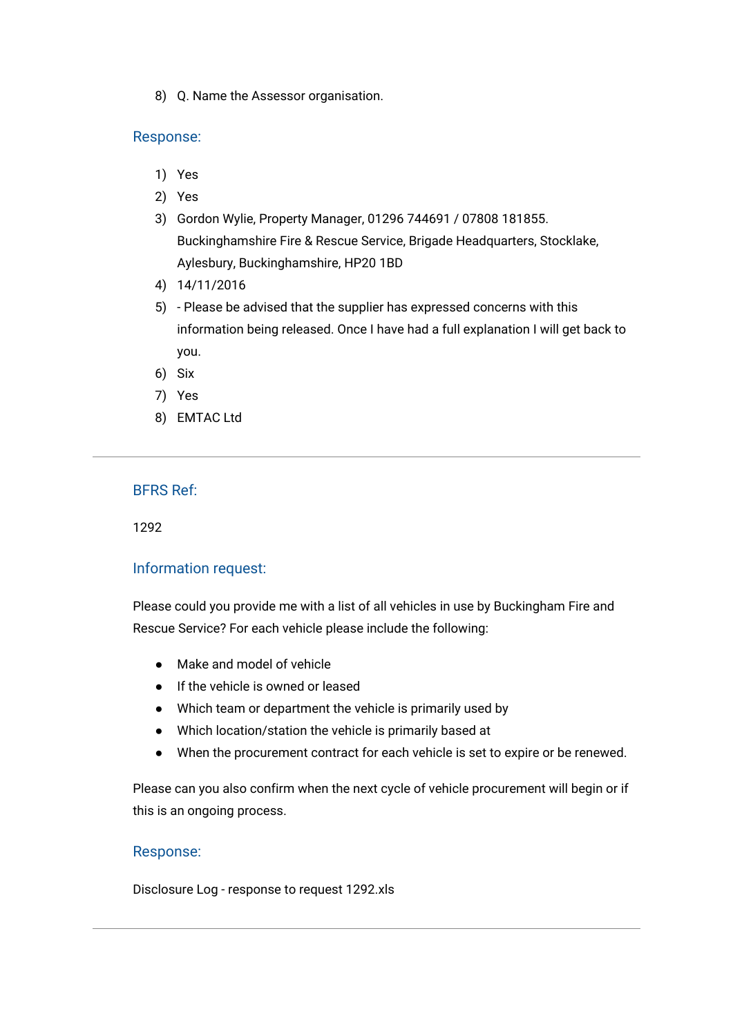8) Q. Name the Assessor organisation.

## Response:

1) Yes
2) Yes
3) Gordon Wylie, Property Manager, 01296 744691 / 07808 181855. Buckinghamshire Fire & Rescue Service, Brigade Headquarters, Stocklake, Aylesbury, Buckinghamshire, HP20 1BD
4) 14/11/2016
5) - Please be advised that the supplier has expressed concerns with this information being released. Once I have had a full explanation I will get back to you.
6) Six
7) Yes
8) EMTAC Ltd

---

## BFRS Ref:

1292

## Information request:

Please could you provide me with a list of all vehicles in use by Buckingham Fire and Rescue Service? For each vehicle please include the following:

- Make and model of vehicle
- If the vehicle is owned or leased
- Which team or department the vehicle is primarily used by
- Which location/station the vehicle is primarily based at
- When the procurement contract for each vehicle is set to expire or be renewed.

Please can you also confirm when the next cycle of vehicle procurement will begin or if this is an ongoing process.

## Response:

Disclosure Log - response to request 1292.xls

---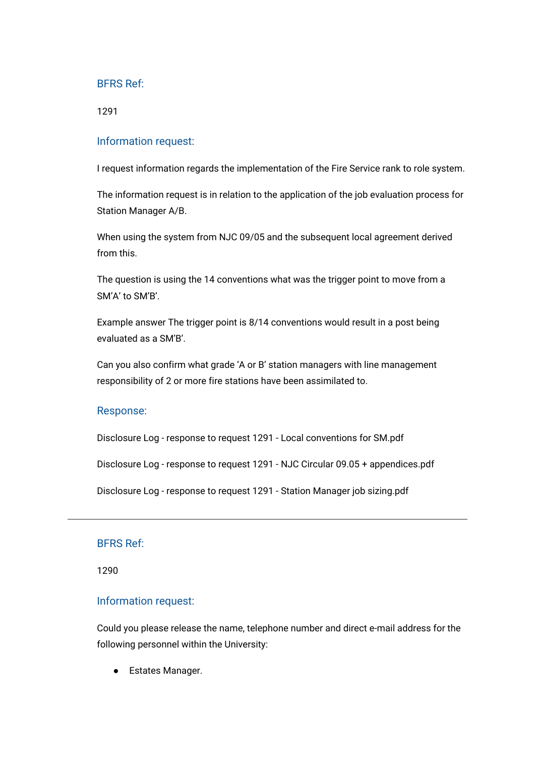### BFRS Ref:

1291

### Information request:

I request information regards the implementation of the Fire Service rank to role system.

The information request is in relation to the application of the job evaluation process for Station Manager A/B.

When using the system from NJC 09/05 and the subsequent local agreement derived from this.

The question is using the 14 conventions what was the trigger point to move from a SM'A' to SM'B'.

Example answer The trigger point is 8/14 conventions would result in a post being evaluated as a SM'B'.

Can you also confirm what grade 'A or B' station managers with line management responsibility of 2 or more fire stations have been assimilated to.

### Response:

Disclosure Log - response to request 1291 - Local conventions for SM.pdf

Disclosure Log - response to request 1291 - NJC Circular 09.05 + appendices.pdf

Disclosure Log - response to request 1291 - Station Manager job sizing.pdf

---

### BFRS Ref:

1290

### Information request:

Could you please release the name, telephone number and direct e-mail address for the following personnel within the University:

- Estates Manager.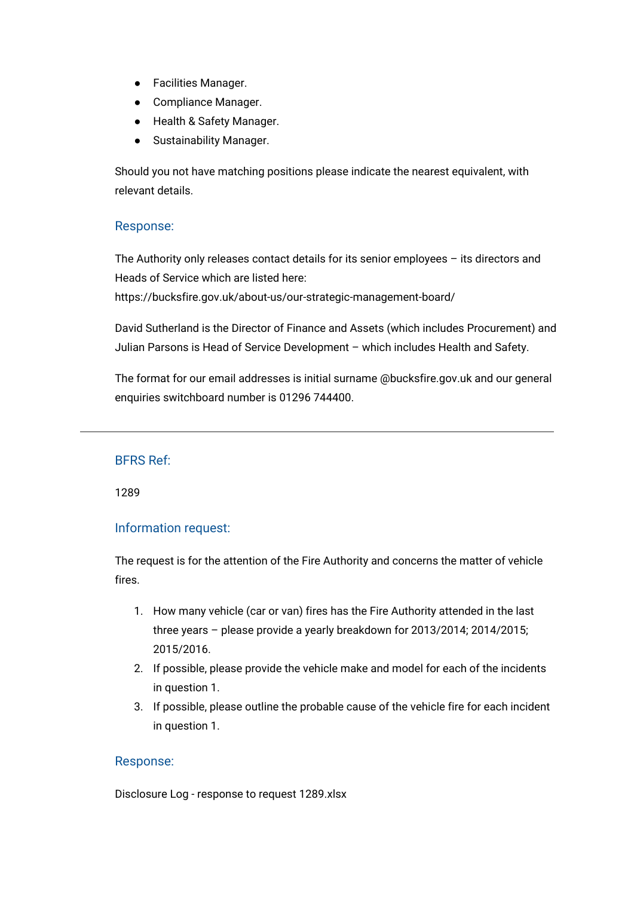- Facilities Manager.
- Compliance Manager.
- Health & Safety Manager.
- Sustainability Manager.

Should you not have matching positions please indicate the nearest equivalent, with relevant details.

### Response:

The Authority only releases contact details for its senior employees – its directors and Heads of Service which are listed here: https://bucksfire.gov.uk/about-us/our-strategic-management-board/

David Sutherland is the Director of Finance and Assets (which includes Procurement) and Julian Parsons is Head of Service Development – which includes Health and Safety.

The format for our email addresses is initial surname @bucksfire.gov.uk and our general enquiries switchboard number is 01296 744400.

---

### BFRS Ref:

1289

### Information request:

The request is for the attention of the Fire Authority and concerns the matter of vehicle fires.

1. How many vehicle (car or van) fires has the Fire Authority attended in the last three years – please provide a yearly breakdown for 2013/2014; 2014/2015; 2015/2016.
2. If possible, please provide the vehicle make and model for each of the incidents in question 1.
3. If possible, please outline the probable cause of the vehicle fire for each incident in question 1.

### Response:

Disclosure Log - response to request 1289.xlsx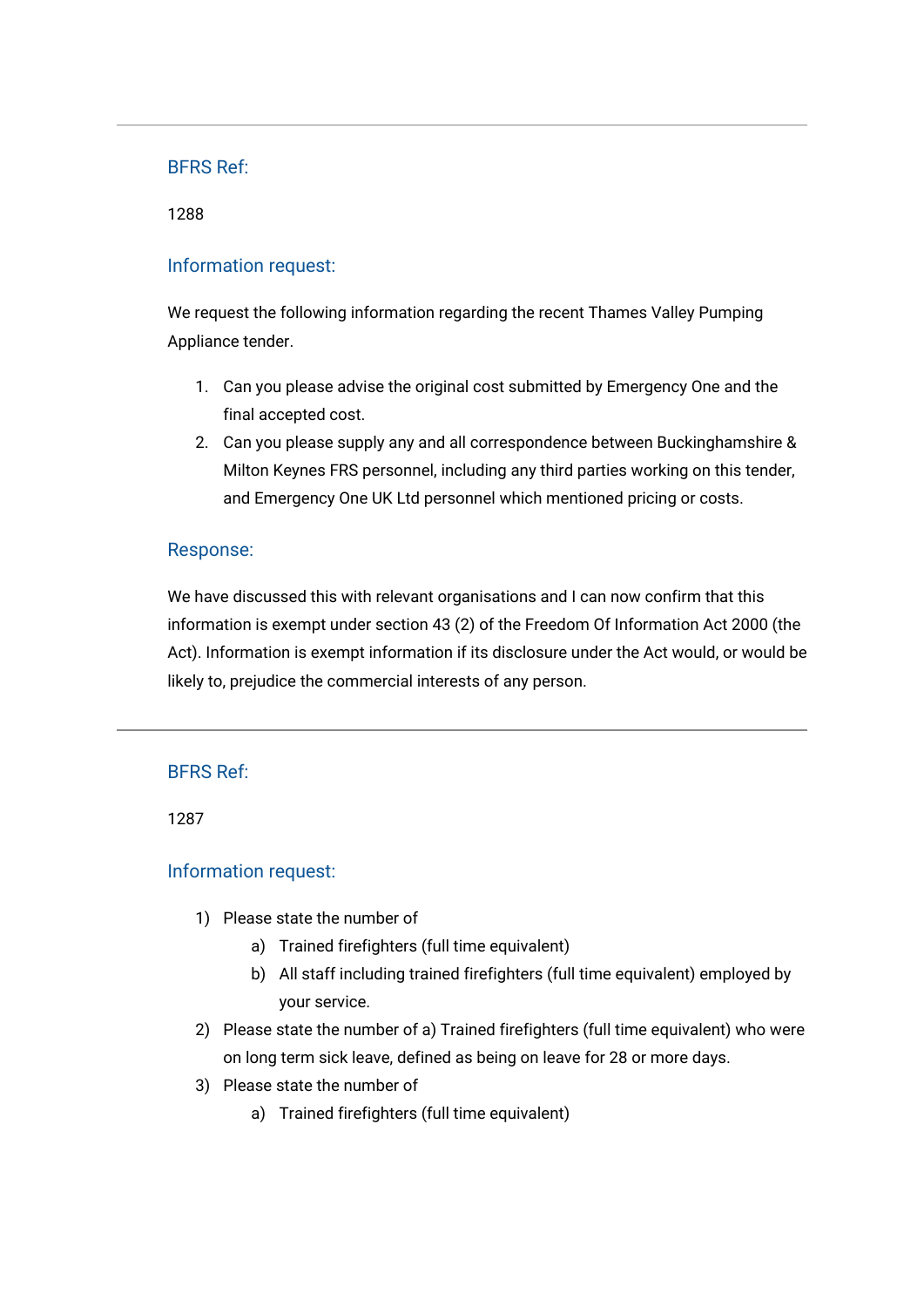---

### BFRS Ref:

1288

### Information request:

We request the following information regarding the recent Thames Valley Pumping Appliance tender.

1. Can you please advise the original cost submitted by Emergency One and the final accepted cost.
2. Can you please supply any and all correspondence between Buckinghamshire & Milton Keynes FRS personnel, including any third parties working on this tender, and Emergency One UK Ltd personnel which mentioned pricing or costs.

### Response:

We have discussed this with relevant organisations and I can now confirm that this information is exempt under section 43 (2) of the Freedom Of Information Act 2000 (the Act). Information is exempt information if its disclosure under the Act would, or would be likely to, prejudice the commercial interests of any person.

---

### BFRS Ref:

1287

### Information request:

1) Please state the number of
   a) Trained firefighters (full time equivalent)
   b) All staff including trained firefighters (full time equivalent) employed by your service.
2) Please state the number of a) Trained firefighters (full time equivalent) who were on long term sick leave, defined as being on leave for 28 or more days.
3) Please state the number of
   a) Trained firefighters (full time equivalent)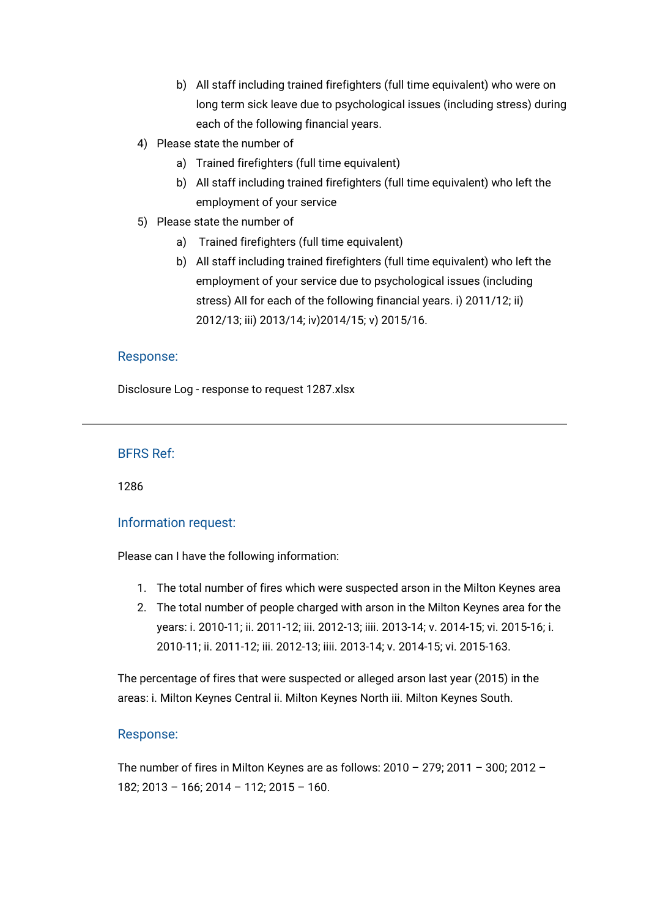b) All staff including trained firefighters (full time equivalent) who were on long term sick leave due to psychological issues (including stress) during each of the following financial years.

4) Please state the number of
   a) Trained firefighters (full time equivalent)
   b) All staff including trained firefighters (full time equivalent) who left the employment of your service
5) Please state the number of
   a) Trained firefighters (full time equivalent)
   b) All staff including trained firefighters (full time equivalent) who left the employment of your service due to psychological issues (including stress) All for each of the following financial years. i) 2011/12; ii) 2012/13; iii) 2013/14; iv)2014/15; v) 2015/16.

### Response:

Disclosure Log - response to request 1287.xlsx

---

### BFRS Ref:

1286

### Information request:

Please can I have the following information:

1. The total number of fires which were suspected arson in the Milton Keynes area
2. The total number of people charged with arson in the Milton Keynes area for the years: i. 2010-11; ii. 2011-12; iii. 2012-13; iiii. 2013-14; v. 2014-15; vi. 2015-16; i. 2010-11; ii. 2011-12; iii. 2012-13; iiii. 2013-14; v. 2014-15; vi. 2015-163.

The percentage of fires that were suspected or alleged arson last year (2015) in the areas: i. Milton Keynes Central ii. Milton Keynes North iii. Milton Keynes South.

### Response:

The number of fires in Milton Keynes are as follows: 2010 – 279; 2011 – 300; 2012 – 182; 2013 – 166; 2014 – 112; 2015 – 160.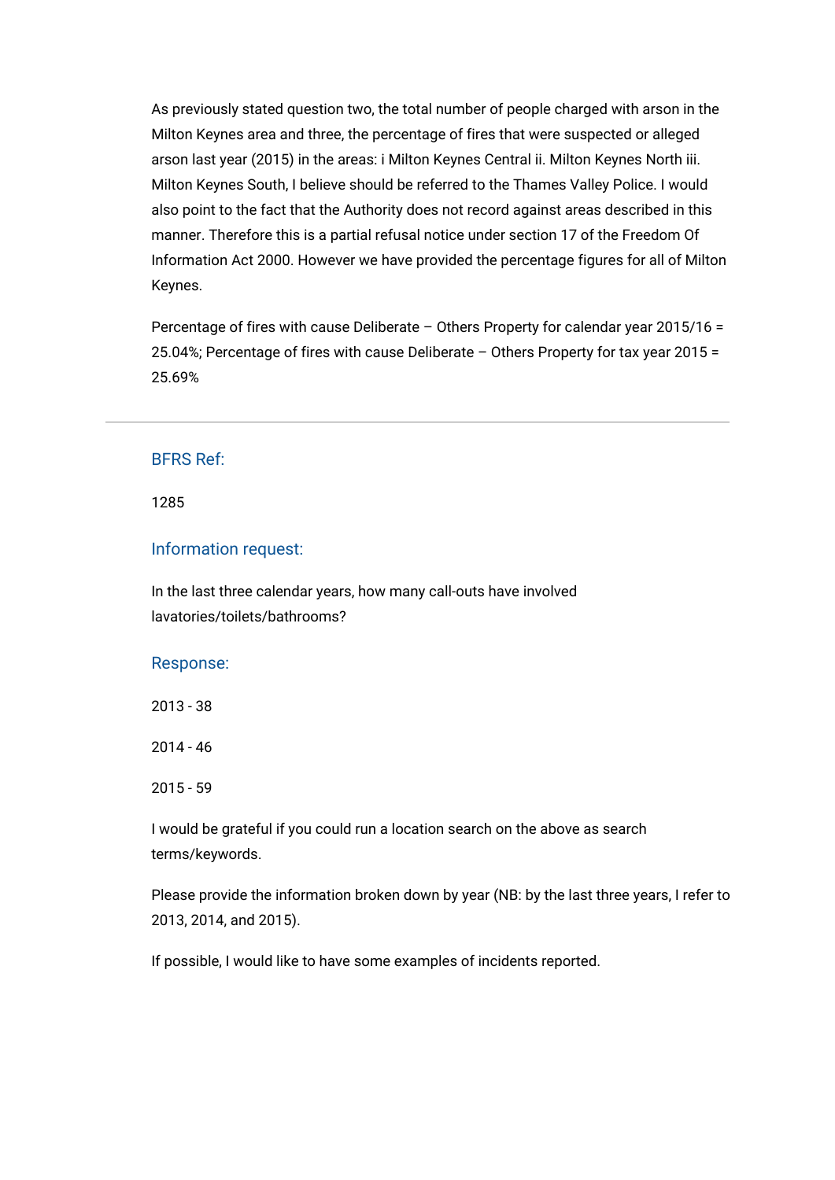As previously stated question two, the total number of people charged with arson in the Milton Keynes area and three, the percentage of fires that were suspected or alleged arson last year (2015) in the areas: i Milton Keynes Central ii. Milton Keynes North iii. Milton Keynes South, I believe should be referred to the Thames Valley Police. I would also point to the fact that the Authority does not record against areas described in this manner. Therefore this is a partial refusal notice under section 17 of the Freedom Of Information Act 2000. However we have provided the percentage figures for all of Milton Keynes.

Percentage of fires with cause Deliberate – Others Property for calendar year 2015/16 = 25.04%; Percentage of fires with cause Deliberate – Others Property for tax year 2015 = 25.69%

---

### BFRS Ref:

1285

### Information request:

In the last three calendar years, how many call-outs have involved lavatories/toilets/bathrooms?

### Response:

2013 - 38

2014 - 46

2015 - 59

I would be grateful if you could run a location search on the above as search terms/keywords.

Please provide the information broken down by year (NB: by the last three years, I refer to 2013, 2014, and 2015).

If possible, I would like to have some examples of incidents reported.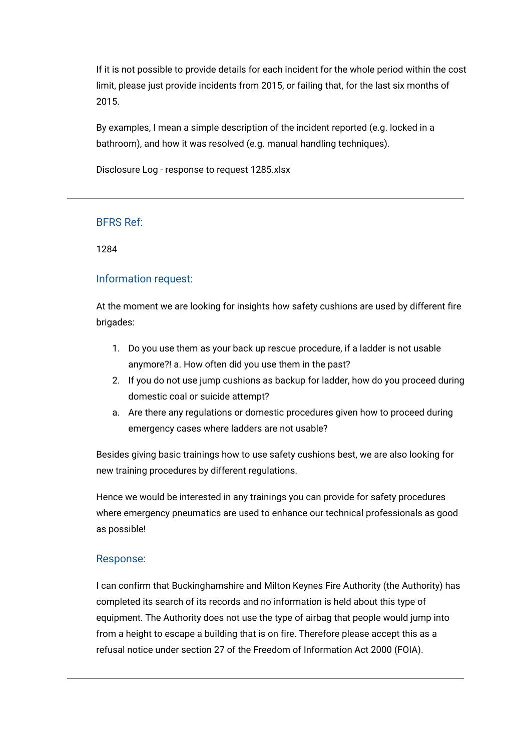If it is not possible to provide details for each incident for the whole period within the cost limit, please just provide incidents from 2015, or failing that, for the last six months of 2015.

By examples, I mean a simple description of the incident reported (e.g. locked in a bathroom), and how it was resolved (e.g. manual handling techniques).

Disclosure Log - response to request 1285.xlsx

---

### BFRS Ref:

1284

### Information request:

At the moment we are looking for insights how safety cushions are used by different fire brigades:

1. Do you use them as your back up rescue procedure, if a ladder is not usable anymore?! a. How often did you use them in the past?
2. If you do not use jump cushions as backup for ladder, how do you proceed during domestic coal or suicide attempt?

a. Are there any regulations or domestic procedures given how to proceed during emergency cases where ladders are not usable?

Besides giving basic trainings how to use safety cushions best, we are also looking for new training procedures by different regulations.

Hence we would be interested in any trainings you can provide for safety procedures where emergency pneumatics are used to enhance our technical professionals as good as possible!

### Response:

I can confirm that Buckinghamshire and Milton Keynes Fire Authority (the Authority) has completed its search of its records and no information is held about this type of equipment. The Authority does not use the type of airbag that people would jump into from a height to escape a building that is on fire. Therefore please accept this as a refusal notice under section 27 of the Freedom of Information Act 2000 (FOIA).

---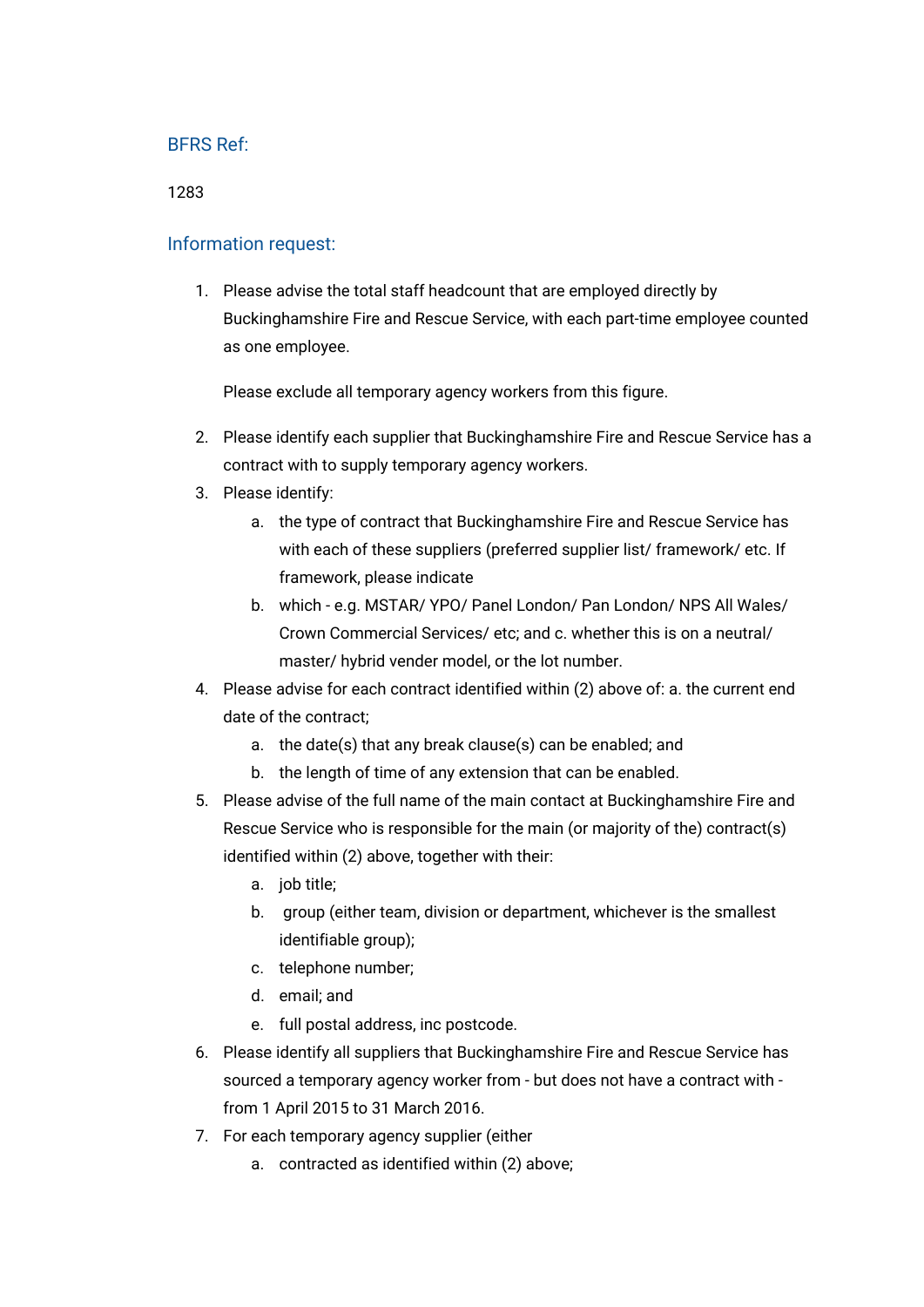## BFRS Ref:

1283

## Information request:

1. Please advise the total staff headcount that are employed directly by Buckinghamshire Fire and Rescue Service, with each part-time employee counted as one employee.

   Please exclude all temporary agency workers from this figure.

2. Please identify each supplier that Buckinghamshire Fire and Rescue Service has a contract with to supply temporary agency workers.
3. Please identify:
   a. the type of contract that Buckinghamshire Fire and Rescue Service has with each of these suppliers (preferred supplier list/ framework/ etc. If framework, please indicate
   b. which - e.g. MSTAR/ YPO/ Panel London/ Pan London/ NPS All Wales/ Crown Commercial Services/ etc; and c. whether this is on a neutral/ master/ hybrid vender model, or the lot number.
4. Please advise for each contract identified within (2) above of: a. the current end date of the contract;
   a. the date(s) that any break clause(s) can be enabled; and
   b. the length of time of any extension that can be enabled.
5. Please advise of the full name of the main contact at Buckinghamshire Fire and Rescue Service who is responsible for the main (or majority of the) contract(s) identified within (2) above, together with their:
   a. job title;
   b. group (either team, division or department, whichever is the smallest identifiable group);
   c. telephone number;
   d. email; and
   e. full postal address, inc postcode.
6. Please identify all suppliers that Buckinghamshire Fire and Rescue Service has sourced a temporary agency worker from - but does not have a contract with - from 1 April 2015 to 31 March 2016.
7. For each temporary agency supplier (either
   a. contracted as identified within (2) above;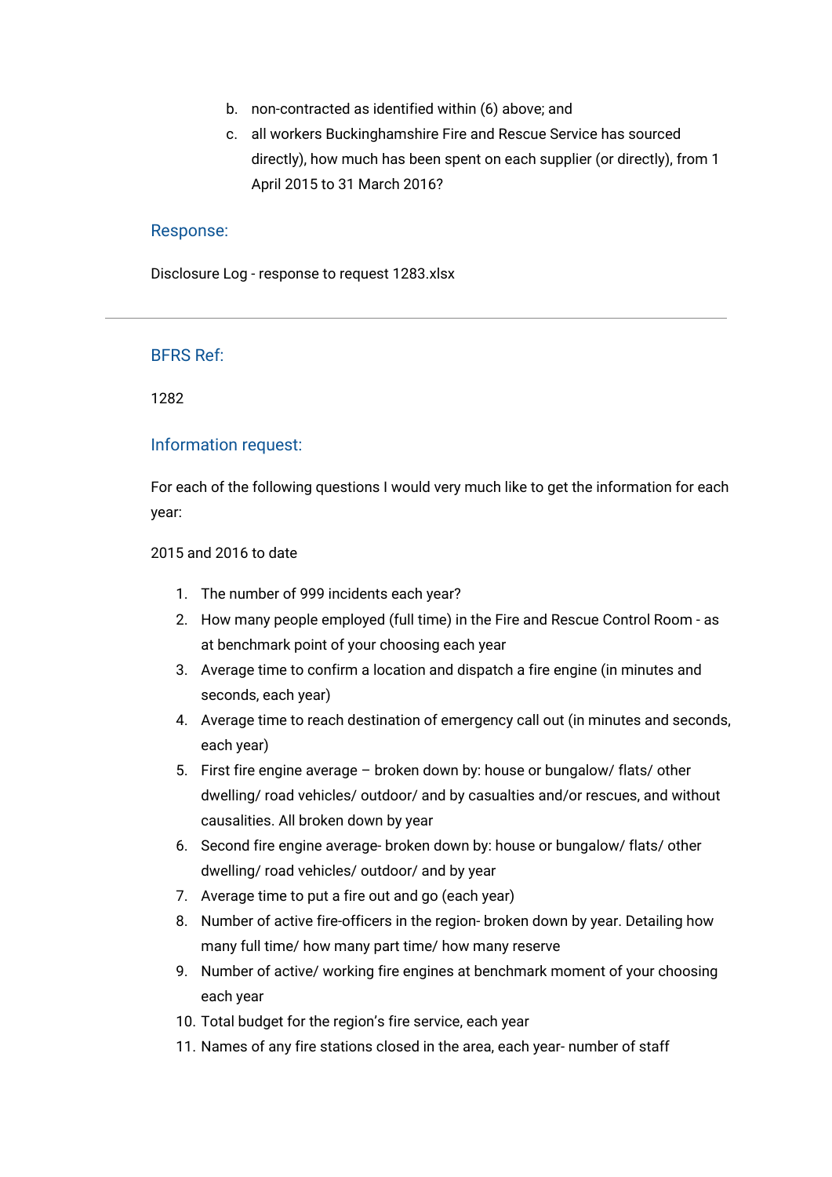b. non-contracted as identified within (6) above; and
c. all workers Buckinghamshire Fire and Rescue Service has sourced directly), how much has been spent on each supplier (or directly), from 1 April 2015 to 31 March 2016?

### Response:

Disclosure Log - response to request 1283.xlsx

---

### BFRS Ref:

1282

### Information request:

For each of the following questions I would very much like to get the information for each year:

2015 and 2016 to date

1. The number of 999 incidents each year?
2. How many people employed (full time) in the Fire and Rescue Control Room - as at benchmark point of your choosing each year
3. Average time to confirm a location and dispatch a fire engine (in minutes and seconds, each year)
4. Average time to reach destination of emergency call out (in minutes and seconds, each year)
5. First fire engine average – broken down by: house or bungalow/ flats/ other dwelling/ road vehicles/ outdoor/ and by casualties and/or rescues, and without causalities. All broken down by year
6. Second fire engine average- broken down by: house or bungalow/ flats/ other dwelling/ road vehicles/ outdoor/ and by year
7. Average time to put a fire out and go (each year)
8. Number of active fire-officers in the region- broken down by year. Detailing how many full time/ how many part time/ how many reserve
9. Number of active/ working fire engines at benchmark moment of your choosing each year
10. Total budget for the region's fire service, each year
11. Names of any fire stations closed in the area, each year- number of staff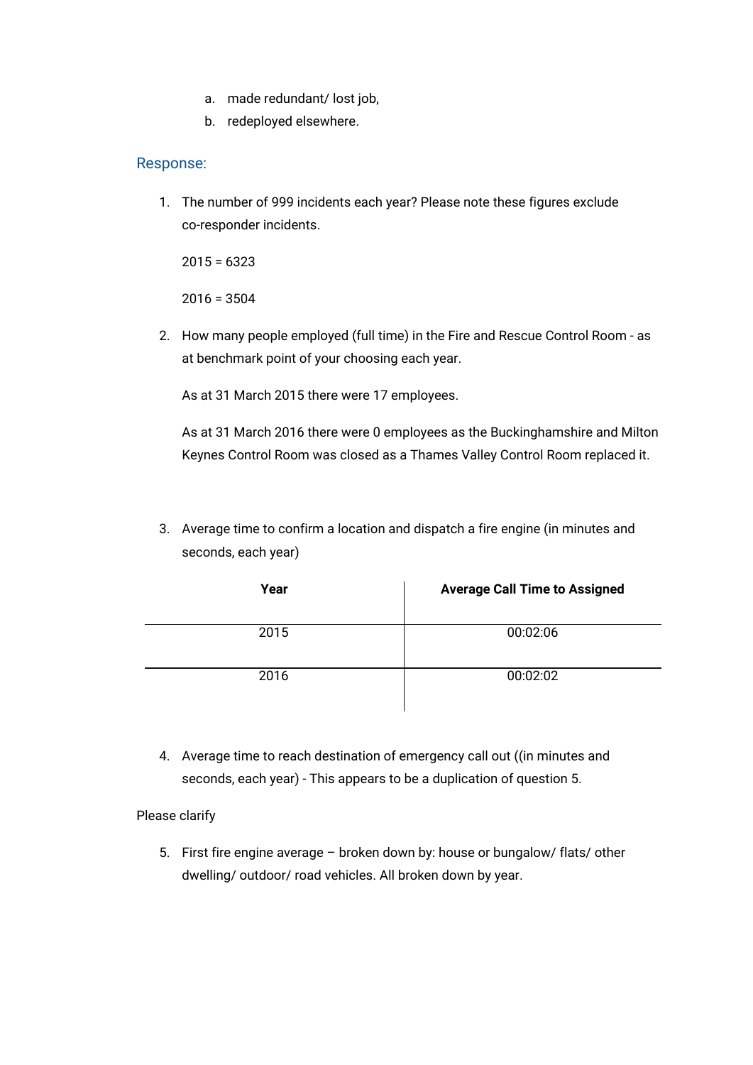a. made redundant/ lost job,
b. redeployed elsewhere.

## Response:

1. The number of 999 incidents each year? Please note these figures exclude co-responder incidents.

   2015 = 6323

   2016 = 3504

2. How many people employed (full time) in the Fire and Rescue Control Room - as at benchmark point of your choosing each year.

   As at 31 March 2015 there were 17 employees.

   As at 31 March 2016 there were 0 employees as the Buckinghamshire and Milton Keynes Control Room was closed as a Thames Valley Control Room replaced it.

3. Average time to confirm a location and dispatch a fire engine (in minutes and seconds, each year)

| Year | Average Call Time to Assigned |
|---|---|
| 2015 | 00:02:06 |
| 2016 | 00:02:02 |

4. Average time to reach destination of emergency call out ((in minutes and seconds, each year) - This appears to be a duplication of question 5.

Please clarify

5. First fire engine average – broken down by: house or bungalow/ flats/ other dwelling/ outdoor/ road vehicles. All broken down by year.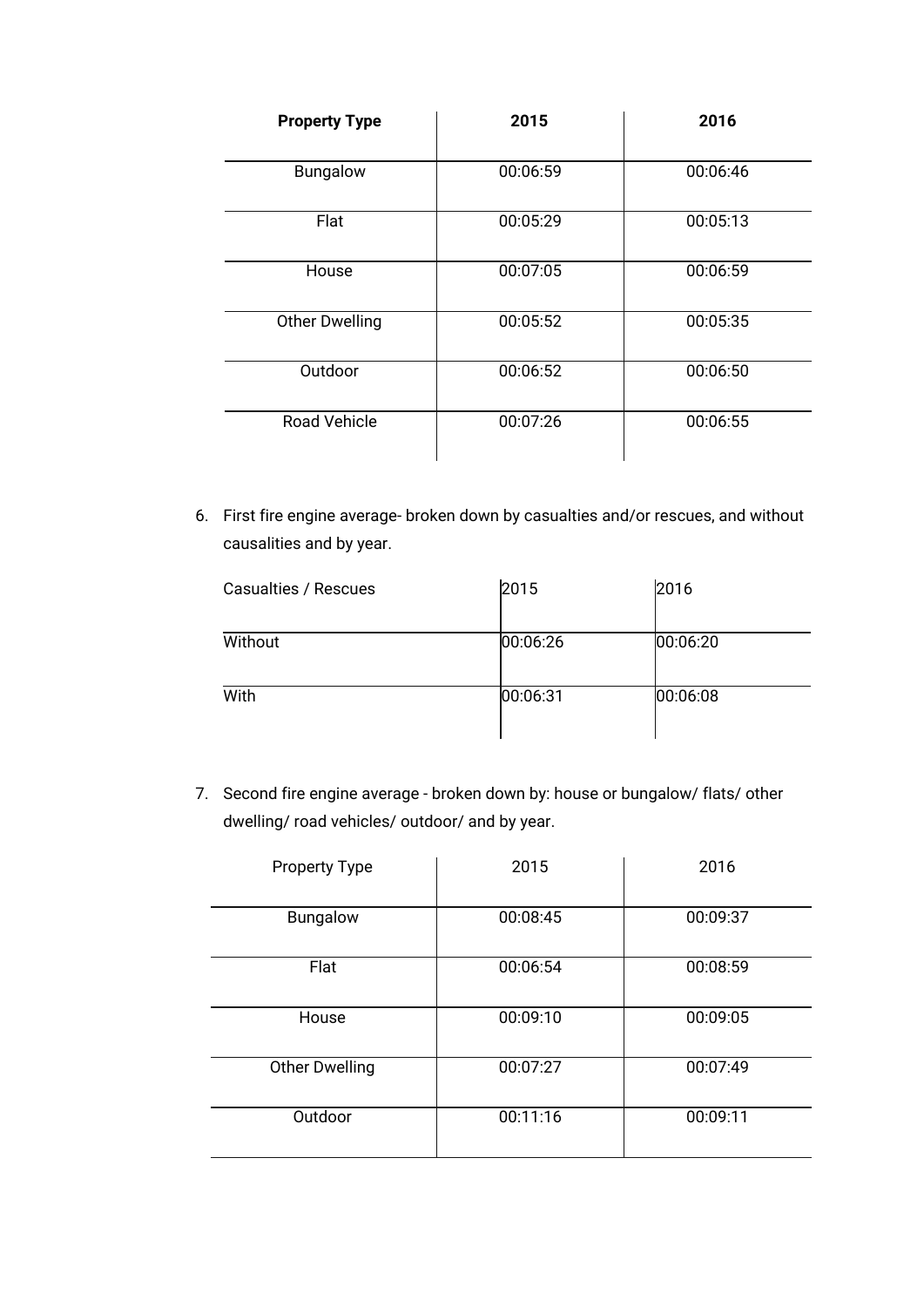| **Property Type** | **2015** | **2016** |
|---|---|---|
| Bungalow | 00:06:59 | 00:06:46 |
| Flat | 00:05:29 | 00:05:13 |
| House | 00:07:05 | 00:06:59 |
| Other Dwelling | 00:05:52 | 00:05:35 |
| Outdoor | 00:06:52 | 00:06:50 |
| Road Vehicle | 00:07:26 | 00:06:55 |

6. First fire engine average- broken down by casualties and/or rescues, and without causalities and by year.

| Casualties / Rescues | 2015 | 2016 |
|---|---|---|
| Without | 00:06:26 | 00:06:20 |
| With | 00:06:31 | 00:06:08 |

7. Second fire engine average - broken down by: house or bungalow/ flats/ other dwelling/ road vehicles/ outdoor/ and by year.

| Property Type | 2015 | 2016 |
|---|---|---|
| Bungalow | 00:08:45 | 00:09:37 |
| Flat | 00:06:54 | 00:08:59 |
| House | 00:09:10 | 00:09:05 |
| Other Dwelling | 00:07:27 | 00:07:49 |
| Outdoor | 00:11:16 | 00:09:11 |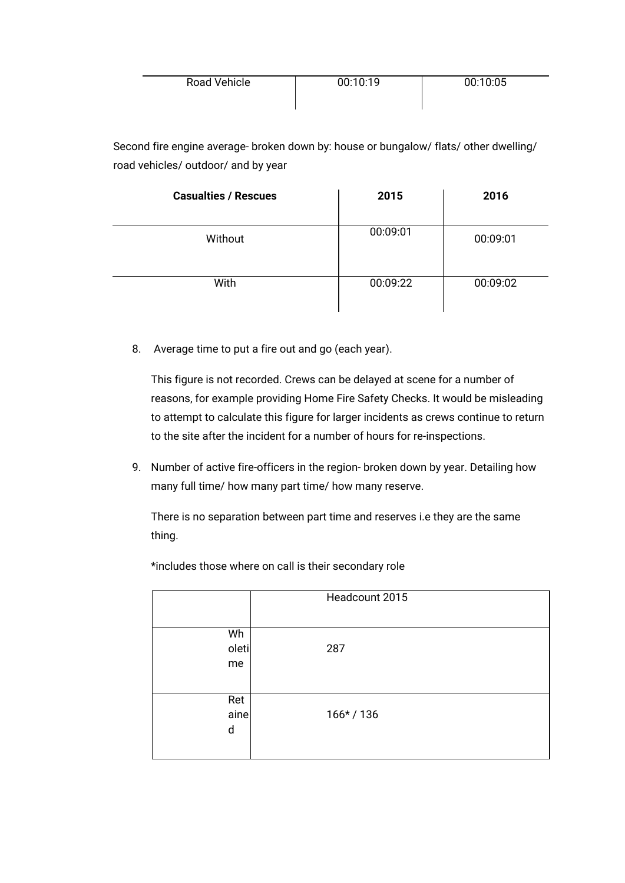| Road Vehicle | 00:10:19 | 00:10:05 |
|---|---|---|

Second fire engine average- broken down by: house or bungalow/ flats/ other dwelling/ road vehicles/ outdoor/ and by year

| Casualties / Rescues | 2015 | 2016 |
|---|---|---|
| Without | 00:09:01 | 00:09:01 |
| With | 00:09:22 | 00:09:02 |

8. Average time to put a fire out and go (each year).

   This figure is not recorded. Crews can be delayed at scene for a number of reasons, for example providing Home Fire Safety Checks. It would be misleading to attempt to calculate this figure for larger incidents as crews continue to return to the site after the incident for a number of hours for re-inspections.

9. Number of active fire-officers in the region- broken down by year. Detailing how many full time/ how many part time/ how many reserve.

   There is no separation between part time and reserves i.e they are the same thing.

   *includes those where on call is their secondary role

| | Headcount 2015 |
|---|---|
| Wholetime | 287 |
| Retained | 166* / 136 |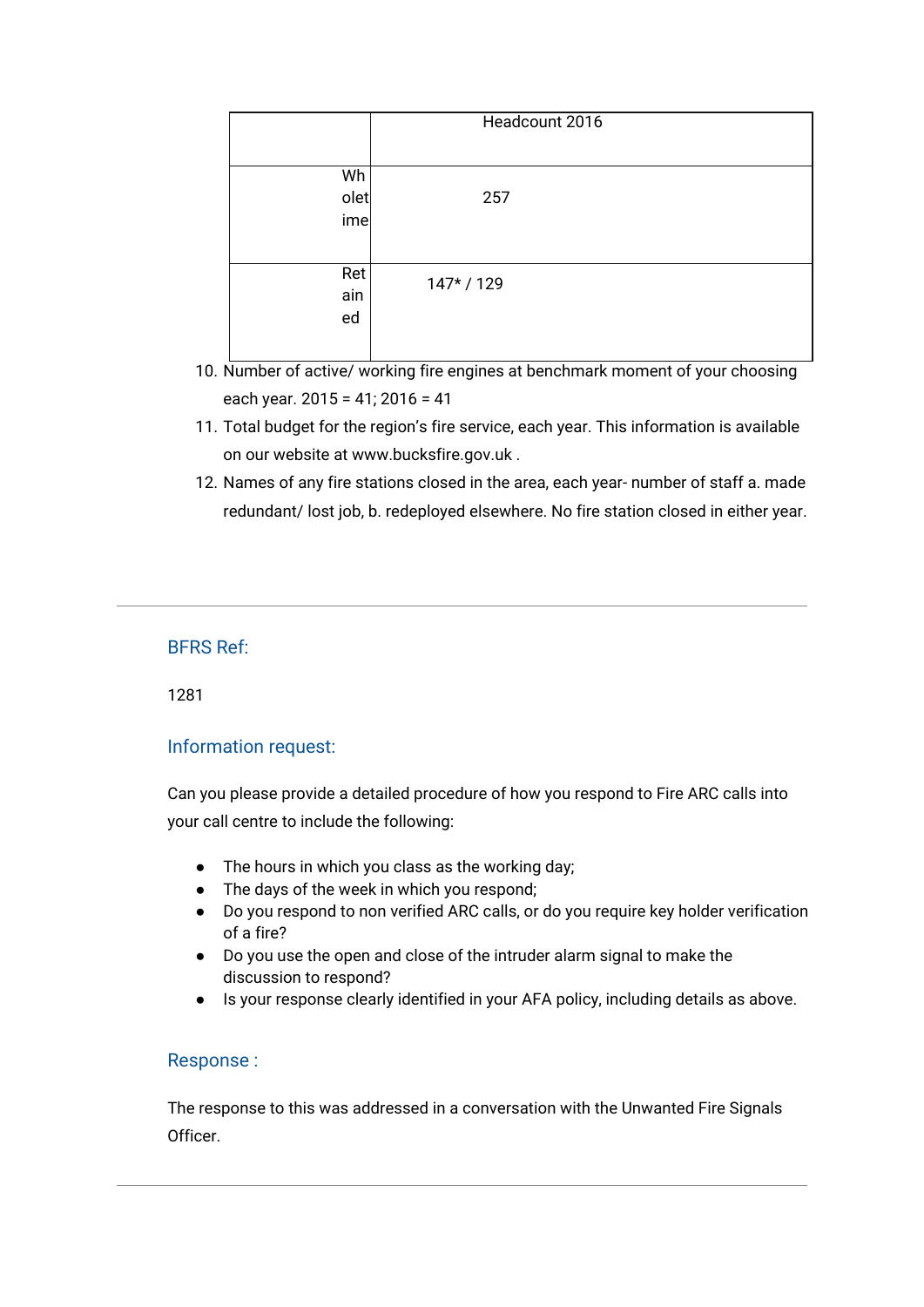| | Headcount 2016 |
|---|---|
| Wholetime | 257 |
| Retained | 147* / 129 |

10. Number of active/ working fire engines at benchmark moment of your choosing each year. 2015 = 41; 2016 = 41
11. Total budget for the region's fire service, each year. This information is available on our website at www.bucksfire.gov.uk .
12. Names of any fire stations closed in the area, each year- number of staff a. made redundant/ lost job, b. redeployed elsewhere. No fire station closed in either year.

---

## BFRS Ref:

1281

## Information request:

Can you please provide a detailed procedure of how you respond to Fire ARC calls into your call centre to include the following:

- The hours in which you class as the working day;
- The days of the week in which you respond;
- Do you respond to non verified ARC calls, or do you require key holder verification of a fire?
- Do you use the open and close of the intruder alarm signal to make the discussion to respond?
- Is your response clearly identified in your AFA policy, including details as above.

## Response :

The response to this was addressed in a conversation with the Unwanted Fire Signals Officer.

---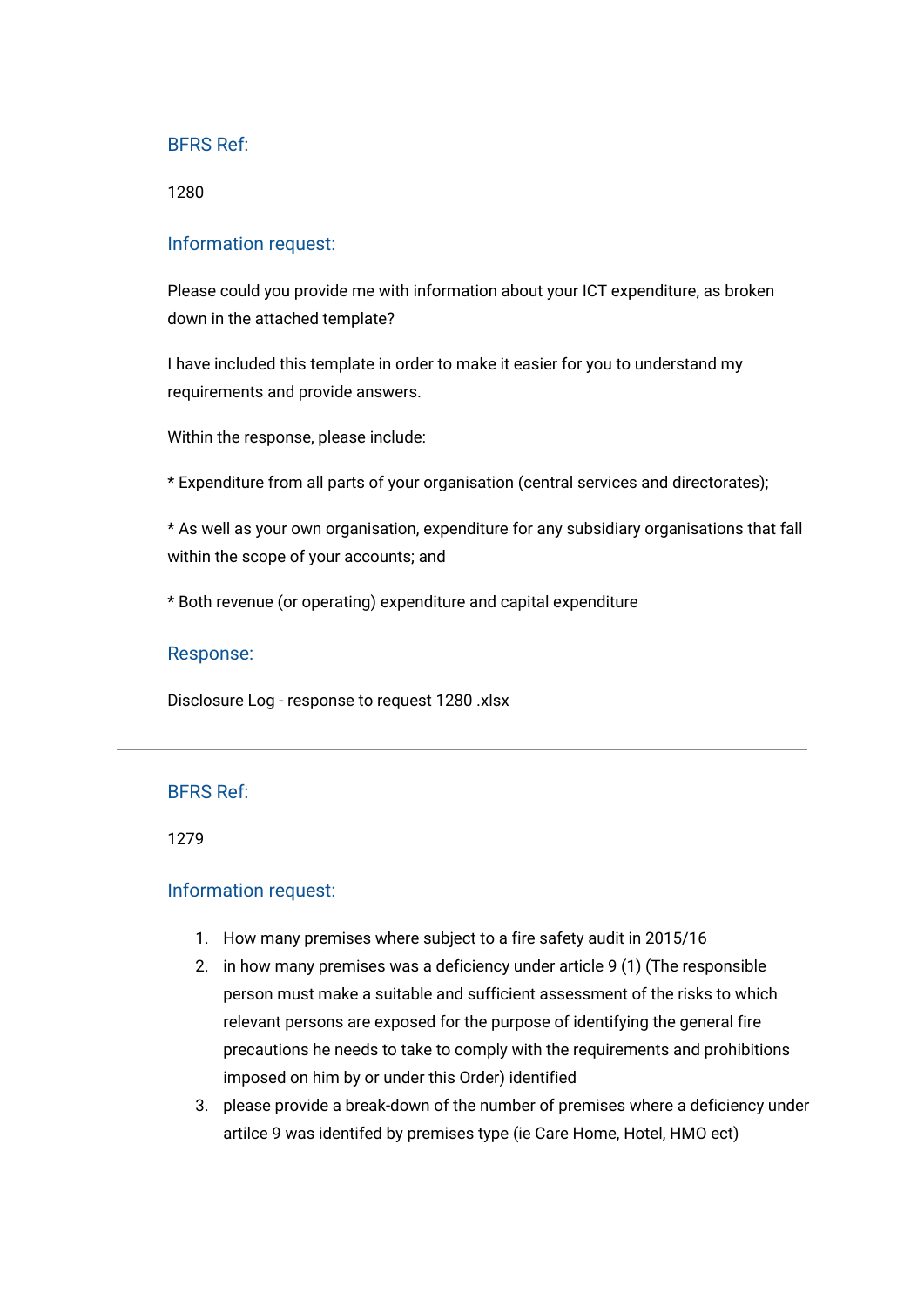### BFRS Ref:

1280

### Information request:

Please could you provide me with information about your ICT expenditure, as broken down in the attached template?

I have included this template in order to make it easier for you to understand my requirements and provide answers.

Within the response, please include:

* Expenditure from all parts of your organisation (central services and directorates);

* As well as your own organisation, expenditure for any subsidiary organisations that fall within the scope of your accounts; and

* Both revenue (or operating) expenditure and capital expenditure

### Response:

Disclosure Log - response to request 1280 .xlsx

---

### BFRS Ref:

1279

### Information request:

1. How many premises where subject to a fire safety audit in 2015/16
2. in how many premises was a deficiency under article 9 (1) (The responsible person must make a suitable and sufficient assessment of the risks to which relevant persons are exposed for the purpose of identifying the general fire precautions he needs to take to comply with the requirements and prohibitions imposed on him by or under this Order) identified
3. please provide a break-down of the number of premises where a deficiency under artilce 9 was identifed by premises type (ie Care Home, Hotel, HMO ect)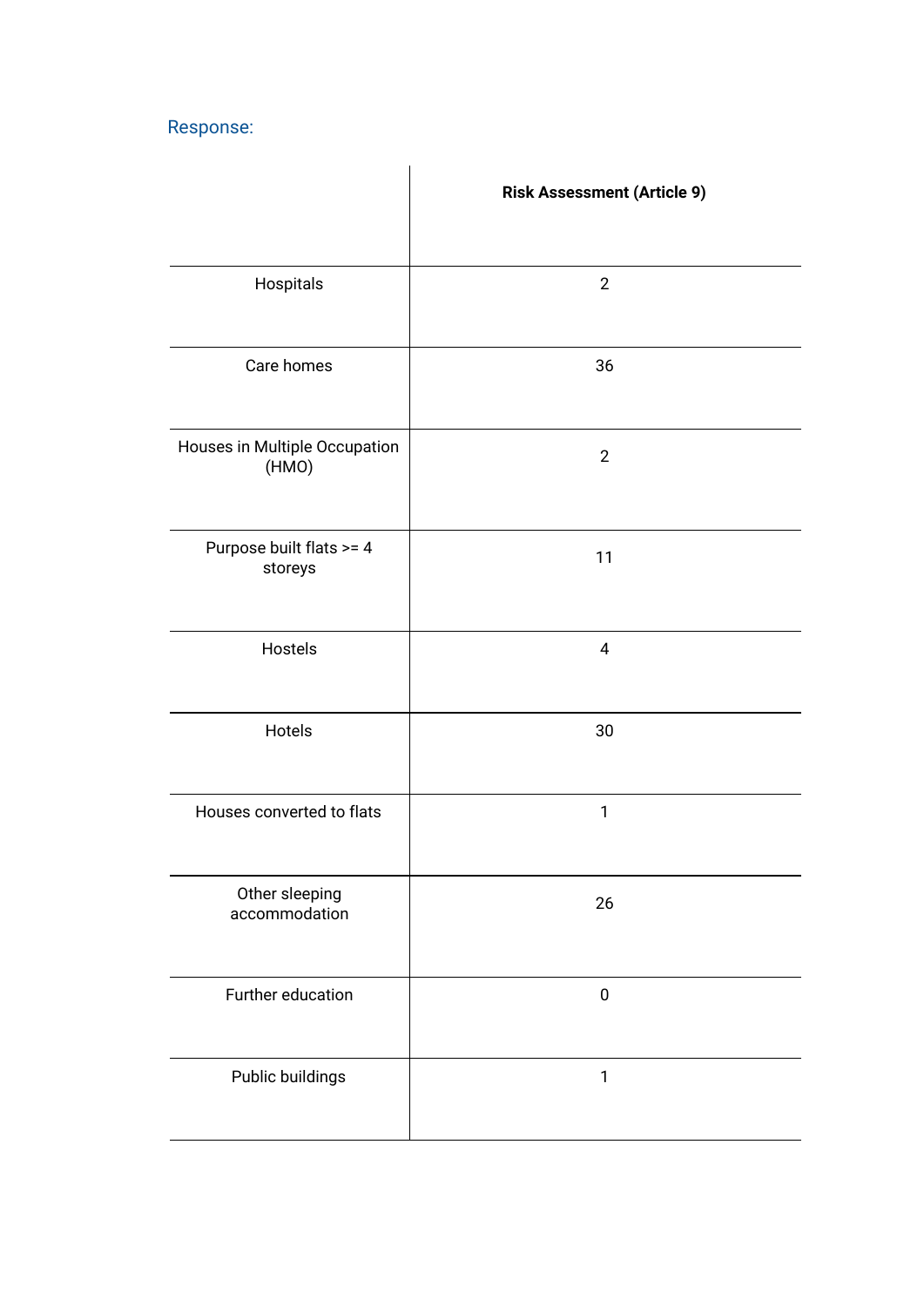Response:

| | **Risk Assessment (Article 9)** |
|---|---|
| Hospitals | 2 |
| Care homes | 36 |
| Houses in Multiple Occupation (HMO) | 2 |
| Purpose built flats >= 4 storeys | 11 |
| Hostels | 4 |
| Hotels | 30 |
| Houses converted to flats | 1 |
| Other sleeping accommodation | 26 |
| Further education | 0 |
| Public buildings | 1 |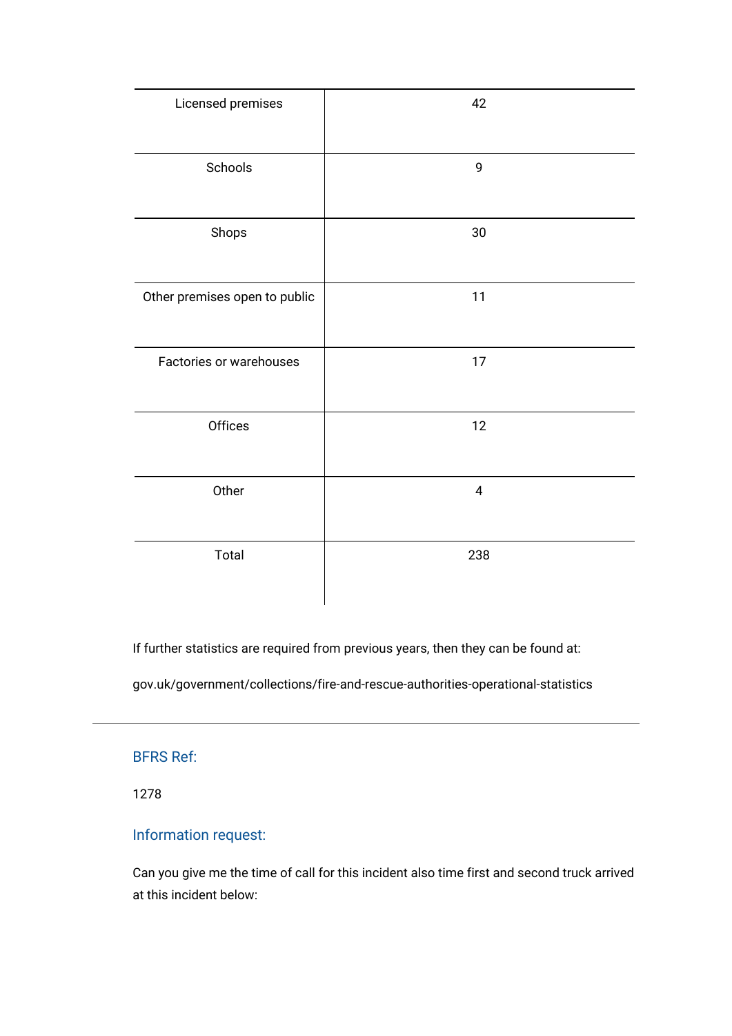| Licensed premises | 42 |
| --- | --- |
| Schools | 9 |
| Shops | 30 |
| Other premises open to public | 11 |
| Factories or warehouses | 17 |
| Offices | 12 |
| Other | 4 |
| Total | 238 |

If further statistics are required from previous years, then they can be found at:

gov.uk/government/collections/fire-and-rescue-authorities-operational-statistics

---

## BFRS Ref:

1278

## Information request:

Can you give me the time of call for this incident also time first and second truck arrived at this incident below: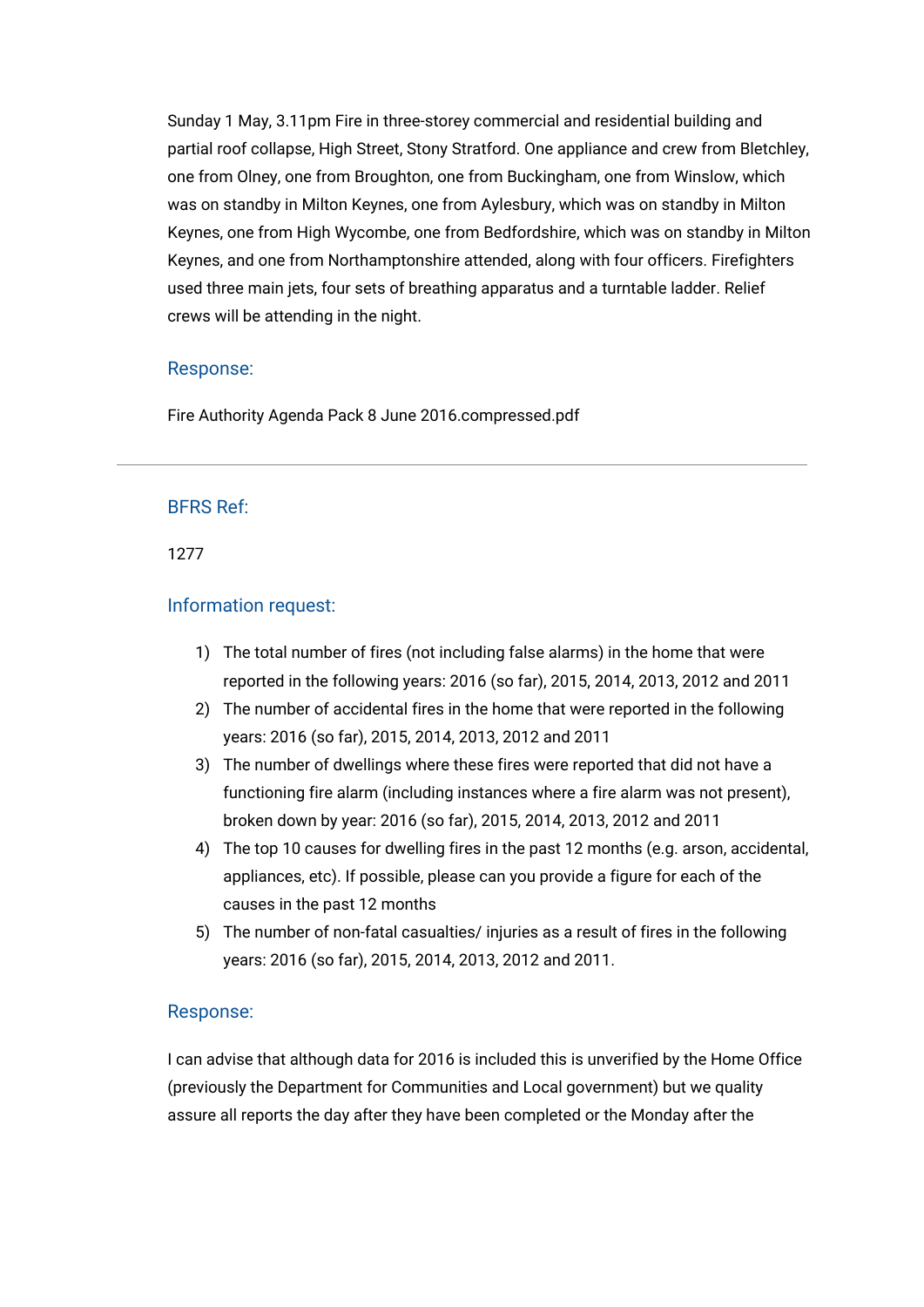Sunday 1 May, 3.11pm Fire in three-storey commercial and residential building and partial roof collapse, High Street, Stony Stratford. One appliance and crew from Bletchley, one from Olney, one from Broughton, one from Buckingham, one from Winslow, which was on standby in Milton Keynes, one from Aylesbury, which was on standby in Milton Keynes, one from High Wycombe, one from Bedfordshire, which was on standby in Milton Keynes, and one from Northamptonshire attended, along with four officers. Firefighters used three main jets, four sets of breathing apparatus and a turntable ladder. Relief crews will be attending in the night.

### Response:

Fire Authority Agenda Pack 8 June 2016.compressed.pdf

---

### BFRS Ref:

1277

### Information request:

1) The total number of fires (not including false alarms) in the home that were reported in the following years: 2016 (so far), 2015, 2014, 2013, 2012 and 2011
2) The number of accidental fires in the home that were reported in the following years: 2016 (so far), 2015, 2014, 2013, 2012 and 2011
3) The number of dwellings where these fires were reported that did not have a functioning fire alarm (including instances where a fire alarm was not present), broken down by year: 2016 (so far), 2015, 2014, 2013, 2012 and 2011
4) The top 10 causes for dwelling fires in the past 12 months (e.g. arson, accidental, appliances, etc). If possible, please can you provide a figure for each of the causes in the past 12 months
5) The number of non-fatal casualties/ injuries as a result of fires in the following years: 2016 (so far), 2015, 2014, 2013, 2012 and 2011.

### Response:

I can advise that although data for 2016 is included this is unverified by the Home Office (previously the Department for Communities and Local government) but we quality assure all reports the day after they have been completed or the Monday after the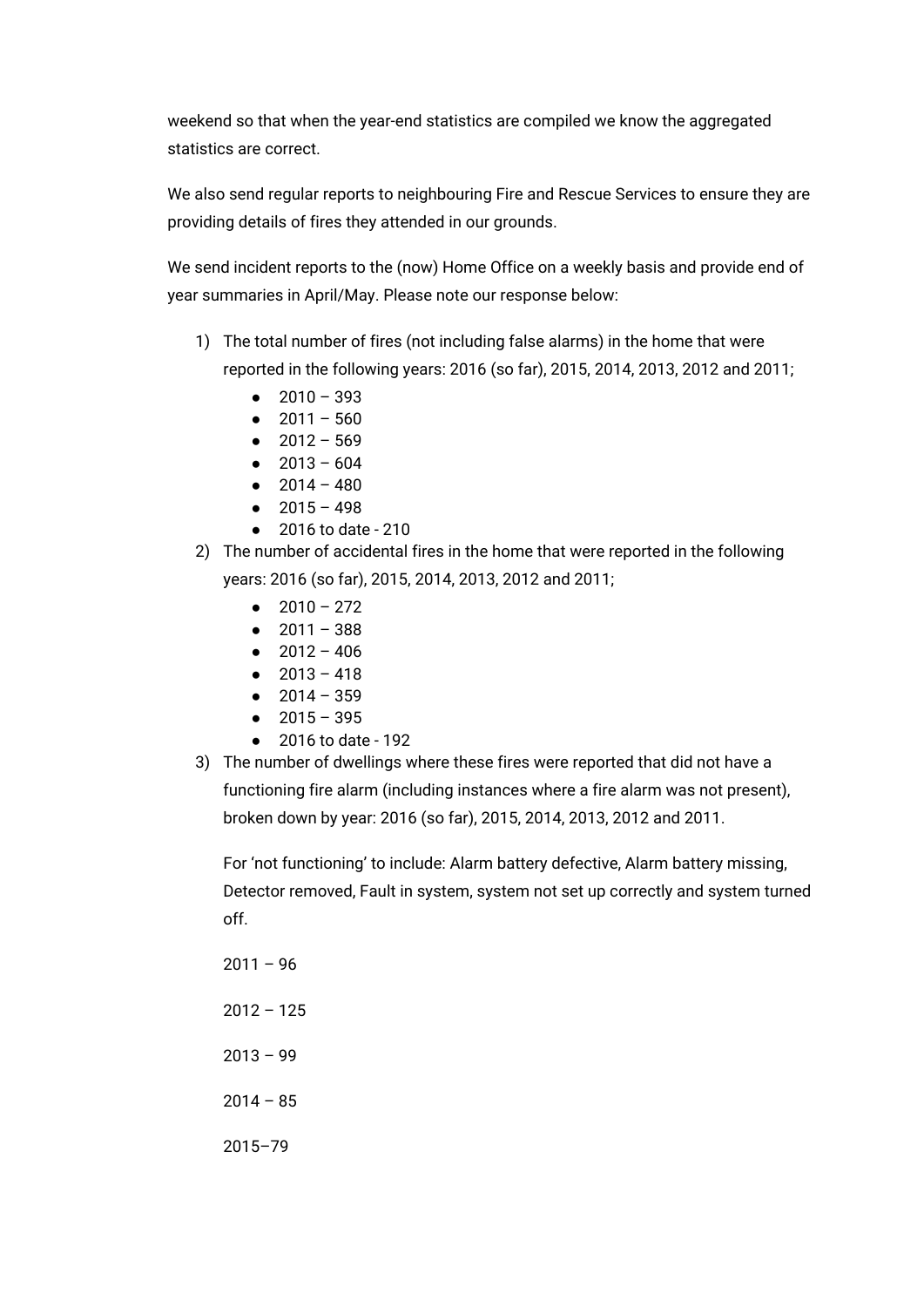weekend so that when the year-end statistics are compiled we know the aggregated statistics are correct.

We also send regular reports to neighbouring Fire and Rescue Services to ensure they are providing details of fires they attended in our grounds.

We send incident reports to the (now) Home Office on a weekly basis and provide end of year summaries in April/May. Please note our response below:

1) The total number of fires (not including false alarms) in the home that were reported in the following years: 2016 (so far), 2015, 2014, 2013, 2012 and 2011;
   - 2010 – 393
   - 2011 – 560
   - 2012 – 569
   - 2013 – 604
   - 2014 – 480
   - 2015 – 498
   - 2016 to date - 210
2) The number of accidental fires in the home that were reported in the following years: 2016 (so far), 2015, 2014, 2013, 2012 and 2011;
   - 2010 – 272
   - 2011 – 388
   - 2012 – 406
   - 2013 – 418
   - 2014 – 359
   - 2015 – 395
   - 2016 to date - 192
3) The number of dwellings where these fires were reported that did not have a functioning fire alarm (including instances where a fire alarm was not present), broken down by year: 2016 (so far), 2015, 2014, 2013, 2012 and 2011.

   For 'not functioning' to include: Alarm battery defective, Alarm battery missing, Detector removed, Fault in system, system not set up correctly and system turned off.

   2011 – 96

   2012 – 125

   2013 – 99

   2014 – 85

   2015–79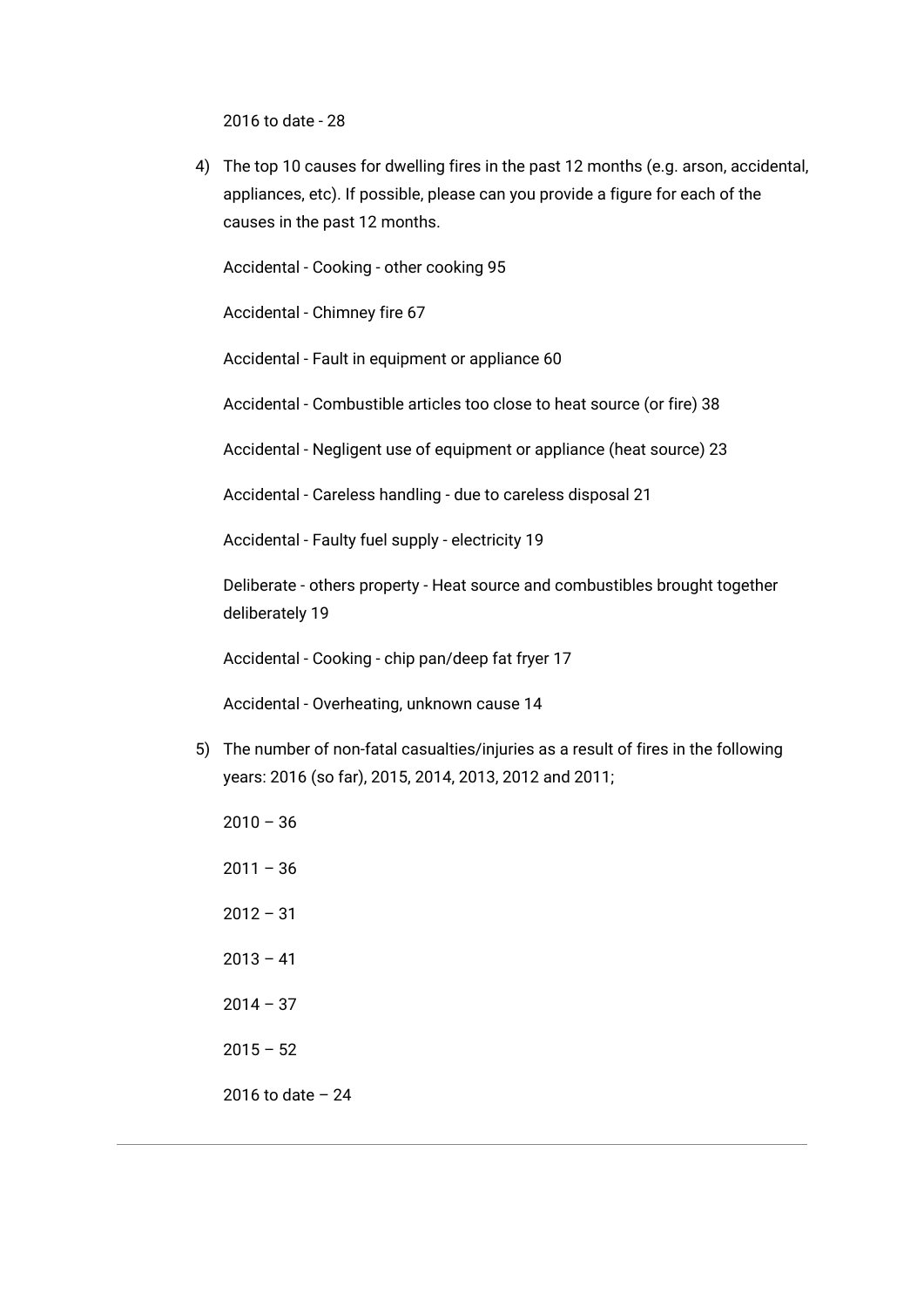2016 to date - 28

4) The top 10 causes for dwelling fires in the past 12 months (e.g. arson, accidental, appliances, etc). If possible, please can you provide a figure for each of the causes in the past 12 months.

   Accidental - Cooking - other cooking 95

   Accidental - Chimney fire 67

   Accidental - Fault in equipment or appliance 60

   Accidental - Combustible articles too close to heat source (or fire) 38

   Accidental - Negligent use of equipment or appliance (heat source) 23

   Accidental - Careless handling - due to careless disposal 21

   Accidental - Faulty fuel supply - electricity 19

   Deliberate - others property - Heat source and combustibles brought together deliberately 19

   Accidental - Cooking - chip pan/deep fat fryer 17

   Accidental - Overheating, unknown cause 14

5) The number of non-fatal casualties/injuries as a result of fires in the following years: 2016 (so far), 2015, 2014, 2013, 2012 and 2011;

   2010 – 36

   2011 – 36

   2012 – 31

   2013 – 41

   2014 – 37

   2015 – 52

   2016 to date – 24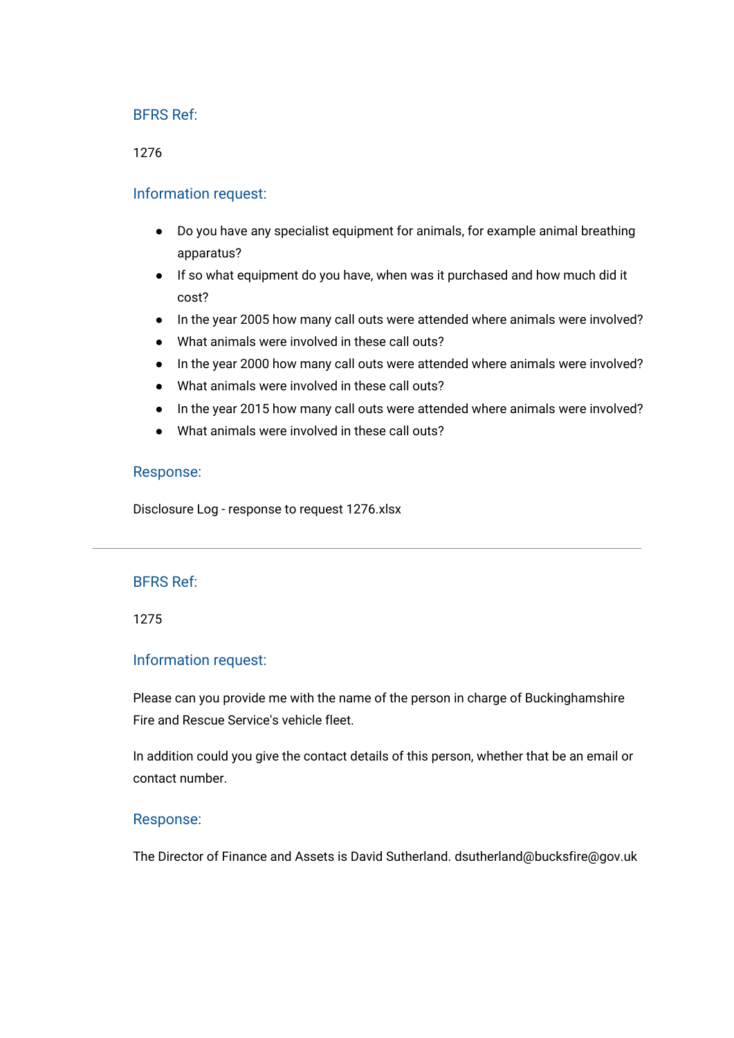### BFRS Ref:

1276

### Information request:

- Do you have any specialist equipment for animals, for example animal breathing apparatus?
- If so what equipment do you have, when was it purchased and how much did it cost?
- In the year 2005 how many call outs were attended where animals were involved?
- What animals were involved in these call outs?
- In the year 2000 how many call outs were attended where animals were involved?
- What animals were involved in these call outs?
- In the year 2015 how many call outs were attended where animals were involved?
- What animals were involved in these call outs?

### Response:

Disclosure Log - response to request 1276.xlsx

---

### BFRS Ref:

1275

### Information request:

Please can you provide me with the name of the person in charge of Buckinghamshire Fire and Rescue Service's vehicle fleet.

In addition could you give the contact details of this person, whether that be an email or contact number.

### Response:

The Director of Finance and Assets is David Sutherland. dsutherland@bucksfire@gov.uk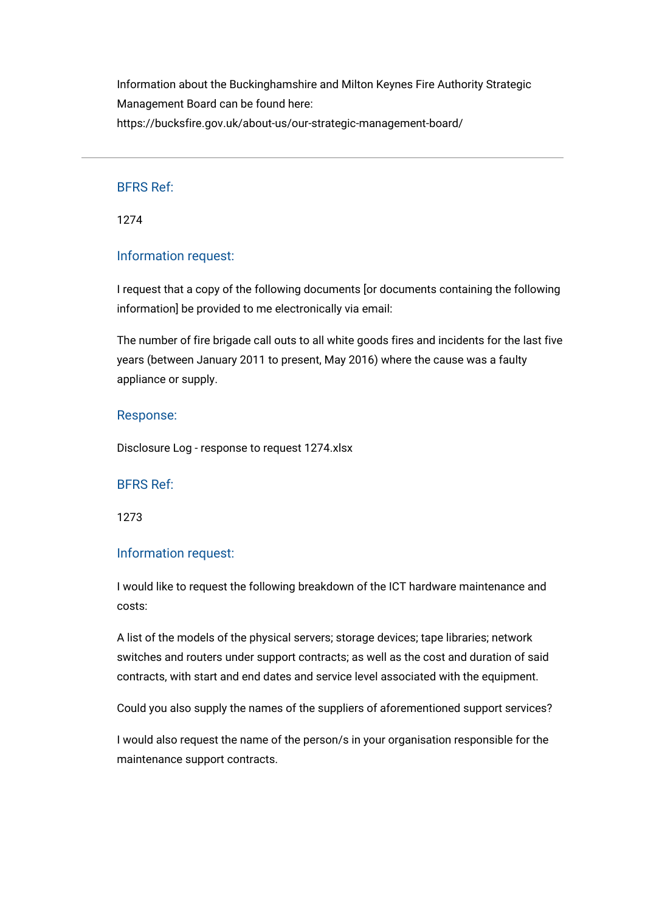Information about the Buckinghamshire and Milton Keynes Fire Authority Strategic Management Board can be found here: https://bucksfire.gov.uk/about-us/our-strategic-management-board/

---

### BFRS Ref:

1274

### Information request:

I request that a copy of the following documents [or documents containing the following information] be provided to me electronically via email:

The number of fire brigade call outs to all white goods fires and incidents for the last five years (between January 2011 to present, May 2016) where the cause was a faulty appliance or supply.

### Response:

Disclosure Log - response to request 1274.xlsx

### BFRS Ref:

1273

### Information request:

I would like to request the following breakdown of the ICT hardware maintenance and costs:

A list of the models of the physical servers; storage devices; tape libraries; network switches and routers under support contracts; as well as the cost and duration of said contracts, with start and end dates and service level associated with the equipment.

Could you also supply the names of the suppliers of aforementioned support services?

I would also request the name of the person/s in your organisation responsible for the maintenance support contracts.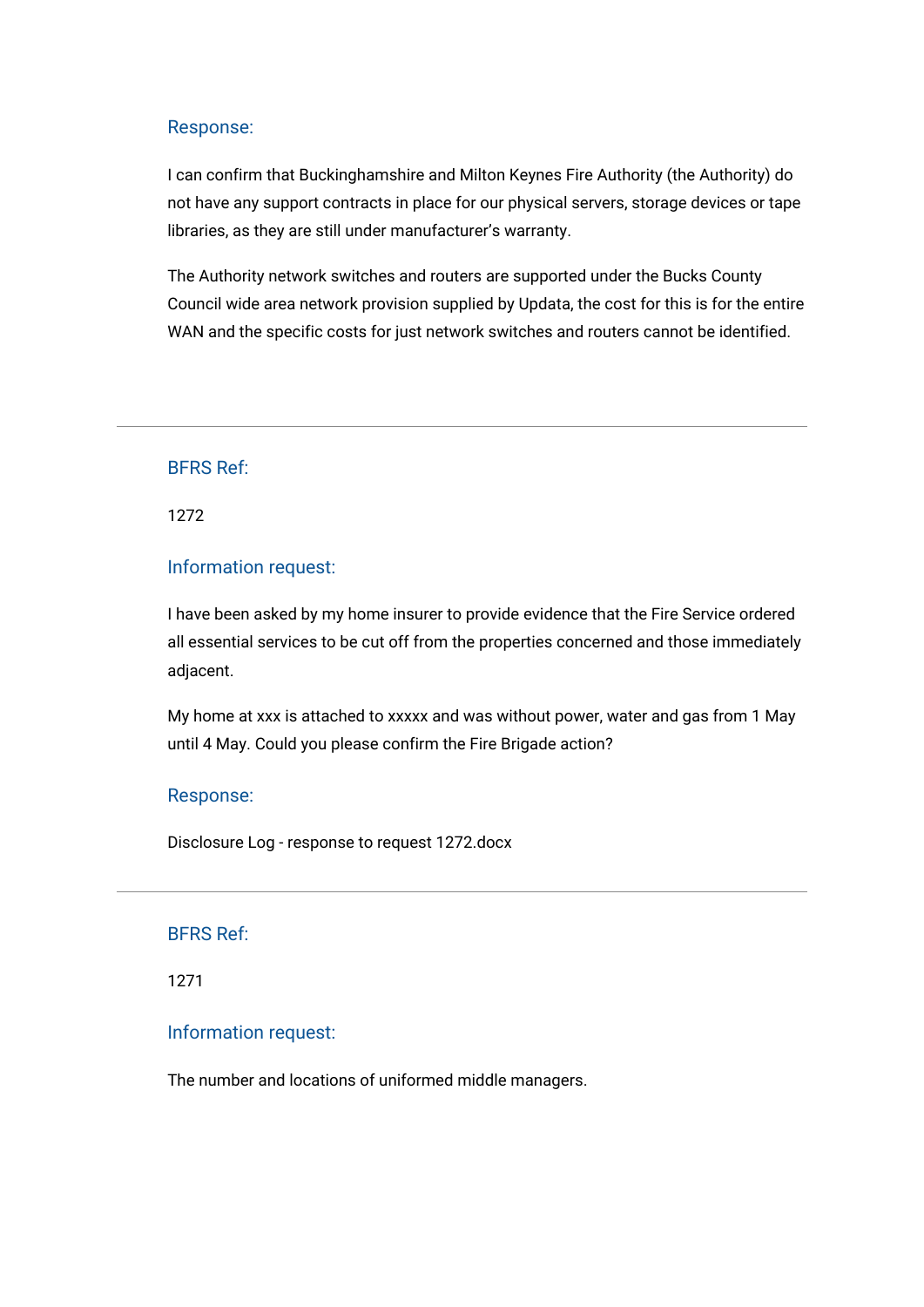### Response:

I can confirm that Buckinghamshire and Milton Keynes Fire Authority (the Authority) do not have any support contracts in place for our physical servers, storage devices or tape libraries, as they are still under manufacturer's warranty.

The Authority network switches and routers are supported under the Bucks County Council wide area network provision supplied by Updata, the cost for this is for the entire WAN and the specific costs for just network switches and routers cannot be identified.

---

### BFRS Ref:

1272

### Information request:

I have been asked by my home insurer to provide evidence that the Fire Service ordered all essential services to be cut off from the properties concerned and those immediately adjacent.

My home at xxx is attached to xxxxx and was without power, water and gas from 1 May until 4 May. Could you please confirm the Fire Brigade action?

### Response:

Disclosure Log - response to request 1272.docx

---

### BFRS Ref:

1271

### Information request:

The number and locations of uniformed middle managers.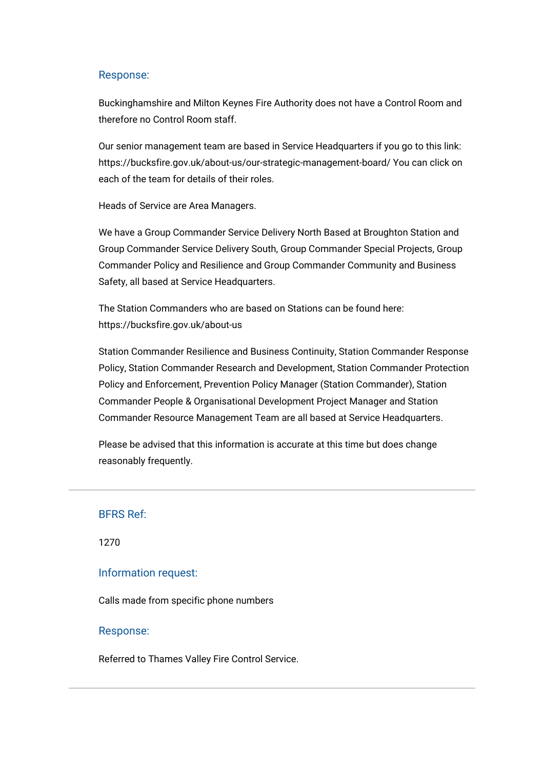### Response:

Buckinghamshire and Milton Keynes Fire Authority does not have a Control Room and therefore no Control Room staff.

Our senior management team are based in Service Headquarters if you go to this link: https://bucksfire.gov.uk/about-us/our-strategic-management-board/ You can click on each of the team for details of their roles.

Heads of Service are Area Managers.

We have a Group Commander Service Delivery North Based at Broughton Station and Group Commander Service Delivery South, Group Commander Special Projects, Group Commander Policy and Resilience and Group Commander Community and Business Safety, all based at Service Headquarters.

The Station Commanders who are based on Stations can be found here: https://bucksfire.gov.uk/about-us

Station Commander Resilience and Business Continuity, Station Commander Response Policy, Station Commander Research and Development, Station Commander Protection Policy and Enforcement, Prevention Policy Manager (Station Commander), Station Commander People & Organisational Development Project Manager and Station Commander Resource Management Team are all based at Service Headquarters.

Please be advised that this information is accurate at this time but does change reasonably frequently.

---

### BFRS Ref:

1270

### Information request:

Calls made from specific phone numbers

### Response:

Referred to Thames Valley Fire Control Service.

---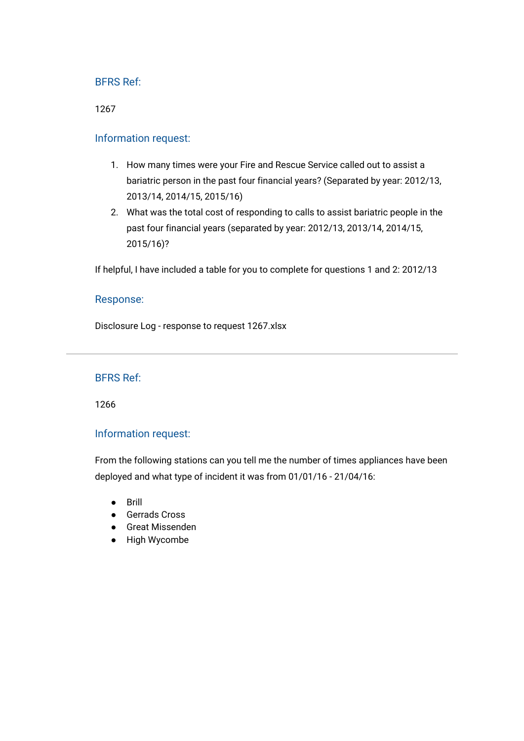### BFRS Ref:

1267

### Information request:

1. How many times were your Fire and Rescue Service called out to assist a bariatric person in the past four financial years? (Separated by year: 2012/13, 2013/14, 2014/15, 2015/16)
2. What was the total cost of responding to calls to assist bariatric people in the past four financial years (separated by year: 2012/13, 2013/14, 2014/15, 2015/16)?

If helpful, I have included a table for you to complete for questions 1 and 2: 2012/13

### Response:

Disclosure Log - response to request 1267.xlsx

---

### BFRS Ref:

1266

### Information request:

From the following stations can you tell me the number of times appliances have been deployed and what type of incident it was from 01/01/16 - 21/04/16:

- Brill
- Gerrads Cross
- Great Missenden
- High Wycombe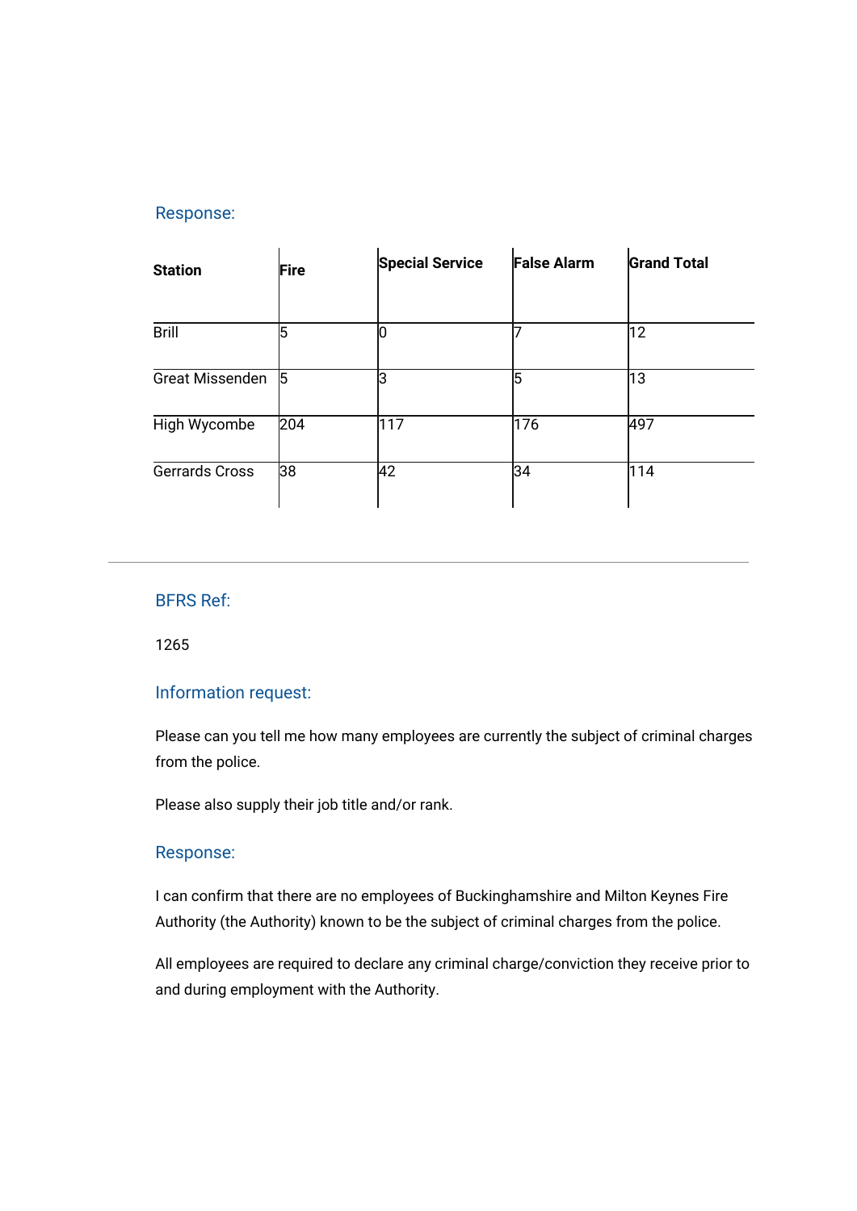### Response:

| Station | Fire | Special Service | False Alarm | Grand Total |
|---|---|---|---|---|
| Brill | 5 | 0 | 7 | 12 |
| Great Missenden | 5 | 3 | 5 | 13 |
| High Wycombe | 204 | 117 | 176 | 497 |
| Gerrards Cross | 38 | 42 | 34 | 114 |

---

### BFRS Ref:

1265

### Information request:

Please can you tell me how many employees are currently the subject of criminal charges from the police.

Please also supply their job title and/or rank.

### Response:

I can confirm that there are no employees of Buckinghamshire and Milton Keynes Fire Authority (the Authority) known to be the subject of criminal charges from the police.

All employees are required to declare any criminal charge/conviction they receive prior to and during employment with the Authority.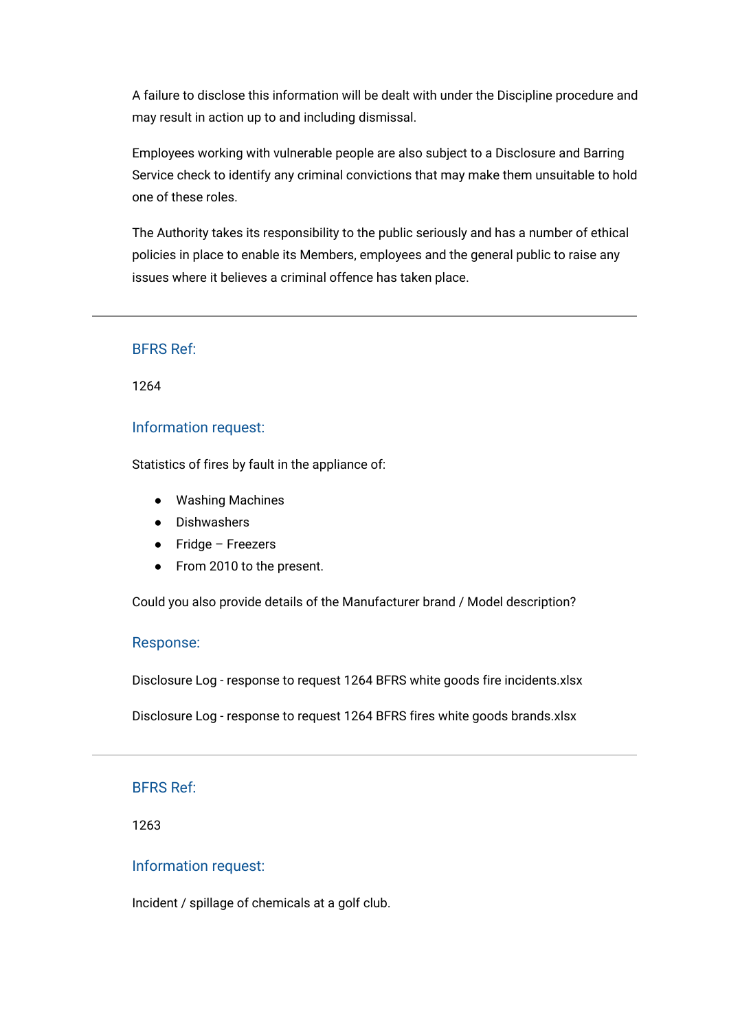A failure to disclose this information will be dealt with under the Discipline procedure and may result in action up to and including dismissal.

Employees working with vulnerable people are also subject to a Disclosure and Barring Service check to identify any criminal convictions that may make them unsuitable to hold one of these roles.

The Authority takes its responsibility to the public seriously and has a number of ethical policies in place to enable its Members, employees and the general public to raise any issues where it believes a criminal offence has taken place.

---

### BFRS Ref:

1264

### Information request:

Statistics of fires by fault in the appliance of:

- Washing Machines
- Dishwashers
- Fridge – Freezers
- From 2010 to the present.

Could you also provide details of the Manufacturer brand / Model description?

### Response:

Disclosure Log - response to request 1264 BFRS white goods fire incidents.xlsx

Disclosure Log - response to request 1264 BFRS fires white goods brands.xlsx

---

### BFRS Ref:

1263

### Information request:

Incident / spillage of chemicals at a golf club.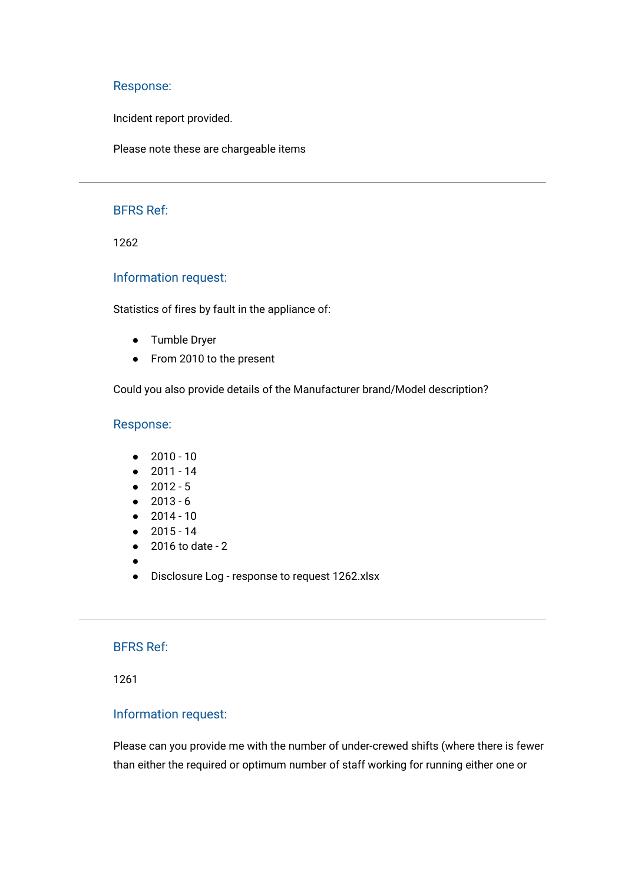### Response:

Incident report provided.

Please note these are chargeable items

---

### BFRS Ref:

1262

### Information request:

Statistics of fires by fault in the appliance of:

- Tumble Dryer
- From 2010 to the present

Could you also provide details of the Manufacturer brand/Model description?

### Response:

- 2010 - 10
- 2011 - 14
- 2012 - 5
- 2013 - 6
- 2014 - 10
- 2015 - 14
- 2016 to date - 2
- 
- Disclosure Log - response to request 1262.xlsx

---

### BFRS Ref:

1261

### Information request:

Please can you provide me with the number of under-crewed shifts (where there is fewer than either the required or optimum number of staff working for running either one or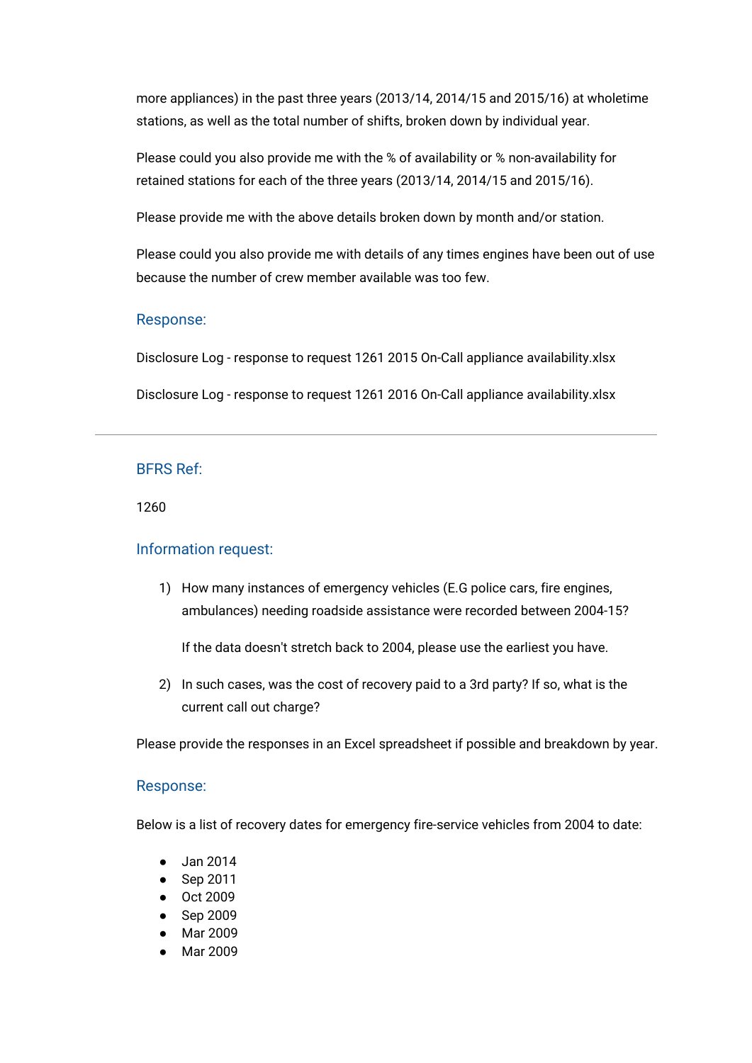more appliances) in the past three years (2013/14, 2014/15 and 2015/16) at wholetime stations, as well as the total number of shifts, broken down by individual year.

Please could you also provide me with the % of availability or % non-availability for retained stations for each of the three years (2013/14, 2014/15 and 2015/16).

Please provide me with the above details broken down by month and/or station.

Please could you also provide me with details of any times engines have been out of use because the number of crew member available was too few.

### Response:

Disclosure Log - response to request 1261 2015 On-Call appliance availability.xlsx

Disclosure Log - response to request 1261 2016 On-Call appliance availability.xlsx

---

### BFRS Ref:

1260

### Information request:

1) How many instances of emergency vehicles (E.G police cars, fire engines, ambulances) needing roadside assistance were recorded between 2004-15?

   If the data doesn't stretch back to 2004, please use the earliest you have.

2) In such cases, was the cost of recovery paid to a 3rd party? If so, what is the current call out charge?

Please provide the responses in an Excel spreadsheet if possible and breakdown by year.

### Response:

Below is a list of recovery dates for emergency fire-service vehicles from 2004 to date:

- Jan 2014
- Sep 2011
- Oct 2009
- Sep 2009
- Mar 2009
- Mar 2009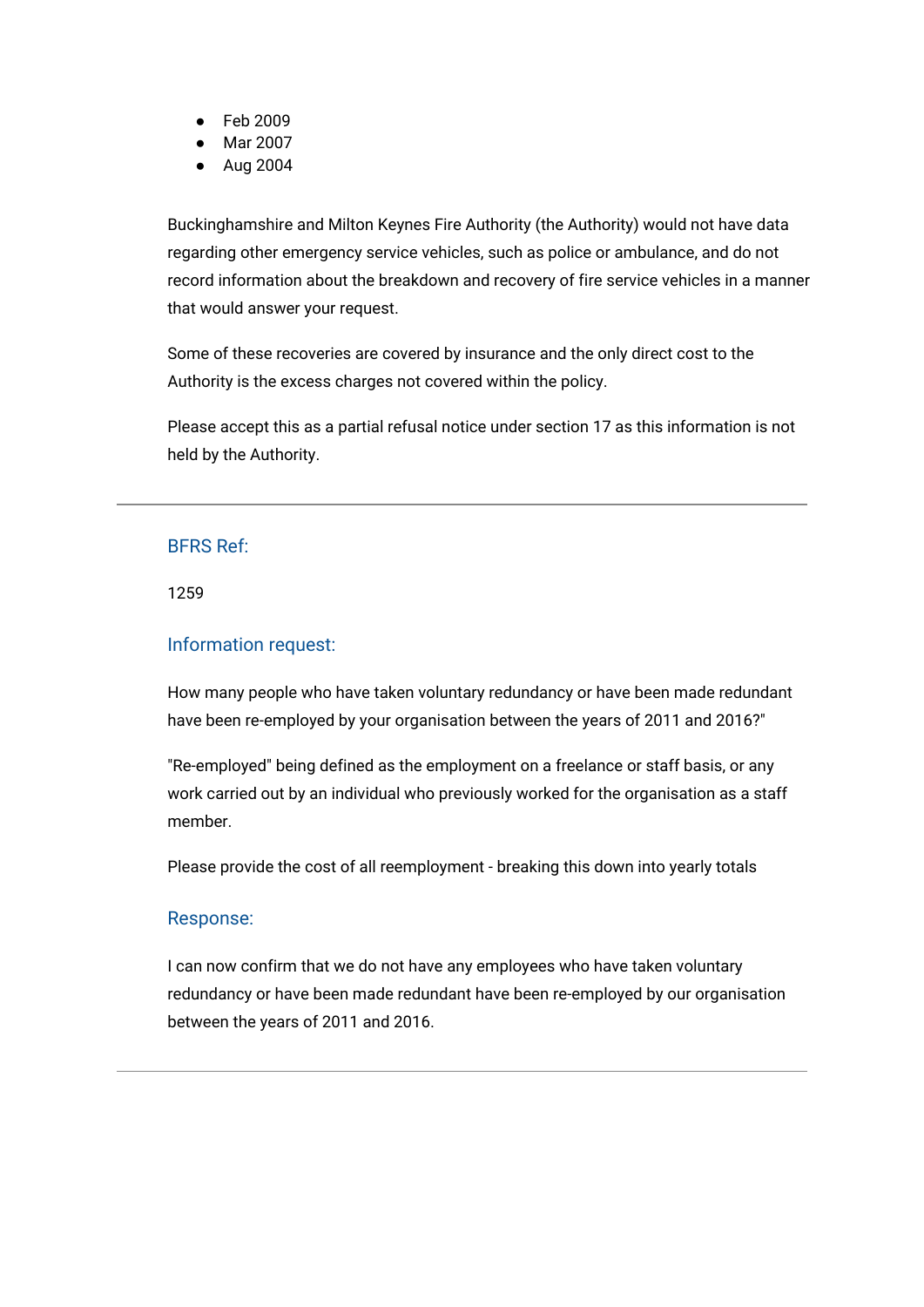- Feb 2009
- Mar 2007
- Aug 2004

Buckinghamshire and Milton Keynes Fire Authority (the Authority) would not have data regarding other emergency service vehicles, such as police or ambulance, and do not record information about the breakdown and recovery of fire service vehicles in a manner that would answer your request.

Some of these recoveries are covered by insurance and the only direct cost to the Authority is the excess charges not covered within the policy.

Please accept this as a partial refusal notice under section 17 as this information is not held by the Authority.

---

### BFRS Ref:

1259

### Information request:

How many people who have taken voluntary redundancy or have been made redundant have been re-employed by your organisation between the years of 2011 and 2016?"

"Re-employed" being defined as the employment on a freelance or staff basis, or any work carried out by an individual who previously worked for the organisation as a staff member.

Please provide the cost of all reemployment - breaking this down into yearly totals

### Response:

I can now confirm that we do not have any employees who have taken voluntary redundancy or have been made redundant have been re-employed by our organisation between the years of 2011 and 2016.

---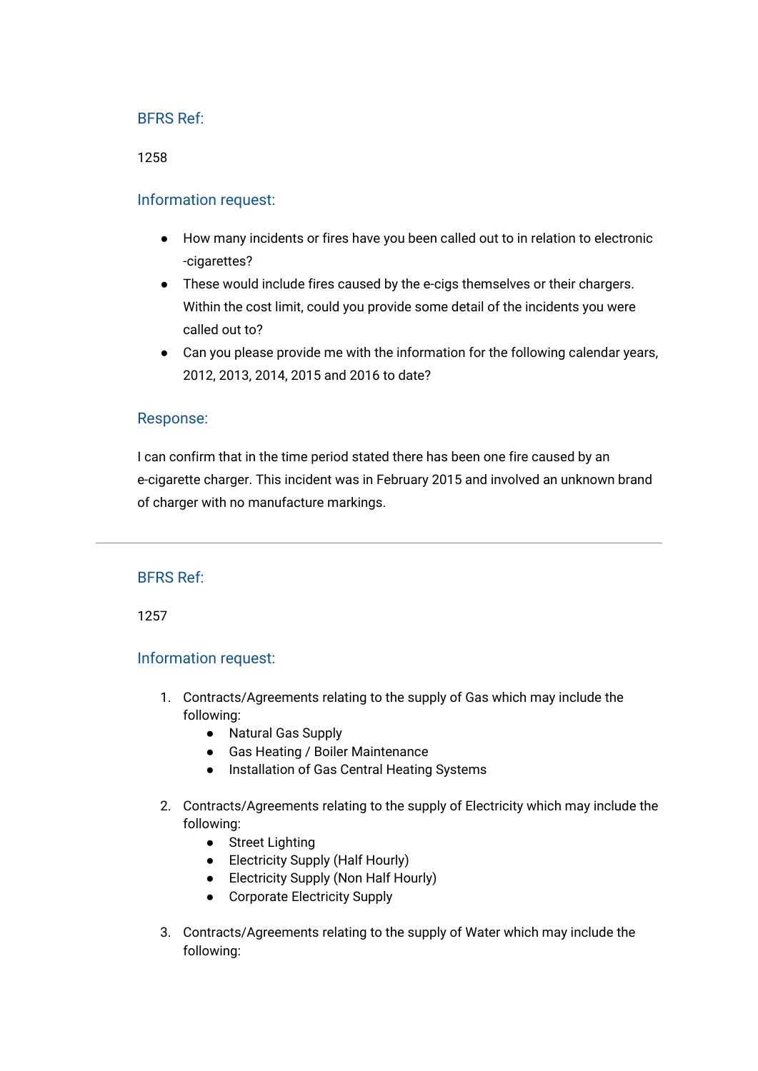### BFRS Ref:

1258

### Information request:

- How many incidents or fires have you been called out to in relation to electronic -cigarettes?
- These would include fires caused by the e-cigs themselves or their chargers. Within the cost limit, could you provide some detail of the incidents you were called out to?
- Can you please provide me with the information for the following calendar years, 2012, 2013, 2014, 2015 and 2016 to date?

### Response:

I can confirm that in the time period stated there has been one fire caused by an e-cigarette charger. This incident was in February 2015 and involved an unknown brand of charger with no manufacture markings.

---

### BFRS Ref:

1257

### Information request:

1. Contracts/Agreements relating to the supply of Gas which may include the following:
    - Natural Gas Supply
    - Gas Heating / Boiler Maintenance
    - Installation of Gas Central Heating Systems

2. Contracts/Agreements relating to the supply of Electricity which may include the following:
    - Street Lighting
    - Electricity Supply (Half Hourly)
    - Electricity Supply (Non Half Hourly)
    - Corporate Electricity Supply

3. Contracts/Agreements relating to the supply of Water which may include the following: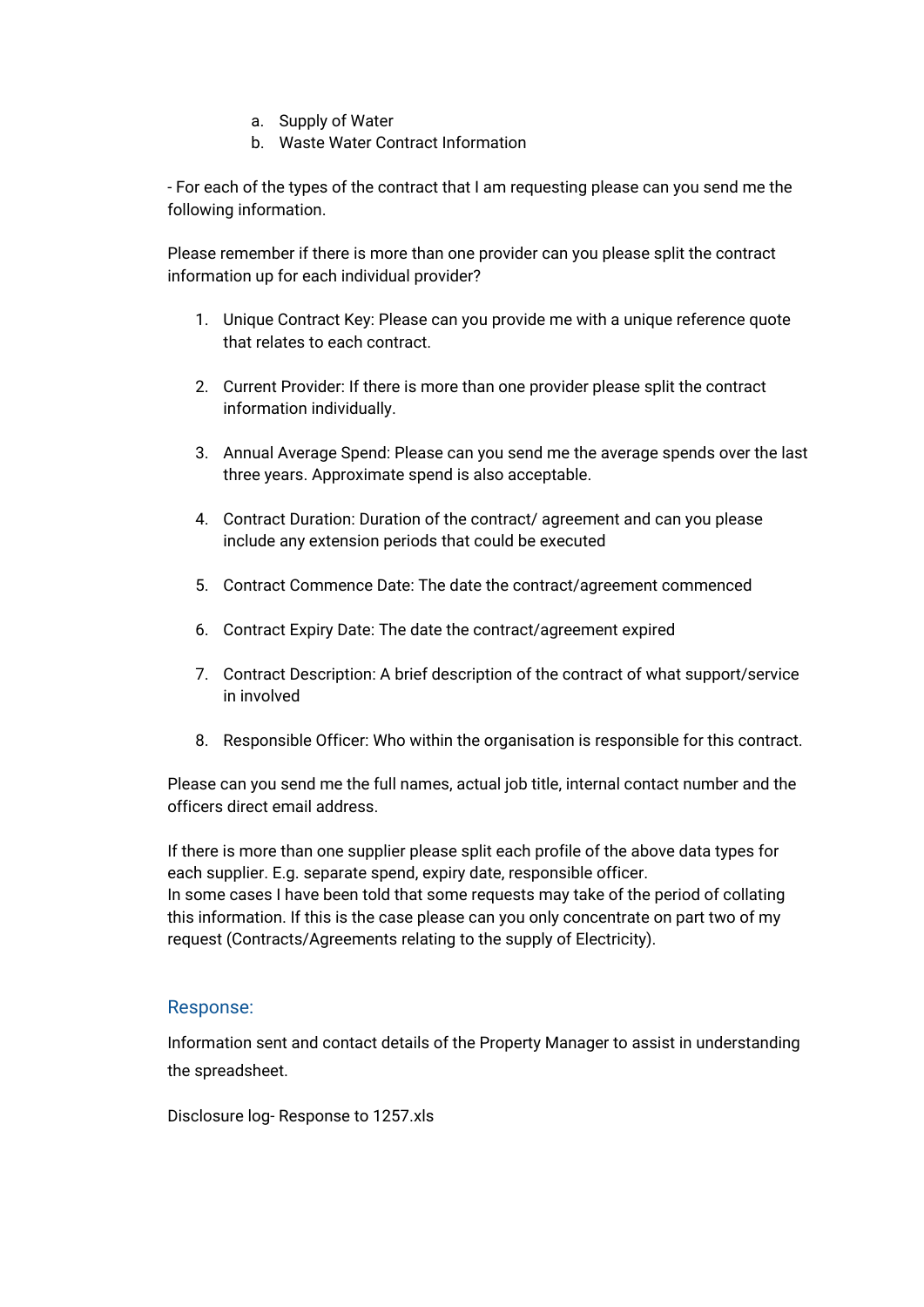a. Supply of Water
b. Waste Water Contract Information

- For each of the types of the contract that I am requesting please can you send me the following information.

Please remember if there is more than one provider can you please split the contract information up for each individual provider?

1. Unique Contract Key: Please can you provide me with a unique reference quote that relates to each contract.

2. Current Provider: If there is more than one provider please split the contract information individually.

3. Annual Average Spend: Please can you send me the average spends over the last three years. Approximate spend is also acceptable.

4. Contract Duration: Duration of the contract/ agreement and can you please include any extension periods that could be executed

5. Contract Commence Date: The date the contract/agreement commenced

6. Contract Expiry Date: The date the contract/agreement expired

7. Contract Description: A brief description of the contract of what support/service in involved

8. Responsible Officer: Who within the organisation is responsible for this contract.

Please can you send me the full names, actual job title, internal contact number and the officers direct email address.

If there is more than one supplier please split each profile of the above data types for each supplier. E.g. separate spend, expiry date, responsible officer.
In some cases I have been told that some requests may take of the period of collating this information. If this is the case please can you only concentrate on part two of my request (Contracts/Agreements relating to the supply of Electricity).

## Response:

Information sent and contact details of the Property Manager to assist in understanding the spreadsheet.

Disclosure log- Response to 1257.xls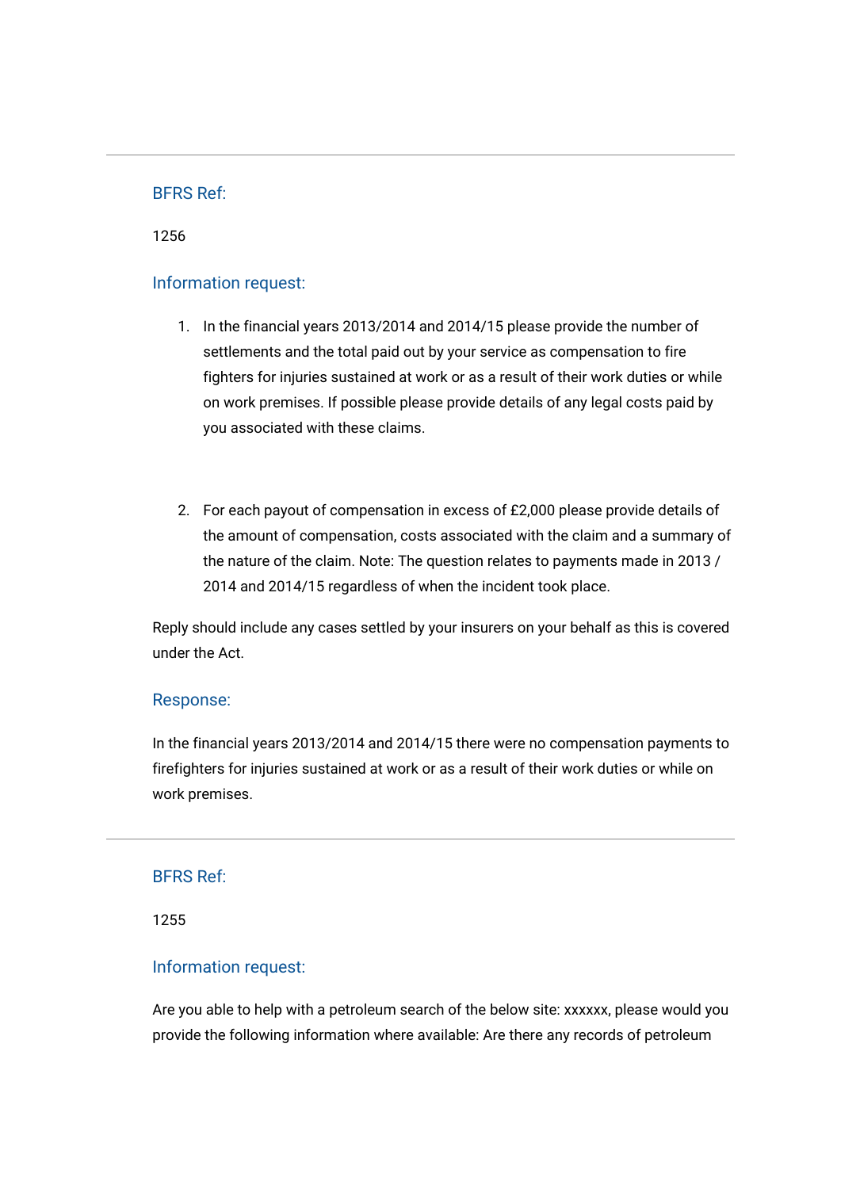---

### BFRS Ref:

1256

### Information request:

1. In the financial years 2013/2014 and 2014/15 please provide the number of settlements and the total paid out by your service as compensation to fire fighters for injuries sustained at work or as a result of their work duties or while on work premises. If possible please provide details of any legal costs paid by you associated with these claims.

2. For each payout of compensation in excess of £2,000 please provide details of the amount of compensation, costs associated with the claim and a summary of the nature of the claim. Note: The question relates to payments made in 2013 / 2014 and 2014/15 regardless of when the incident took place.

Reply should include any cases settled by your insurers on your behalf as this is covered under the Act.

### Response:

In the financial years 2013/2014 and 2014/15 there were no compensation payments to firefighters for injuries sustained at work or as a result of their work duties or while on work premises.

---

### BFRS Ref:

1255

### Information request:

Are you able to help with a petroleum search of the below site: xxxxxx, please would you provide the following information where available: Are there any records of petroleum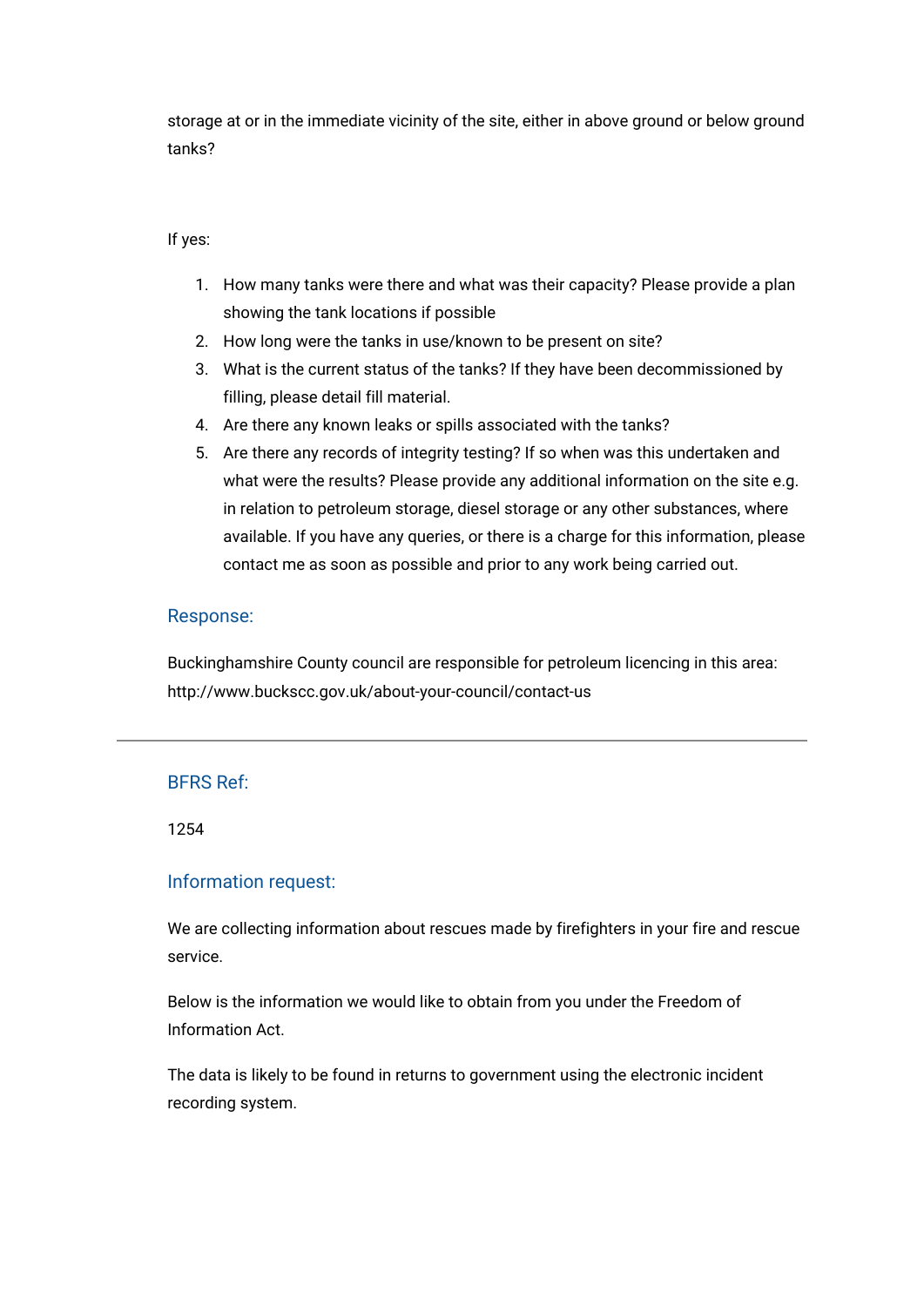storage at or in the immediate vicinity of the site, either in above ground or below ground tanks?

If yes:

1. How many tanks were there and what was their capacity? Please provide a plan showing the tank locations if possible
2. How long were the tanks in use/known to be present on site?
3. What is the current status of the tanks? If they have been decommissioned by filling, please detail fill material.
4. Are there any known leaks or spills associated with the tanks?
5. Are there any records of integrity testing? If so when was this undertaken and what were the results? Please provide any additional information on the site e.g. in relation to petroleum storage, diesel storage or any other substances, where available. If you have any queries, or there is a charge for this information, please contact me as soon as possible and prior to any work being carried out.

### Response:

Buckinghamshire County council are responsible for petroleum licencing in this area: http://www.buckscc.gov.uk/about-your-council/contact-us

---

### BFRS Ref:

1254

### Information request:

We are collecting information about rescues made by firefighters in your fire and rescue service.

Below is the information we would like to obtain from you under the Freedom of Information Act.

The data is likely to be found in returns to government using the electronic incident recording system.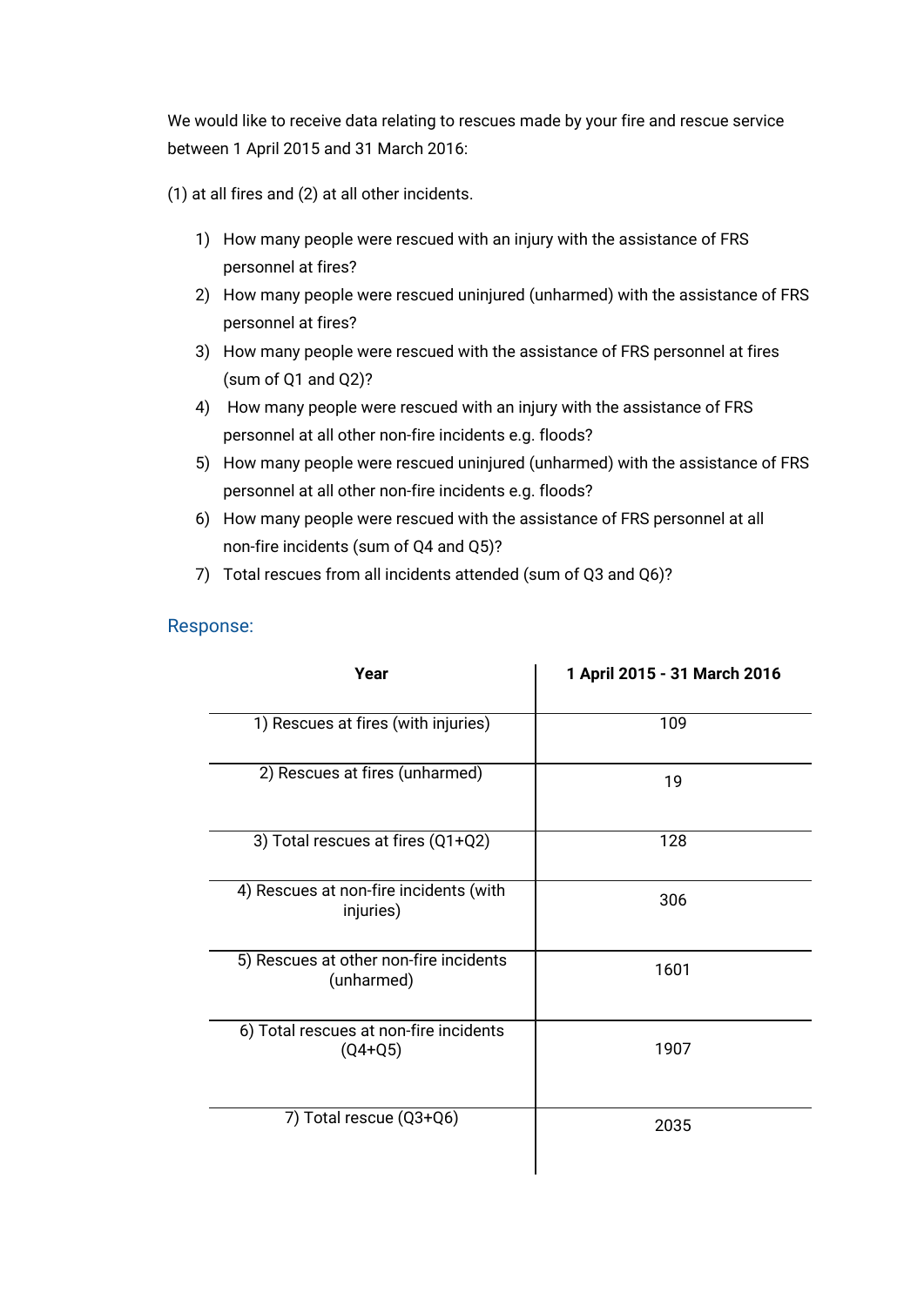We would like to receive data relating to rescues made by your fire and rescue service between 1 April 2015 and 31 March 2016:

(1) at all fires and (2) at all other incidents.

1) How many people were rescued with an injury with the assistance of FRS personnel at fires?
2) How many people were rescued uninjured (unharmed) with the assistance of FRS personnel at fires?
3) How many people were rescued with the assistance of FRS personnel at fires (sum of Q1 and Q2)?
4) How many people were rescued with an injury with the assistance of FRS personnel at all other non-fire incidents e.g. floods?
5) How many people were rescued uninjured (unharmed) with the assistance of FRS personnel at all other non-fire incidents e.g. floods?
6) How many people were rescued with the assistance of FRS personnel at all non-fire incidents (sum of Q4 and Q5)?
7) Total rescues from all incidents attended (sum of Q3 and Q6)?

## Response:

| Year | 1 April 2015 - 31 March 2016 |
|---|---|
| 1) Rescues at fires (with injuries) | 109 |
| 2) Rescues at fires (unharmed) | 19 |
| 3) Total rescues at fires (Q1+Q2) | 128 |
| 4) Rescues at non-fire incidents (with injuries) | 306 |
| 5) Rescues at other non-fire incidents (unharmed) | 1601 |
| 6) Total rescues at non-fire incidents (Q4+Q5) | 1907 |
| 7) Total rescue (Q3+Q6) | 2035 |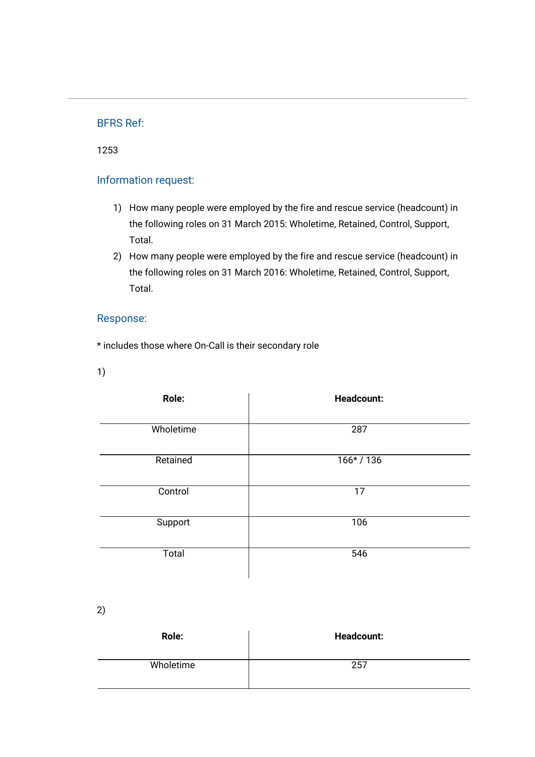## BFRS Ref:

1253

## Information request:

1) How many people were employed by the fire and rescue service (headcount) in the following roles on 31 March 2015: Wholetime, Retained, Control, Support, Total.
2) How many people were employed by the fire and rescue service (headcount) in the following roles on 31 March 2016: Wholetime, Retained, Control, Support, Total.

## Response:

* includes those where On-Call is their secondary role

1)

| Role: | Headcount: |
|---|---|
| Wholetime | 287 |
| Retained | 166* / 136 |
| Control | 17 |
| Support | 106 |
| Total | 546 |

2)

| Role: | Headcount: |
|---|---|
| Wholetime | 257 |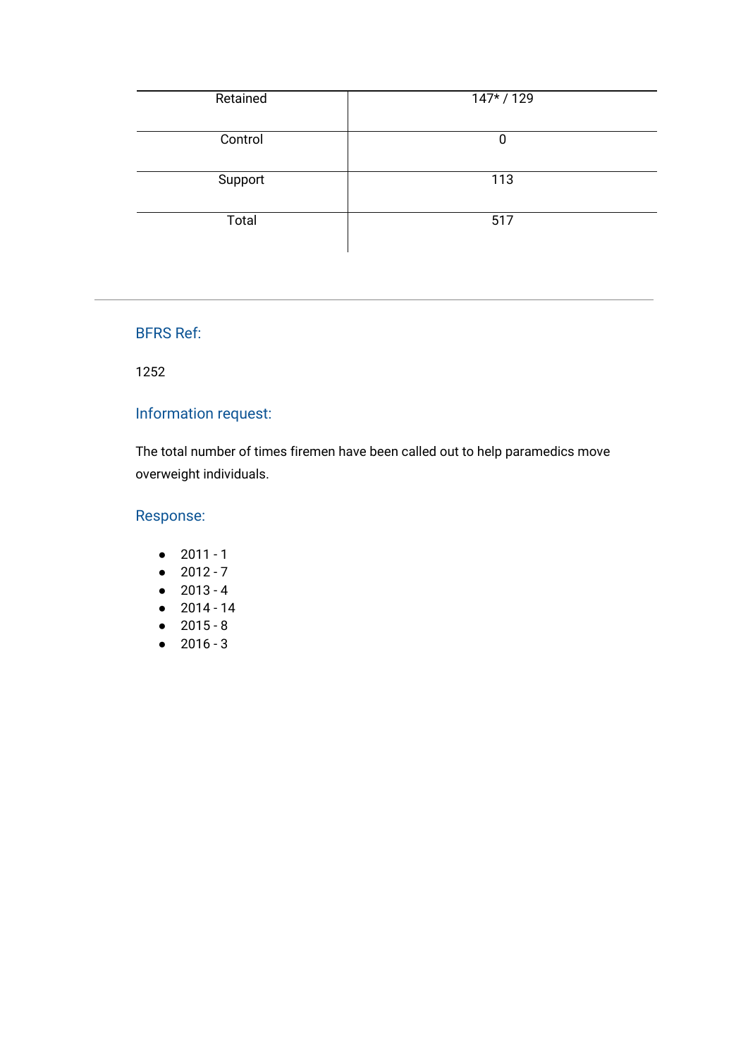| | |
|---|---|
| Retained | 147* / 129 |
| Control | 0 |
| Support | 113 |
| Total | 517 |

---

### BFRS Ref:

1252

### Information request:

The total number of times firemen have been called out to help paramedics move overweight individuals.

### Response:

- 2011 - 1
- 2012 - 7
- 2013 - 4
- 2014 - 14
- 2015 - 8
- 2016 - 3